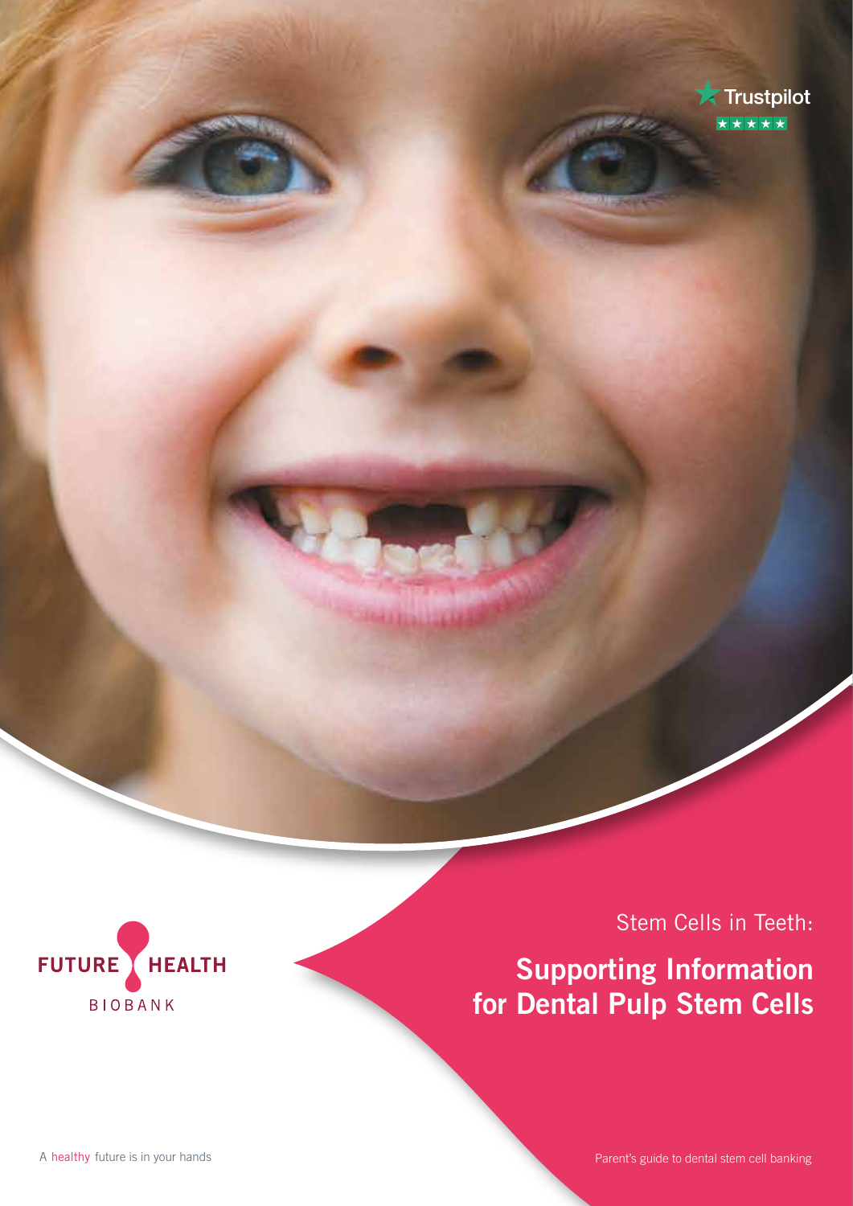Trustpilot

FUTURE HEALTH
BIOBANK

Stem Cells in Teeth:

# Supporting Information for Dental Pulp Stem Cells

A healthy future is in your hands

Parent's guide to dental stem cell banking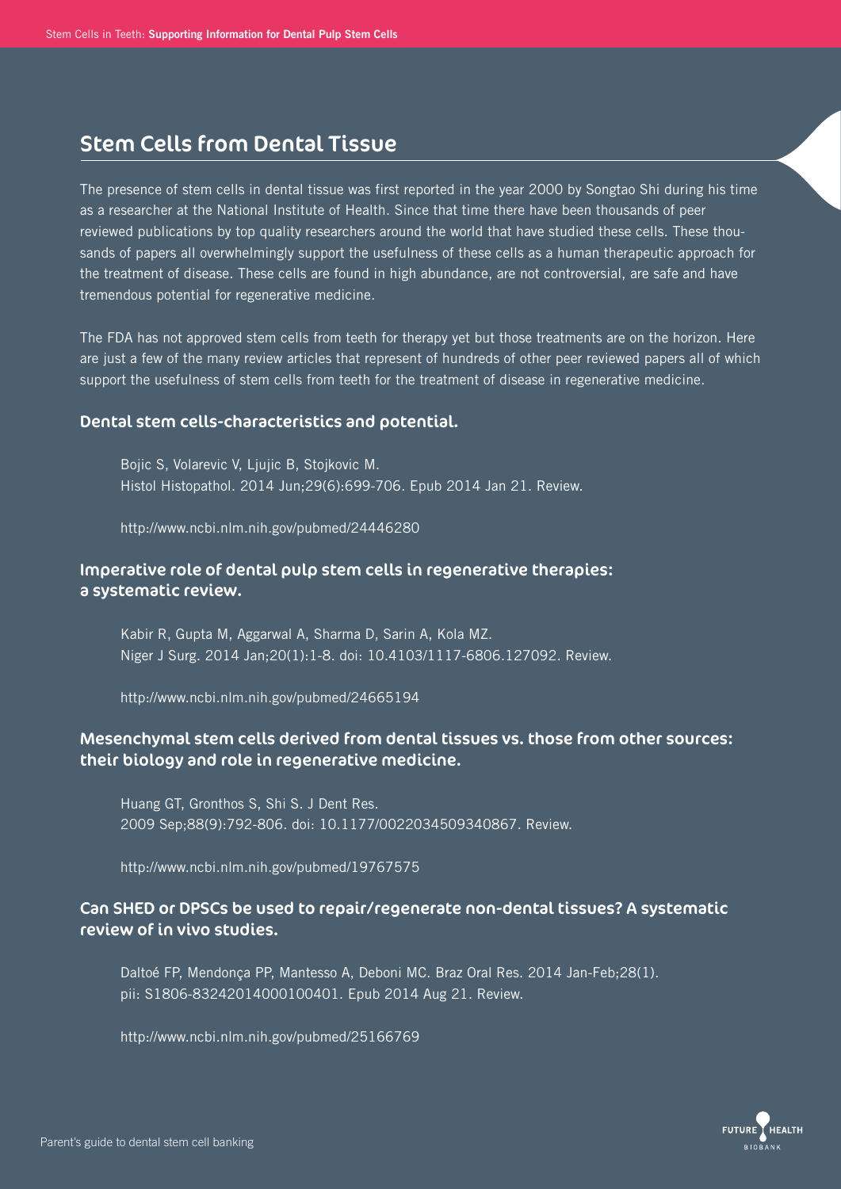## Stem Cells from Dental Tissue

The presence of stem cells in dental tissue was first reported in the year 2000 by Songtao Shi during his time as a researcher at the National Institute of Health. Since that time there have been thousands of peer reviewed publications by top quality researchers around the world that have studied these cells. These thousands of papers all overwhelmingly support the usefulness of these cells as a human therapeutic approach for the treatment of disease. These cells are found in high abundance, are not controversial, are safe and have tremendous potential for regenerative medicine.

The FDA has not approved stem cells from teeth for therapy yet but those treatments are on the horizon. Here are just a few of the many review articles that represent of hundreds of other peer reviewed papers all of which support the usefulness of stem cells from teeth for the treatment of disease in regenerative medicine.

### Dental stem cells-characteristics and potential.

Bojic S, Volarevic V, Ljujic B, Stojkovic M.
Histol Histopathol. 2014 Jun;29(6):699-706. Epub 2014 Jan 21. Review.

http://www.ncbi.nlm.nih.gov/pubmed/24446280

### Imperative role of dental pulp stem cells in regenerative therapies: a systematic review.

Kabir R, Gupta M, Aggarwal A, Sharma D, Sarin A, Kola MZ.
Niger J Surg. 2014 Jan;20(1):1-8. doi: 10.4103/1117-6806.127092. Review.

http://www.ncbi.nlm.nih.gov/pubmed/24665194

### Mesenchymal stem cells derived from dental tissues vs. those from other sources: their biology and role in regenerative medicine.

Huang GT, Gronthos S, Shi S. J Dent Res.
2009 Sep;88(9):792-806. doi: 10.1177/0022034509340867. Review.

http://www.ncbi.nlm.nih.gov/pubmed/19767575

### Can SHED or DPSCs be used to repair/regenerate non-dental tissues? A systematic review of in vivo studies.

Daltoé FP, Mendonça PP, Mantesso A, Deboni MC. Braz Oral Res. 2014 Jan-Feb;28(1).
pii: S1806-83242014000100401. Epub 2014 Aug 21. Review.

http://www.ncbi.nlm.nih.gov/pubmed/25166769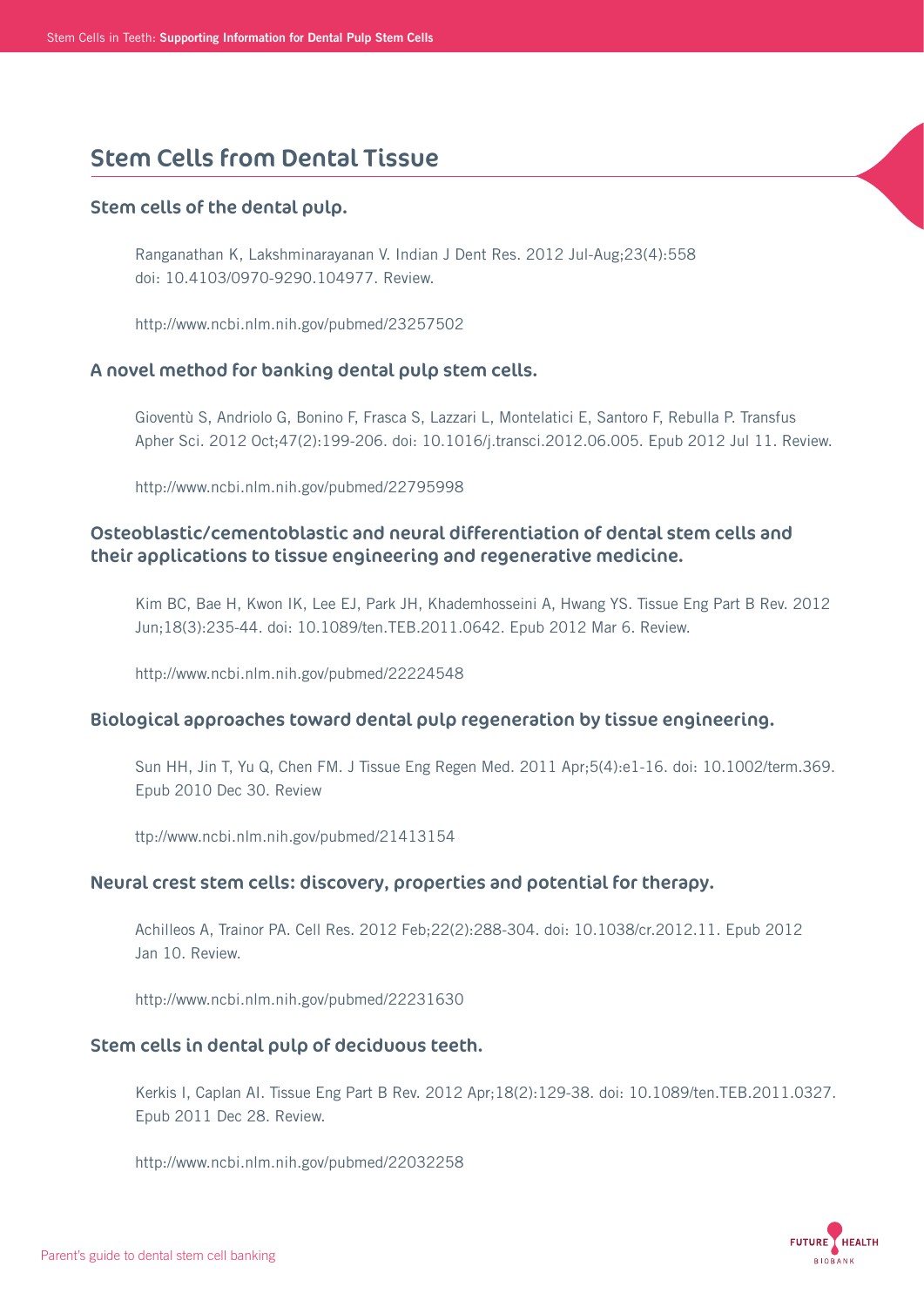# Stem Cells from Dental Tissue

### Stem cells of the dental pulp.

Ranganathan K, Lakshminarayanan V. Indian J Dent Res. 2012 Jul-Aug;23(4):558
doi: 10.4103/0970-9290.104977. Review.

http://www.ncbi.nlm.nih.gov/pubmed/23257502

### A novel method for banking dental pulp stem cells.

Gioventù S, Andriolo G, Bonino F, Frasca S, Lazzari L, Montelatici E, Santoro F, Rebulla P. Transfus Apher Sci. 2012 Oct;47(2):199-206. doi: 10.1016/j.transci.2012.06.005. Epub 2012 Jul 11. Review.

http://www.ncbi.nlm.nih.gov/pubmed/22795998

### Osteoblastic/cementoblastic and neural differentiation of dental stem cells and their applications to tissue engineering and regenerative medicine.

Kim BC, Bae H, Kwon IK, Lee EJ, Park JH, Khademhosseini A, Hwang YS. Tissue Eng Part B Rev. 2012 Jun;18(3):235-44. doi: 10.1089/ten.TEB.2011.0642. Epub 2012 Mar 6. Review.

http://www.ncbi.nlm.nih.gov/pubmed/22224548

### Biological approaches toward dental pulp regeneration by tissue engineering.

Sun HH, Jin T, Yu Q, Chen FM. J Tissue Eng Regen Med. 2011 Apr;5(4):e1-16. doi: 10.1002/term.369. Epub 2010 Dec 30. Review

ttp://www.ncbi.nlm.nih.gov/pubmed/21413154

### Neural crest stem cells: discovery, properties and potential for therapy.

Achilleos A, Trainor PA. Cell Res. 2012 Feb;22(2):288-304. doi: 10.1038/cr.2012.11. Epub 2012 Jan 10. Review.

http://www.ncbi.nlm.nih.gov/pubmed/22231630

### Stem cells in dental pulp of deciduous teeth.

Kerkis I, Caplan AI. Tissue Eng Part B Rev. 2012 Apr;18(2):129-38. doi: 10.1089/ten.TEB.2011.0327. Epub 2011 Dec 28. Review.

http://www.ncbi.nlm.nih.gov/pubmed/22032258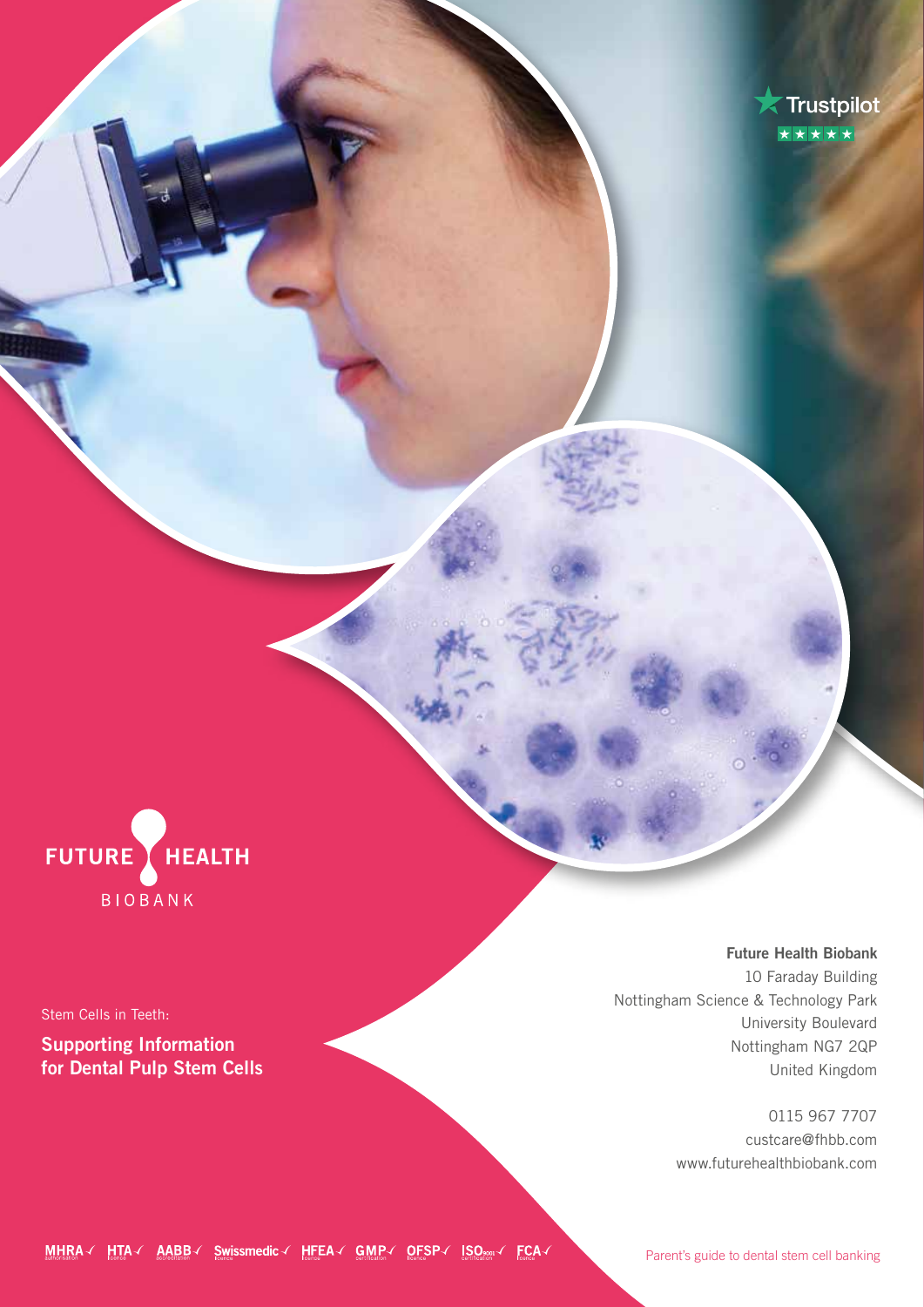Trustpilot

FUTURE HEALTH

BIOBANK

Stem Cells in Teeth:

**Supporting Information for Dental Pulp Stem Cells**

**Future Health Biobank**

10 Faraday Building
Nottingham Science & Technology Park
University Boulevard
Nottingham NG7 2QP
United Kingdom

0115 967 7707
custcare@fhbb.com
www.futurehealthbiobank.com

MHRA ✓ HTA ✓ AABB ✓ Swissmedic ✓ HFEA ✓ GMP ✓ OFSP ✓ ISO ✓ FCA ✓

Parent's guide to dental stem cell banking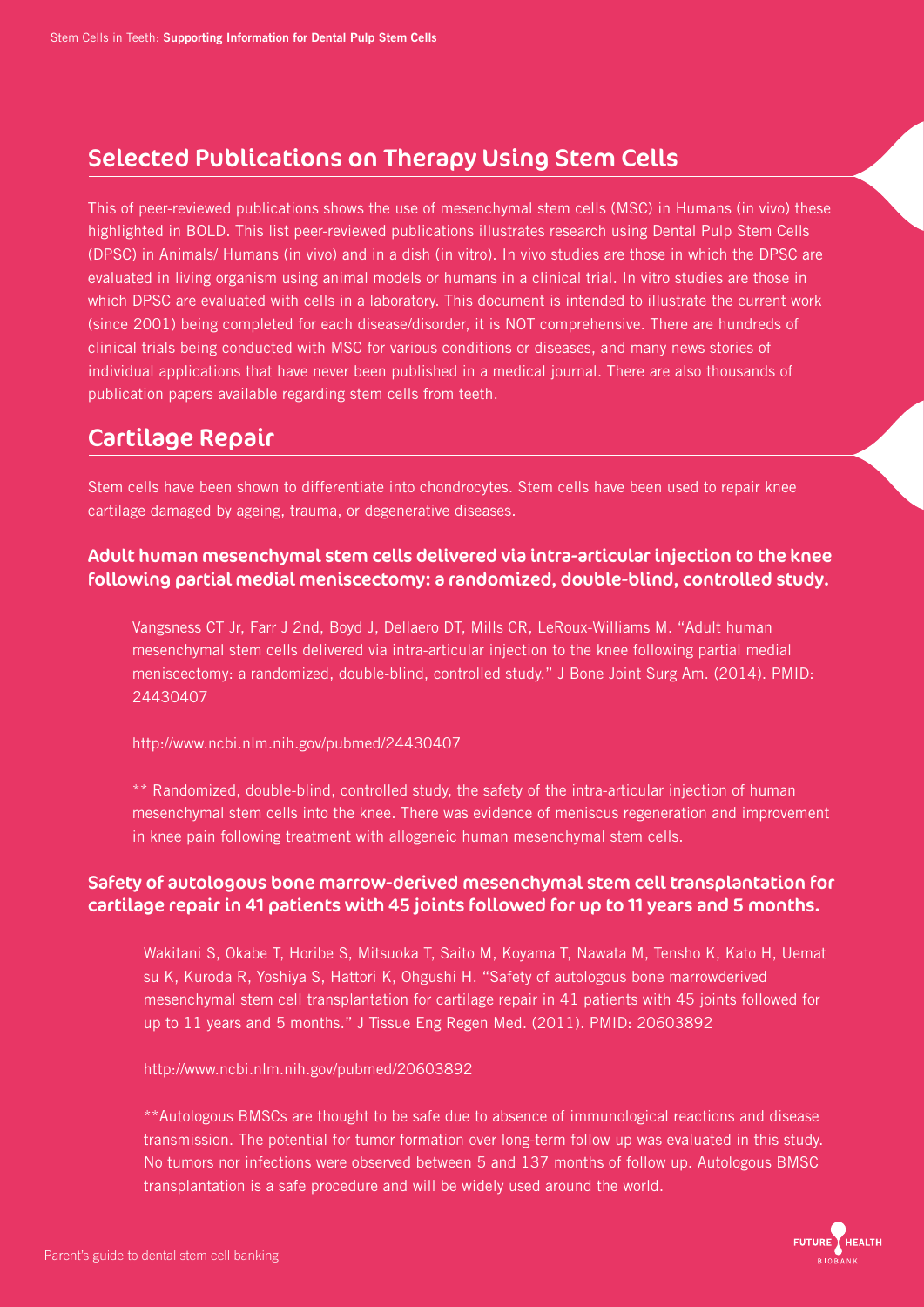## Selected Publications on Therapy Using Stem Cells

This of peer-reviewed publications shows the use of mesenchymal stem cells (MSC) in Humans (in vivo) these highlighted in BOLD. This list peer-reviewed publications illustrates research using Dental Pulp Stem Cells (DPSC) in Animals/ Humans (in vivo) and in a dish (in vitro). In vivo studies are those in which the DPSC are evaluated in living organism using animal models or humans in a clinical trial. In vitro studies are those in which DPSC are evaluated with cells in a laboratory. This document is intended to illustrate the current work (since 2001) being completed for each disease/disorder, it is NOT comprehensive. There are hundreds of clinical trials being conducted with MSC for various conditions or diseases, and many news stories of individual applications that have never been published in a medical journal. There are also thousands of publication papers available regarding stem cells from teeth.

## Cartilage Repair

Stem cells have been shown to differentiate into chondrocytes. Stem cells have been used to repair knee cartilage damaged by ageing, trauma, or degenerative diseases.

### Adult human mesenchymal stem cells delivered via intra-articular injection to the knee following partial medial meniscectomy: a randomized, double-blind, controlled study.

Vangsness CT Jr, Farr J 2nd, Boyd J, Dellaero DT, Mills CR, LeRoux-Williams M. "Adult human mesenchymal stem cells delivered via intra-articular injection to the knee following partial medial meniscectomy: a randomized, double-blind, controlled study." J Bone Joint Surg Am. (2014). PMID: 24430407

http://www.ncbi.nlm.nih.gov/pubmed/24430407

** Randomized, double-blind, controlled study, the safety of the intra-articular injection of human mesenchymal stem cells into the knee. There was evidence of meniscus regeneration and improvement in knee pain following treatment with allogeneic human mesenchymal stem cells.

### Safety of autologous bone marrow-derived mesenchymal stem cell transplantation for cartilage repair in 41 patients with 45 joints followed for up to 11 years and 5 months.

Wakitani S, Okabe T, Horibe S, Mitsuoka T, Saito M, Koyama T, Nawata M, Tensho K, Kato H, Uemat su K, Kuroda R, Yoshiya S, Hattori K, Ohgushi H. "Safety of autologous bone marrowderived mesenchymal stem cell transplantation for cartilage repair in 41 patients with 45 joints followed for up to 11 years and 5 months." J Tissue Eng Regen Med. (2011). PMID: 20603892

http://www.ncbi.nlm.nih.gov/pubmed/20603892

**Autologous BMSCs are thought to be safe due to absence of immunological reactions and disease transmission. The potential for tumor formation over long-term follow up was evaluated in this study. No tumors nor infections were observed between 5 and 137 months of follow up. Autologous BMSC transplantation is a safe procedure and will be widely used around the world.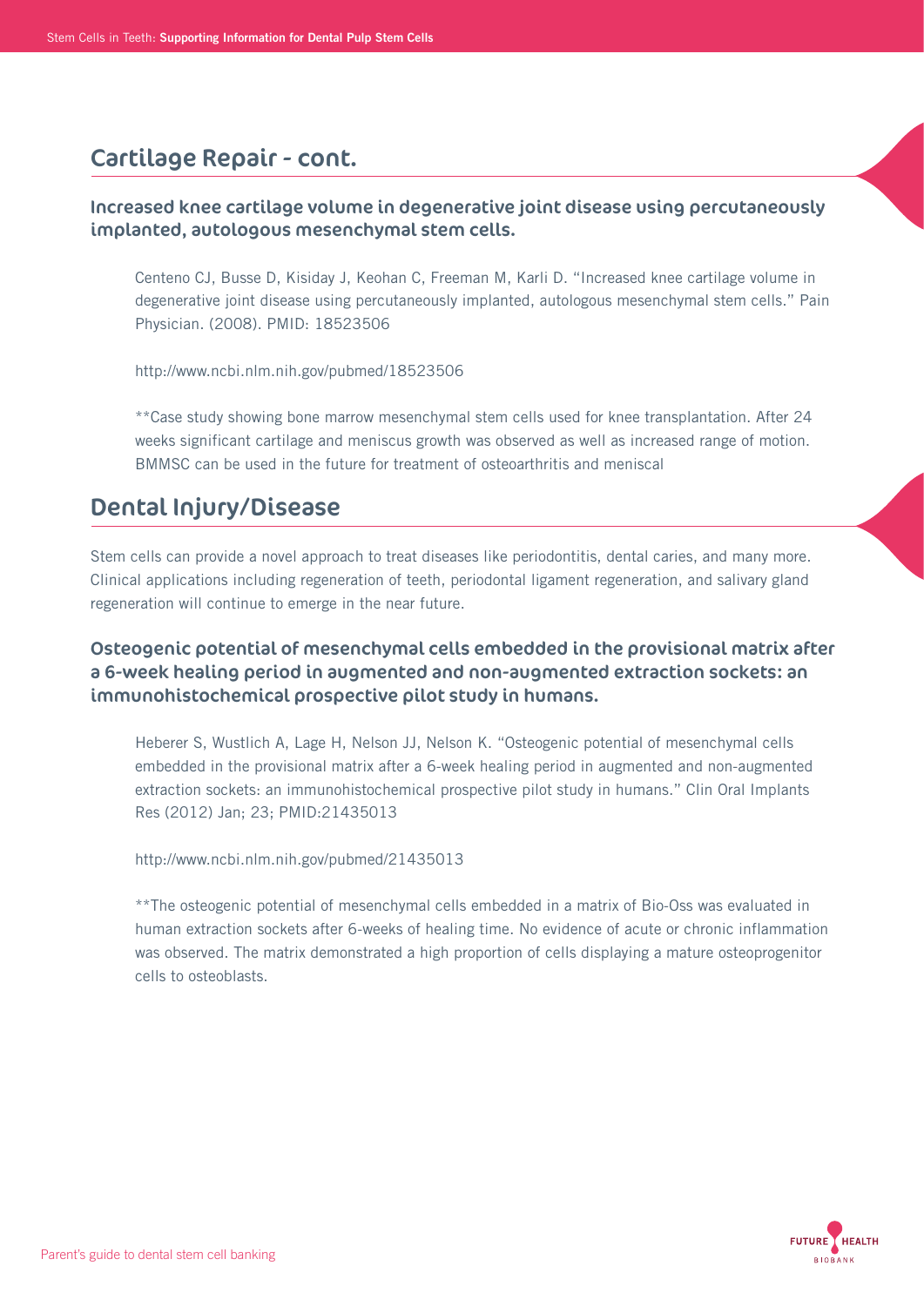## Cartilage Repair - cont.

### Increased knee cartilage volume in degenerative joint disease using percutaneously implanted, autologous mesenchymal stem cells.

Centeno CJ, Busse D, Kisiday J, Keohan C, Freeman M, Karli D. "Increased knee cartilage volume in degenerative joint disease using percutaneously implanted, autologous mesenchymal stem cells." Pain Physician. (2008). PMID: 18523506

http://www.ncbi.nlm.nih.gov/pubmed/18523506

**Case study showing bone marrow mesenchymal stem cells used for knee transplantation. After 24 weeks significant cartilage and meniscus growth was observed as well as increased range of motion. BMMSC can be used in the future for treatment of osteoarthritis and meniscal

## Dental Injury/Disease

Stem cells can provide a novel approach to treat diseases like periodontitis, dental caries, and many more. Clinical applications including regeneration of teeth, periodontal ligament regeneration, and salivary gland regeneration will continue to emerge in the near future.

### Osteogenic potential of mesenchymal cells embedded in the provisional matrix after a 6-week healing period in augmented and non-augmented extraction sockets: an immunohistochemical prospective pilot study in humans.

Heberer S, Wustlich A, Lage H, Nelson JJ, Nelson K. "Osteogenic potential of mesenchymal cells embedded in the provisional matrix after a 6-week healing period in augmented and non-augmented extraction sockets: an immunohistochemical prospective pilot study in humans." Clin Oral Implants Res (2012) Jan; 23; PMID:21435013

http://www.ncbi.nlm.nih.gov/pubmed/21435013

**The osteogenic potential of mesenchymal cells embedded in a matrix of Bio-Oss was evaluated in human extraction sockets after 6-weeks of healing time. No evidence of acute or chronic inflammation was observed. The matrix demonstrated a high proportion of cells displaying a mature osteoprogenitor cells to osteoblasts.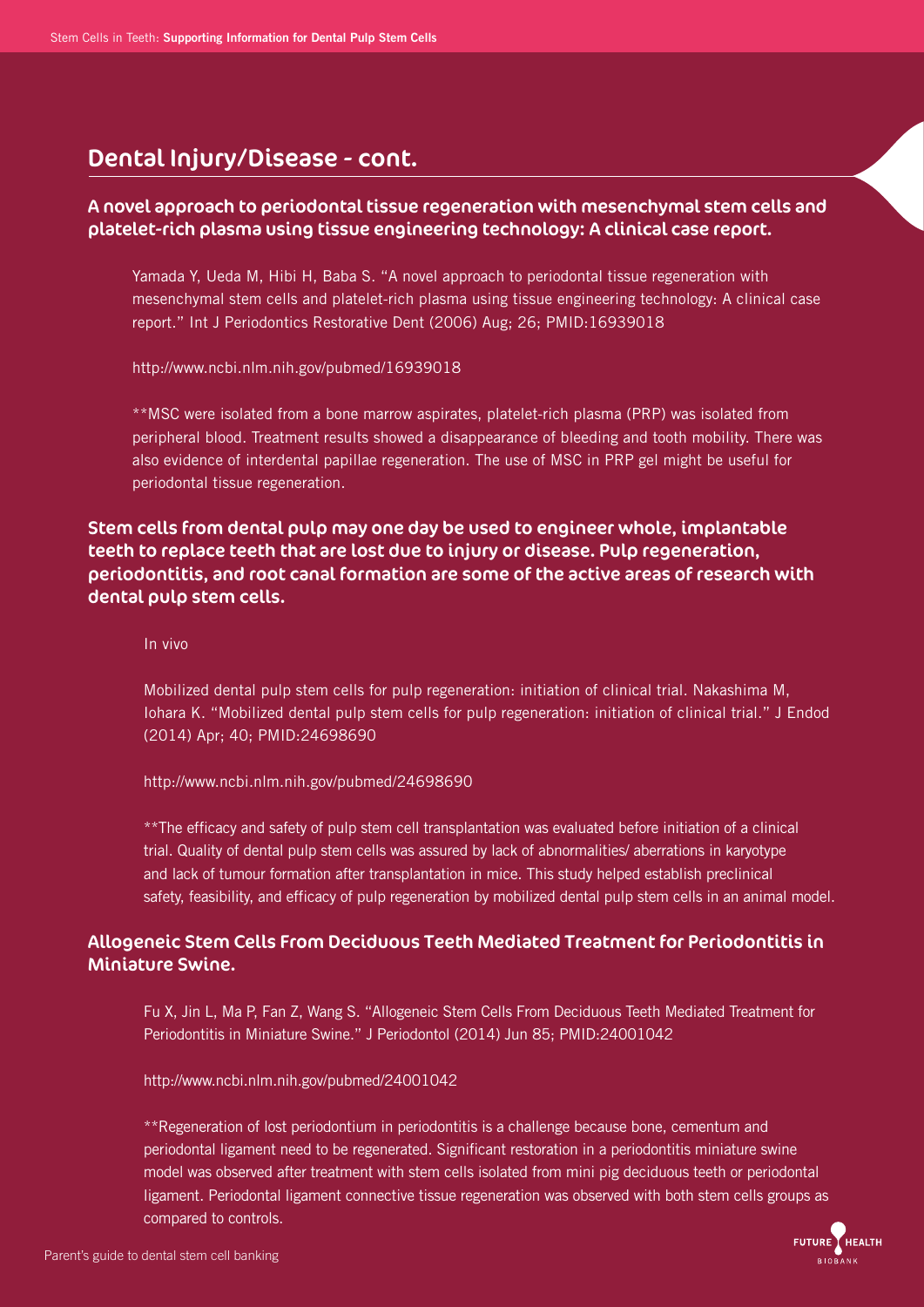## Dental Injury/Disease - cont.

### A novel approach to periodontal tissue regeneration with mesenchymal stem cells and platelet-rich plasma using tissue engineering technology: A clinical case report.

Yamada Y, Ueda M, Hibi H, Baba S. "A novel approach to periodontal tissue regeneration with mesenchymal stem cells and platelet-rich plasma using tissue engineering technology: A clinical case report." Int J Periodontics Restorative Dent (2006) Aug; 26; PMID:16939018

http://www.ncbi.nlm.nih.gov/pubmed/16939018

**MSC were isolated from a bone marrow aspirates, platelet-rich plasma (PRP) was isolated from peripheral blood. Treatment results showed a disappearance of bleeding and tooth mobility. There was also evidence of interdental papillae regeneration. The use of MSC in PRP gel might be useful for periodontal tissue regeneration.

### Stem cells from dental pulp may one day be used to engineer whole, implantable teeth to replace teeth that are lost due to injury or disease. Pulp regeneration, periodontitis, and root canal formation are some of the active areas of research with dental pulp stem cells.

In vivo

Mobilized dental pulp stem cells for pulp regeneration: initiation of clinical trial. Nakashima M, Iohara K. "Mobilized dental pulp stem cells for pulp regeneration: initiation of clinical trial." J Endod (2014) Apr; 40; PMID:24698690

http://www.ncbi.nlm.nih.gov/pubmed/24698690

**The efficacy and safety of pulp stem cell transplantation was evaluated before initiation of a clinical trial. Quality of dental pulp stem cells was assured by lack of abnormalities/ aberrations in karyotype and lack of tumour formation after transplantation in mice. This study helped establish preclinical safety, feasibility, and efficacy of pulp regeneration by mobilized dental pulp stem cells in an animal model.

### Allogeneic Stem Cells From Deciduous Teeth Mediated Treatment for Periodontitis in Miniature Swine.

Fu X, Jin L, Ma P, Fan Z, Wang S. "Allogeneic Stem Cells From Deciduous Teeth Mediated Treatment for Periodontitis in Miniature Swine." J Periodontol (2014) Jun 85; PMID:24001042

http://www.ncbi.nlm.nih.gov/pubmed/24001042

**Regeneration of lost periodontium in periodontitis is a challenge because bone, cementum and periodontal ligament need to be regenerated. Significant restoration in a periodontitis miniature swine model was observed after treatment with stem cells isolated from mini pig deciduous teeth or periodontal ligament. Periodontal ligament connective tissue regeneration was observed with both stem cells groups as compared to controls.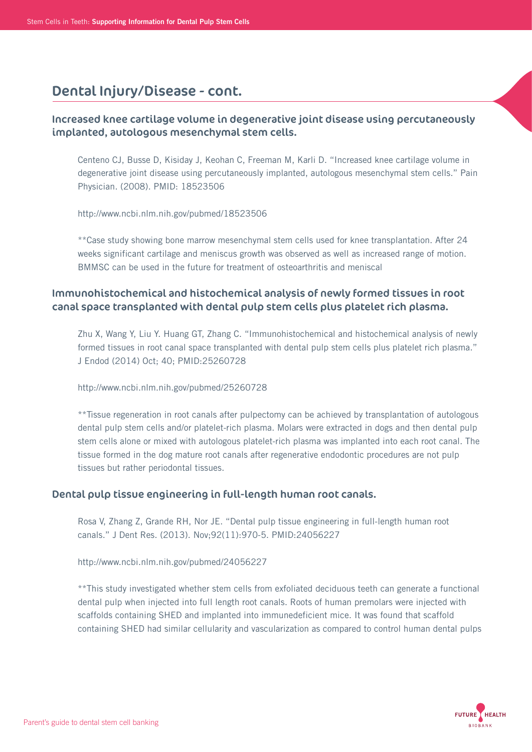## Dental Injury/Disease - cont.

### Increased knee cartilage volume in degenerative joint disease using percutaneously implanted, autologous mesenchymal stem cells.

Centeno CJ, Busse D, Kisiday J, Keohan C, Freeman M, Karli D. "Increased knee cartilage volume in degenerative joint disease using percutaneously implanted, autologous mesenchymal stem cells." Pain Physician. (2008). PMID: 18523506

http://www.ncbi.nlm.nih.gov/pubmed/18523506

**Case study showing bone marrow mesenchymal stem cells used for knee transplantation. After 24 weeks significant cartilage and meniscus growth was observed as well as increased range of motion. BMMSC can be used in the future for treatment of osteoarthritis and meniscal

### Immunohistochemical and histochemical analysis of newly formed tissues in root canal space transplanted with dental pulp stem cells plus platelet rich plasma.

Zhu X, Wang Y, Liu Y. Huang GT, Zhang C. "Immunohistochemical and histochemical analysis of newly formed tissues in root canal space transplanted with dental pulp stem cells plus platelet rich plasma." J Endod (2014) Oct; 40; PMID:25260728

http://www.ncbi.nlm.nih.gov/pubmed/25260728

**Tissue regeneration in root canals after pulpectomy can be achieved by transplantation of autologous dental pulp stem cells and/or platelet-rich plasma. Molars were extracted in dogs and then dental pulp stem cells alone or mixed with autologous platelet-rich plasma was implanted into each root canal. The tissue formed in the dog mature root canals after regenerative endodontic procedures are not pulp tissues but rather periodontal tissues.

### Dental pulp tissue engineering in full-length human root canals.

Rosa V, Zhang Z, Grande RH, Nor JE. "Dental pulp tissue engineering in full-length human root canals." J Dent Res. (2013). Nov;92(11):970-5. PMID:24056227

http://www.ncbi.nlm.nih.gov/pubmed/24056227

**This study investigated whether stem cells from exfoliated deciduous teeth can generate a functional dental pulp when injected into full length root canals. Roots of human premolars were injected with scaffolds containing SHED and implanted into immunedeficient mice. It was found that scaffold containing SHED had similar cellularity and vascularization as compared to control human dental pulps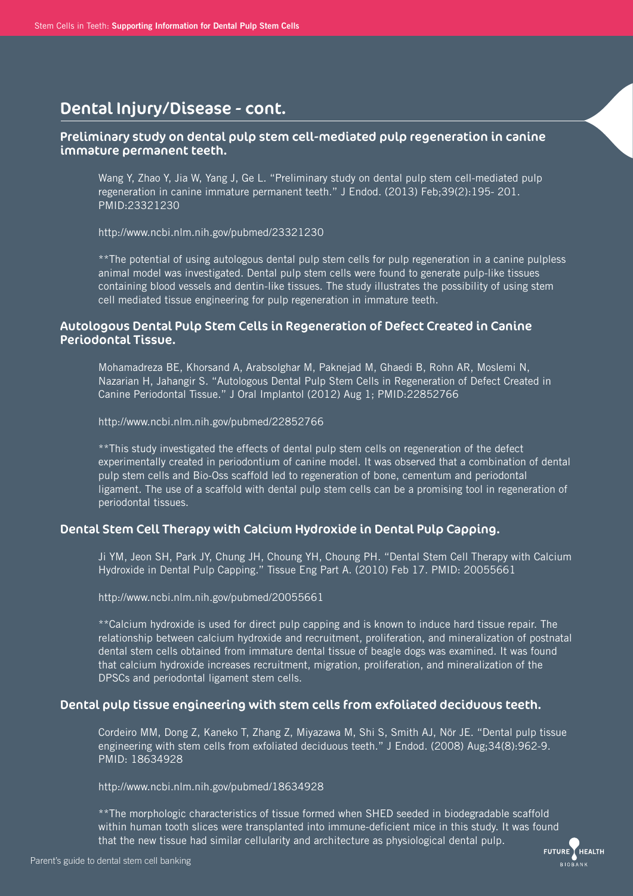## Dental Injury/Disease - cont.

### Preliminary study on dental pulp stem cell-mediated pulp regeneration in canine immature permanent teeth.

Wang Y, Zhao Y, Jia W, Yang J, Ge L. "Preliminary study on dental pulp stem cell-mediated pulp regeneration in canine immature permanent teeth." J Endod. (2013) Feb;39(2):195- 201. PMID:23321230

http://www.ncbi.nlm.nih.gov/pubmed/23321230

**The potential of using autologous dental pulp stem cells for pulp regeneration in a canine pulpless animal model was investigated. Dental pulp stem cells were found to generate pulp-like tissues containing blood vessels and dentin-like tissues. The study illustrates the possibility of using stem cell mediated tissue engineering for pulp regeneration in immature teeth.

### Autologous Dental Pulp Stem Cells in Regeneration of Defect Created in Canine Periodontal Tissue.

Mohamadreza BE, Khorsand A, Arabsolghar M, Paknejad M, Ghaedi B, Rohn AR, Moslemi N, Nazarian H, Jahangir S. "Autologous Dental Pulp Stem Cells in Regeneration of Defect Created in Canine Periodontal Tissue." J Oral Implantol (2012) Aug 1; PMID:22852766

http://www.ncbi.nlm.nih.gov/pubmed/22852766

**This study investigated the effects of dental pulp stem cells on regeneration of the defect experimentally created in periodontium of canine model. It was observed that a combination of dental pulp stem cells and Bio-Oss scaffold led to regeneration of bone, cementum and periodontal ligament. The use of a scaffold with dental pulp stem cells can be a promising tool in regeneration of periodontal tissues.

### Dental Stem Cell Therapy with Calcium Hydroxide in Dental Pulp Capping.

Ji YM, Jeon SH, Park JY, Chung JH, Choung YH, Choung PH. "Dental Stem Cell Therapy with Calcium Hydroxide in Dental Pulp Capping." Tissue Eng Part A. (2010) Feb 17. PMID: 20055661

http://www.ncbi.nlm.nih.gov/pubmed/20055661

**Calcium hydroxide is used for direct pulp capping and is known to induce hard tissue repair. The relationship between calcium hydroxide and recruitment, proliferation, and mineralization of postnatal dental stem cells obtained from immature dental tissue of beagle dogs was examined. It was found that calcium hydroxide increases recruitment, migration, proliferation, and mineralization of the DPSCs and periodontal ligament stem cells.

### Dental pulp tissue engineering with stem cells from exfoliated deciduous teeth.

Cordeiro MM, Dong Z, Kaneko T, Zhang Z, Miyazawa M, Shi S, Smith AJ, Nör JE. "Dental pulp tissue engineering with stem cells from exfoliated deciduous teeth." J Endod. (2008) Aug;34(8):962-9. PMID: 18634928

http://www.ncbi.nlm.nih.gov/pubmed/18634928

**The morphologic characteristics of tissue formed when SHED seeded in biodegradable scaffold within human tooth slices were transplanted into immune-deficient mice in this study. It was found that the new tissue had similar cellularity and architecture as physiological dental pulp.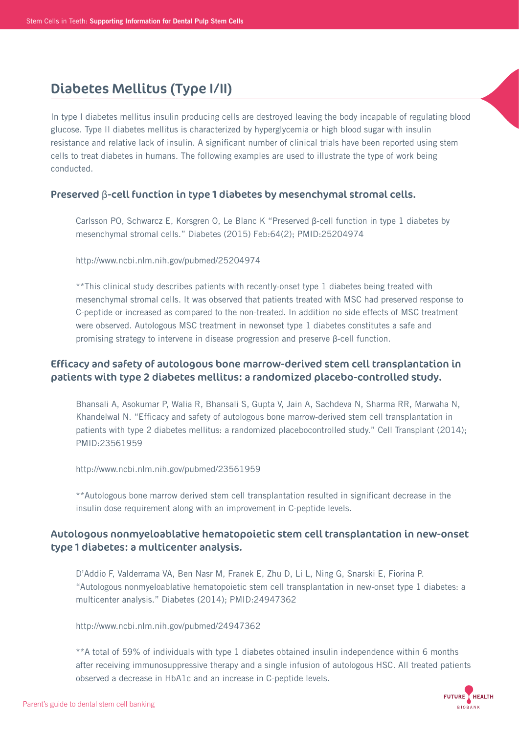# Diabetes Mellitus (Type I/II)

In type I diabetes mellitus insulin producing cells are destroyed leaving the body incapable of regulating blood glucose. Type II diabetes mellitus is characterized by hyperglycemia or high blood sugar with insulin resistance and relative lack of insulin. A significant number of clinical trials have been reported using stem cells to treat diabetes in humans. The following examples are used to illustrate the type of work being conducted.

### Preserved β-cell function in type 1 diabetes by mesenchymal stromal cells.

Carlsson PO, Schwarcz E, Korsgren O, Le Blanc K "Preserved β-cell function in type 1 diabetes by mesenchymal stromal cells." Diabetes (2015) Feb:64(2); PMID:25204974

http://www.ncbi.nlm.nih.gov/pubmed/25204974

**This clinical study describes patients with recently-onset type 1 diabetes being treated with mesenchymal stromal cells. It was observed that patients treated with MSC had preserved response to C-peptide or increased as compared to the non-treated. In addition no side effects of MSC treatment were observed. Autologous MSC treatment in newonset type 1 diabetes constitutes a safe and promising strategy to intervene in disease progression and preserve β-cell function.

### Efficacy and safety of autologous bone marrow-derived stem cell transplantation in patients with type 2 diabetes mellitus: a randomized placebo-controlled study.

Bhansali A, Asokumar P, Walia R, Bhansali S, Gupta V, Jain A, Sachdeva N, Sharma RR, Marwaha N, Khandelwal N. "Efficacy and safety of autologous bone marrow-derived stem cell transplantation in patients with type 2 diabetes mellitus: a randomized placebocontrolled study." Cell Transplant (2014); PMID:23561959

http://www.ncbi.nlm.nih.gov/pubmed/23561959

**Autologous bone marrow derived stem cell transplantation resulted in significant decrease in the insulin dose requirement along with an improvement in C-peptide levels.

### Autologous nonmyeloablative hematopoietic stem cell transplantation in new-onset type 1 diabetes: a multicenter analysis.

D'Addio F, Valderrama VA, Ben Nasr M, Franek E, Zhu D, Li L, Ning G, Snarski E, Fiorina P. "Autologous nonmyeloablative hematopoietic stem cell transplantation in new-onset type 1 diabetes: a multicenter analysis." Diabetes (2014); PMID:24947362

http://www.ncbi.nlm.nih.gov/pubmed/24947362

**A total of 59% of individuals with type 1 diabetes obtained insulin independence within 6 months after receiving immunosuppressive therapy and a single infusion of autologous HSC. All treated patients observed a decrease in HbA1c and an increase in C-peptide levels.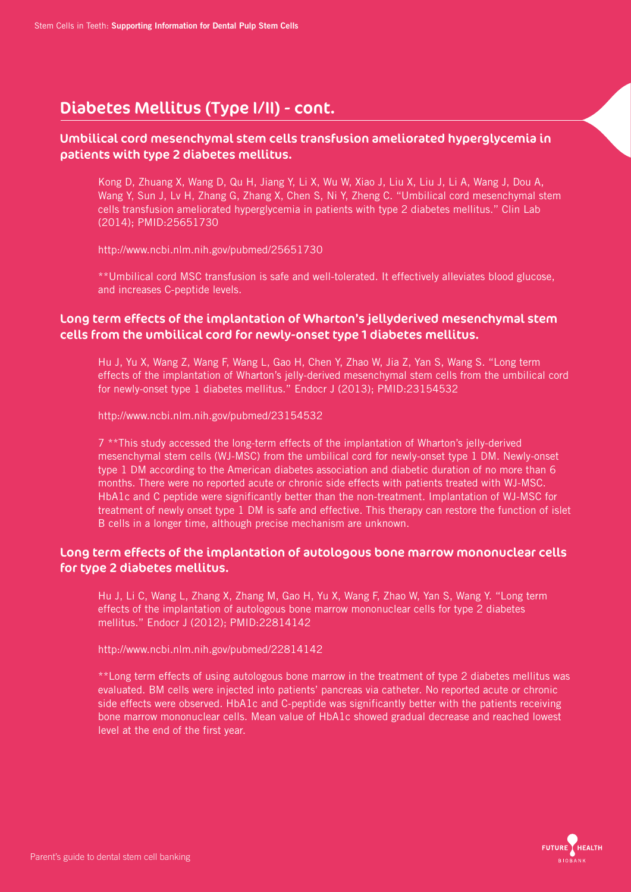# Diabetes Mellitus (Type I/II) - cont.

## Umbilical cord mesenchymal stem cells transfusion ameliorated hyperglycemia in patients with type 2 diabetes mellitus.

Kong D, Zhuang X, Wang D, Qu H, Jiang Y, Li X, Wu W, Xiao J, Liu X, Liu J, Li A, Wang J, Dou A, Wang Y, Sun J, Lv H, Zhang G, Zhang X, Chen S, Ni Y, Zheng C. "Umbilical cord mesenchymal stem cells transfusion ameliorated hyperglycemia in patients with type 2 diabetes mellitus." Clin Lab (2014); PMID:25651730

http://www.ncbi.nlm.nih.gov/pubmed/25651730

**Umbilical cord MSC transfusion is safe and well-tolerated. It effectively alleviates blood glucose, and increases C-peptide levels.

## Long term effects of the implantation of Wharton's jellyderived mesenchymal stem cells from the umbilical cord for newly-onset type 1 diabetes mellitus.

Hu J, Yu X, Wang Z, Wang F, Wang L, Gao H, Chen Y, Zhao W, Jia Z, Yan S, Wang S. "Long term effects of the implantation of Wharton's jelly-derived mesenchymal stem cells from the umbilical cord for newly-onset type 1 diabetes mellitus." Endocr J (2013); PMID:23154532

http://www.ncbi.nlm.nih.gov/pubmed/23154532

7 **This study accessed the long-term effects of the implantation of Wharton's jelly-derived mesenchymal stem cells (WJ-MSC) from the umbilical cord for newly-onset type 1 DM. Newly-onset type 1 DM according to the American diabetes association and diabetic duration of no more than 6 months. There were no reported acute or chronic side effects with patients treated with WJ-MSC. HbA1c and C peptide were significantly better than the non-treatment. Implantation of WJ-MSC for treatment of newly onset type 1 DM is safe and effective. This therapy can restore the function of islet B cells in a longer time, although precise mechanism are unknown.

## Long term effects of the implantation of autologous bone marrow mononuclear cells for type 2 diabetes mellitus.

Hu J, Li C, Wang L, Zhang X, Zhang M, Gao H, Yu X, Wang F, Zhao W, Yan S, Wang Y. "Long term effects of the implantation of autologous bone marrow mononuclear cells for type 2 diabetes mellitus." Endocr J (2012); PMID:22814142

http://www.ncbi.nlm.nih.gov/pubmed/22814142

**Long term effects of using autologous bone marrow in the treatment of type 2 diabetes mellitus was evaluated. BM cells were injected into patients' pancreas via catheter. No reported acute or chronic side effects were observed. HbA1c and C-peptide was significantly better with the patients receiving bone marrow mononuclear cells. Mean value of HbA1c showed gradual decrease and reached lowest level at the end of the first year.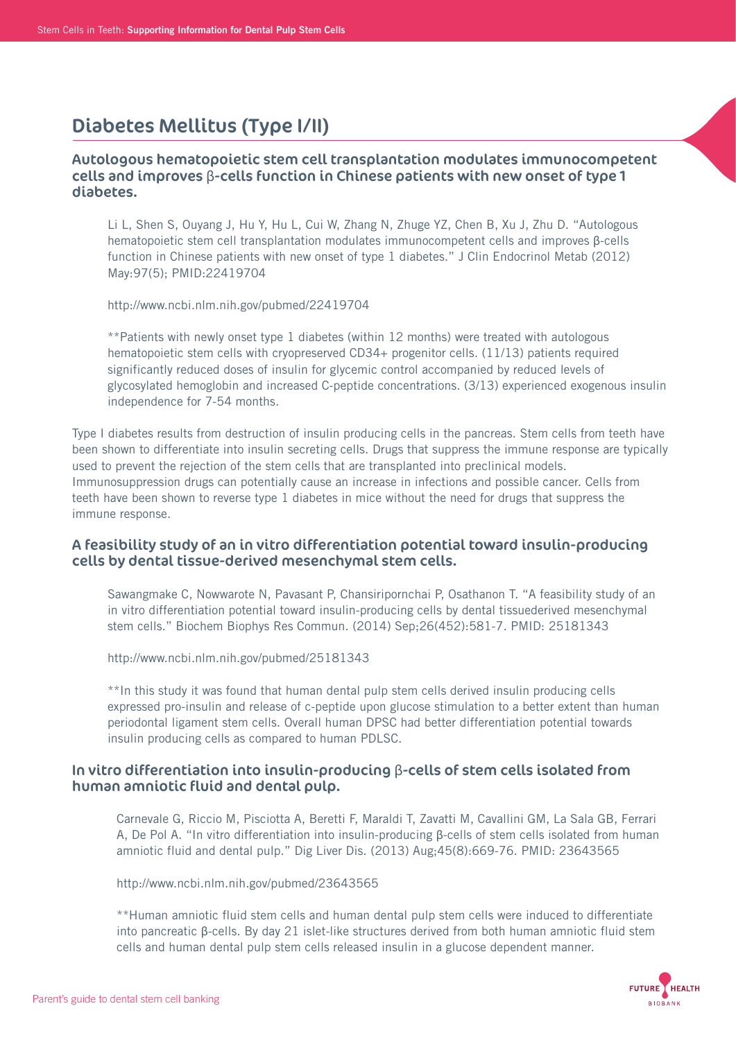# Diabetes Mellitus (Type I/II)

## Autologous hematopoietic stem cell transplantation modulates immunocompetent cells and improves β-cells function in Chinese patients with new onset of type 1 diabetes.

Li L, Shen S, Ouyang J, Hu Y, Hu L, Cui W, Zhang N, Zhuge YZ, Chen B, Xu J, Zhu D. "Autologous hematopoietic stem cell transplantation modulates immunocompetent cells and improves β-cells function in Chinese patients with new onset of type 1 diabetes." J Clin Endocrinol Metab (2012) May:97(5); PMID:22419704

http://www.ncbi.nlm.nih.gov/pubmed/22419704

**Patients with newly onset type 1 diabetes (within 12 months) were treated with autologous hematopoietic stem cells with cryopreserved CD34+ progenitor cells. (11/13) patients required significantly reduced doses of insulin for glycemic control accompanied by reduced levels of glycosylated hemoglobin and increased C-peptide concentrations. (3/13) experienced exogenous insulin independence for 7-54 months.

Type I diabetes results from destruction of insulin producing cells in the pancreas. Stem cells from teeth have been shown to differentiate into insulin secreting cells. Drugs that suppress the immune response are typically used to prevent the rejection of the stem cells that are transplanted into preclinical models. Immunosuppression drugs can potentially cause an increase in infections and possible cancer. Cells from teeth have been shown to reverse type 1 diabetes in mice without the need for drugs that suppress the immune response.

## A feasibility study of an in vitro differentiation potential toward insulin-producing cells by dental tissue-derived mesenchymal stem cells.

Sawangmake C, Nowwarote N, Pavasant P, Chansiripornchai P, Osathanon T. "A feasibility study of an in vitro differentiation potential toward insulin-producing cells by dental tissuederived mesenchymal stem cells." Biochem Biophys Res Commun. (2014) Sep;26(452):581-7. PMID: 25181343

http://www.ncbi.nlm.nih.gov/pubmed/25181343

**In this study it was found that human dental pulp stem cells derived insulin producing cells expressed pro-insulin and release of c-peptide upon glucose stimulation to a better extent than human periodontal ligament stem cells. Overall human DPSC had better differentiation potential towards insulin producing cells as compared to human PDLSC.

## In vitro differentiation into insulin-producing β-cells of stem cells isolated from human amniotic fluid and dental pulp.

Carnevale G, Riccio M, Pisciotta A, Beretti F, Maraldi T, Zavatti M, Cavallini GM, La Sala GB, Ferrari A, De Pol A. "In vitro differentiation into insulin-producing β-cells of stem cells isolated from human amniotic fluid and dental pulp." Dig Liver Dis. (2013) Aug;45(8):669-76. PMID: 23643565

http://www.ncbi.nlm.nih.gov/pubmed/23643565

**Human amniotic fluid stem cells and human dental pulp stem cells were induced to differentiate into pancreatic β-cells. By day 21 islet-like structures derived from both human amniotic fluid stem cells and human dental pulp stem cells released insulin in a glucose dependent manner.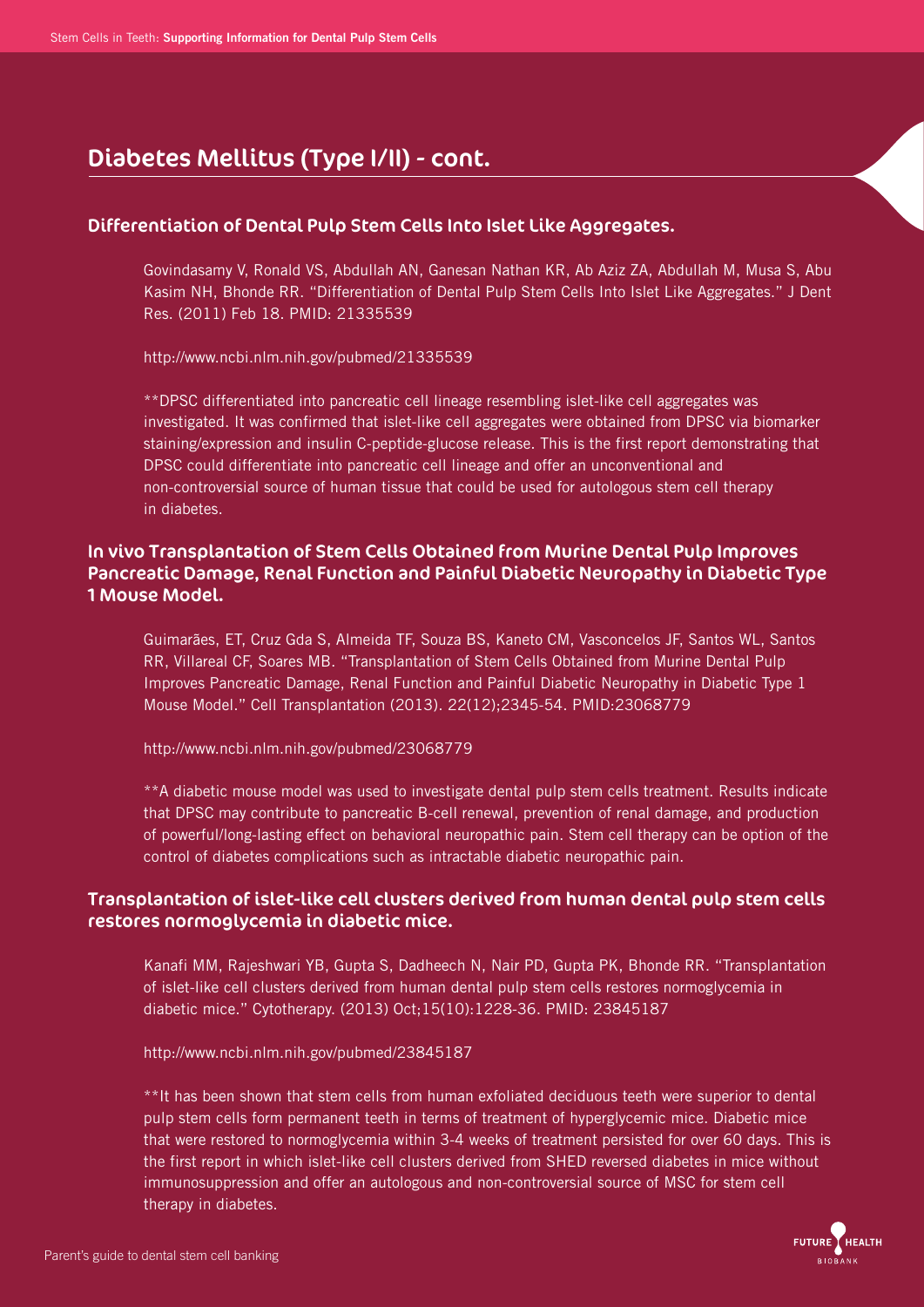## Diabetes Mellitus (Type I/II) - cont.

### Differentiation of Dental Pulp Stem Cells Into Islet Like Aggregates.

Govindasamy V, Ronald VS, Abdullah AN, Ganesan Nathan KR, Ab Aziz ZA, Abdullah M, Musa S, Abu Kasim NH, Bhonde RR. "Differentiation of Dental Pulp Stem Cells Into Islet Like Aggregates." J Dent Res. (2011) Feb 18. PMID: 21335539

http://www.ncbi.nlm.nih.gov/pubmed/21335539

**DPSC differentiated into pancreatic cell lineage resembling islet-like cell aggregates was investigated. It was confirmed that islet-like cell aggregates were obtained from DPSC via biomarker staining/expression and insulin C-peptide-glucose release. This is the first report demonstrating that DPSC could differentiate into pancreatic cell lineage and offer an unconventional and non-controversial source of human tissue that could be used for autologous stem cell therapy in diabetes.

### In vivo Transplantation of Stem Cells Obtained from Murine Dental Pulp Improves Pancreatic Damage, Renal Function and Painful Diabetic Neuropathy in Diabetic Type 1 Mouse Model.

Guimarães, ET, Cruz Gda S, Almeida TF, Souza BS, Kaneto CM, Vasconcelos JF, Santos WL, Santos RR, Villareal CF, Soares MB. "Transplantation of Stem Cells Obtained from Murine Dental Pulp Improves Pancreatic Damage, Renal Function and Painful Diabetic Neuropathy in Diabetic Type 1 Mouse Model." Cell Transplantation (2013). 22(12);2345-54. PMID:23068779

http://www.ncbi.nlm.nih.gov/pubmed/23068779

**A diabetic mouse model was used to investigate dental pulp stem cells treatment. Results indicate that DPSC may contribute to pancreatic B-cell renewal, prevention of renal damage, and production of powerful/long-lasting effect on behavioral neuropathic pain. Stem cell therapy can be option of the control of diabetes complications such as intractable diabetic neuropathic pain.

### Transplantation of islet-like cell clusters derived from human dental pulp stem cells restores normoglycemia in diabetic mice.

Kanafi MM, Rajeshwari YB, Gupta S, Dadheech N, Nair PD, Gupta PK, Bhonde RR. "Transplantation of islet-like cell clusters derived from human dental pulp stem cells restores normoglycemia in diabetic mice." Cytotherapy. (2013) Oct;15(10):1228-36. PMID: 23845187

http://www.ncbi.nlm.nih.gov/pubmed/23845187

**It has been shown that stem cells from human exfoliated deciduous teeth were superior to dental pulp stem cells form permanent teeth in terms of treatment of hyperglycemic mice. Diabetic mice that were restored to normoglycemia within 3-4 weeks of treatment persisted for over 60 days. This is the first report in which islet-like cell clusters derived from SHED reversed diabetes in mice without immunosuppression and offer an autologous and non-controversial source of MSC for stem cell therapy in diabetes.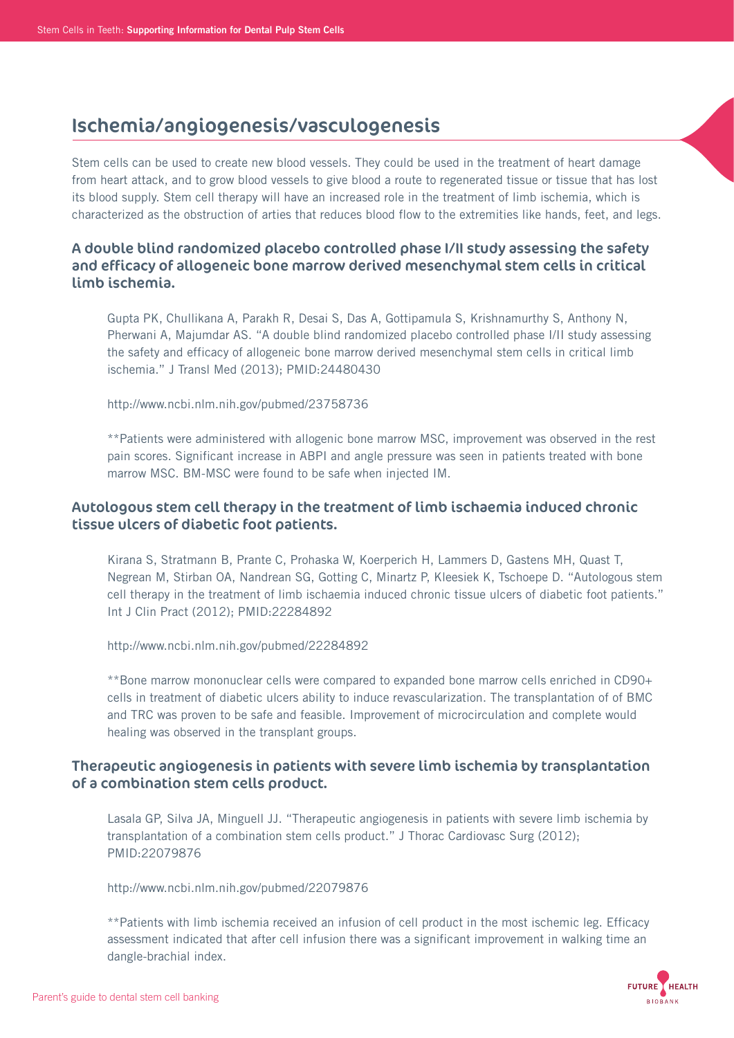# Ischemia/angiogenesis/vasculogenesis

Stem cells can be used to create new blood vessels. They could be used in the treatment of heart damage from heart attack, and to grow blood vessels to give blood a route to regenerated tissue or tissue that has lost its blood supply. Stem cell therapy will have an increased role in the treatment of limb ischemia, which is characterized as the obstruction of arties that reduces blood flow to the extremities like hands, feet, and legs.

### A double blind randomized placebo controlled phase I/II study assessing the safety and efficacy of allogeneic bone marrow derived mesenchymal stem cells in critical limb ischemia.

Gupta PK, Chullikana A, Parakh R, Desai S, Das A, Gottipamula S, Krishnamurthy S, Anthony N, Pherwani A, Majumdar AS. "A double blind randomized placebo controlled phase I/II study assessing the safety and efficacy of allogeneic bone marrow derived mesenchymal stem cells in critical limb ischemia." J Transl Med (2013); PMID:24480430

http://www.ncbi.nlm.nih.gov/pubmed/23758736

**Patients were administered with allogenic bone marrow MSC, improvement was observed in the rest pain scores. Significant increase in ABPI and angle pressure was seen in patients treated with bone marrow MSC. BM-MSC were found to be safe when injected IM.

### Autologous stem cell therapy in the treatment of limb ischaemia induced chronic tissue ulcers of diabetic foot patients.

Kirana S, Stratmann B, Prante C, Prohaska W, Koerperich H, Lammers D, Gastens MH, Quast T, Negrean M, Stirban OA, Nandrean SG, Gotting C, Minartz P, Kleesiek K, Tschoepe D. "Autologous stem cell therapy in the treatment of limb ischaemia induced chronic tissue ulcers of diabetic foot patients." Int J Clin Pract (2012); PMID:22284892

http://www.ncbi.nlm.nih.gov/pubmed/22284892

**Bone marrow mononuclear cells were compared to expanded bone marrow cells enriched in CD90+ cells in treatment of diabetic ulcers ability to induce revascularization. The transplantation of of BMC and TRC was proven to be safe and feasible. Improvement of microcirculation and complete would healing was observed in the transplant groups.

### Therapeutic angiogenesis in patients with severe limb ischemia by transplantation of a combination stem cells product.

Lasala GP, Silva JA, Minguell JJ. "Therapeutic angiogenesis in patients with severe limb ischemia by transplantation of a combination stem cells product." J Thorac Cardiovasc Surg (2012); PMID:22079876

http://www.ncbi.nlm.nih.gov/pubmed/22079876

**Patients with limb ischemia received an infusion of cell product in the most ischemic leg. Efficacy assessment indicated that after cell infusion there was a significant improvement in walking time an dangle-brachial index.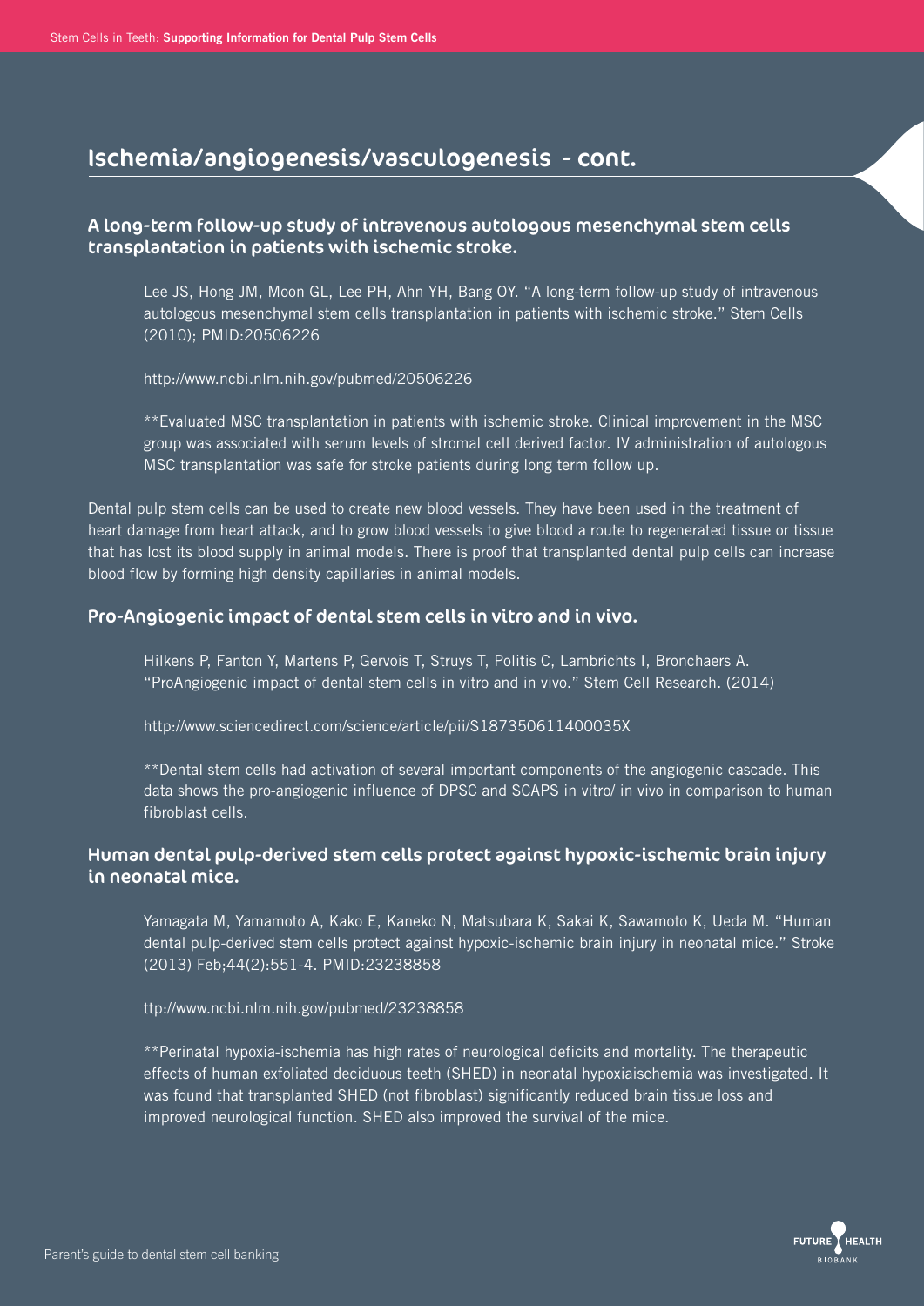## Ischemia/angiogenesis/vasculogenesis - cont.

### A long-term follow-up study of intravenous autologous mesenchymal stem cells transplantation in patients with ischemic stroke.

Lee JS, Hong JM, Moon GL, Lee PH, Ahn YH, Bang OY. "A long-term follow-up study of intravenous autologous mesenchymal stem cells transplantation in patients with ischemic stroke." Stem Cells (2010); PMID:20506226

http://www.ncbi.nlm.nih.gov/pubmed/20506226

**Evaluated MSC transplantation in patients with ischemic stroke. Clinical improvement in the MSC group was associated with serum levels of stromal cell derived factor. IV administration of autologous MSC transplantation was safe for stroke patients during long term follow up.

Dental pulp stem cells can be used to create new blood vessels. They have been used in the treatment of heart damage from heart attack, and to grow blood vessels to give blood a route to regenerated tissue or tissue that has lost its blood supply in animal models. There is proof that transplanted dental pulp cells can increase blood flow by forming high density capillaries in animal models.

### Pro-Angiogenic impact of dental stem cells in vitro and in vivo.

Hilkens P, Fanton Y, Martens P, Gervois T, Struys T, Politis C, Lambrichts I, Bronchaers A. "ProAngiogenic impact of dental stem cells in vitro and in vivo." Stem Cell Research. (2014)

http://www.sciencedirect.com/science/article/pii/S187350611400035X

**Dental stem cells had activation of several important components of the angiogenic cascade. This data shows the pro-angiogenic influence of DPSC and SCAPS in vitro/ in vivo in comparison to human fibroblast cells.

### Human dental pulp-derived stem cells protect against hypoxic-ischemic brain injury in neonatal mice.

Yamagata M, Yamamoto A, Kako E, Kaneko N, Matsubara K, Sakai K, Sawamoto K, Ueda M. "Human dental pulp-derived stem cells protect against hypoxic-ischemic brain injury in neonatal mice." Stroke (2013) Feb;44(2):551-4. PMID:23238858

ttp://www.ncbi.nlm.nih.gov/pubmed/23238858

**Perinatal hypoxia-ischemia has high rates of neurological deficits and mortality. The therapeutic effects of human exfoliated deciduous teeth (SHED) in neonatal hypoxiaischemia was investigated. It was found that transplanted SHED (not fibroblast) significantly reduced brain tissue loss and improved neurological function. SHED also improved the survival of the mice.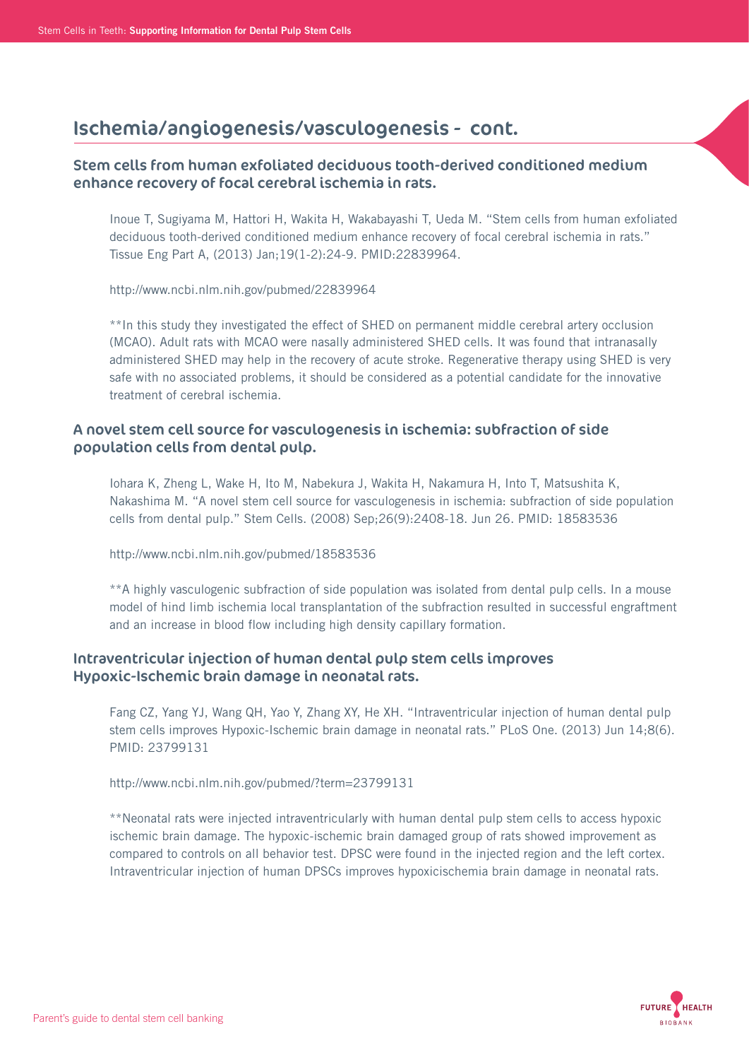## Ischemia/angiogenesis/vasculogenesis - cont.

### Stem cells from human exfoliated deciduous tooth-derived conditioned medium enhance recovery of focal cerebral ischemia in rats.

Inoue T, Sugiyama M, Hattori H, Wakita H, Wakabayashi T, Ueda M. "Stem cells from human exfoliated deciduous tooth-derived conditioned medium enhance recovery of focal cerebral ischemia in rats." Tissue Eng Part A, (2013) Jan;19(1-2):24-9. PMID:22839964.

http://www.ncbi.nlm.nih.gov/pubmed/22839964

**In this study they investigated the effect of SHED on permanent middle cerebral artery occlusion (MCAO). Adult rats with MCAO were nasally administered SHED cells. It was found that intranasally administered SHED may help in the recovery of acute stroke. Regenerative therapy using SHED is very safe with no associated problems, it should be considered as a potential candidate for the innovative treatment of cerebral ischemia.

### A novel stem cell source for vasculogenesis in ischemia: subfraction of side population cells from dental pulp.

Iohara K, Zheng L, Wake H, Ito M, Nabekura J, Wakita H, Nakamura H, Into T, Matsushita K, Nakashima M. "A novel stem cell source for vasculogenesis in ischemia: subfraction of side population cells from dental pulp." Stem Cells. (2008) Sep;26(9):2408-18. Jun 26. PMID: 18583536

http://www.ncbi.nlm.nih.gov/pubmed/18583536

**A highly vasculogenic subfraction of side population was isolated from dental pulp cells. In a mouse model of hind limb ischemia local transplantation of the subfraction resulted in successful engraftment and an increase in blood flow including high density capillary formation.

### Intraventricular injection of human dental pulp stem cells improves Hypoxic-Ischemic brain damage in neonatal rats.

Fang CZ, Yang YJ, Wang QH, Yao Y, Zhang XY, He XH. "Intraventricular injection of human dental pulp stem cells improves Hypoxic-Ischemic brain damage in neonatal rats." PLoS One. (2013) Jun 14;8(6). PMID: 23799131

http://www.ncbi.nlm.nih.gov/pubmed/?term=23799131

**Neonatal rats were injected intraventricularly with human dental pulp stem cells to access hypoxic ischemic brain damage. The hypoxic-ischemic brain damaged group of rats showed improvement as compared to controls on all behavior test. DPSC were found in the injected region and the left cortex. Intraventricular injection of human DPSCs improves hypoxicischemia brain damage in neonatal rats.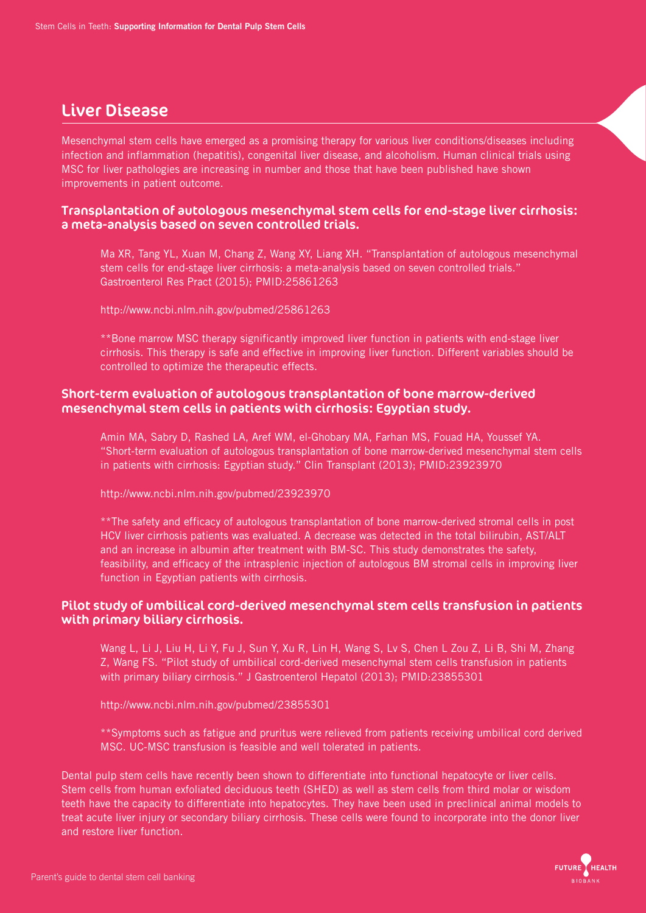## Liver Disease

Mesenchymal stem cells have emerged as a promising therapy for various liver conditions/diseases including infection and inflammation (hepatitis), congenital liver disease, and alcoholism. Human clinical trials using MSC for liver pathologies are increasing in number and those that have been published have shown improvements in patient outcome.

### Transplantation of autologous mesenchymal stem cells for end-stage liver cirrhosis: a meta-analysis based on seven controlled trials.

Ma XR, Tang YL, Xuan M, Chang Z, Wang XY, Liang XH. "Transplantation of autologous mesenchymal stem cells for end-stage liver cirrhosis: a meta-analysis based on seven controlled trials." Gastroenterol Res Pract (2015); PMID:25861263

http://www.ncbi.nlm.nih.gov/pubmed/25861263

**Bone marrow MSC therapy significantly improved liver function in patients with end-stage liver cirrhosis. This therapy is safe and effective in improving liver function. Different variables should be controlled to optimize the therapeutic effects.

### Short-term evaluation of autologous transplantation of bone marrow-derived mesenchymal stem cells in patients with cirrhosis: Egyptian study.

Amin MA, Sabry D, Rashed LA, Aref WM, el-Ghobary MA, Farhan MS, Fouad HA, Youssef YA. "Short-term evaluation of autologous transplantation of bone marrow-derived mesenchymal stem cells in patients with cirrhosis: Egyptian study." Clin Transplant (2013); PMID:23923970

http://www.ncbi.nlm.nih.gov/pubmed/23923970

**The safety and efficacy of autologous transplantation of bone marrow-derived stromal cells in post HCV liver cirrhosis patients was evaluated. A decrease was detected in the total bilirubin, AST/ALT and an increase in albumin after treatment with BM-SC. This study demonstrates the safety, feasibility, and efficacy of the intrasplenic injection of autologous BM stromal cells in improving liver function in Egyptian patients with cirrhosis.

### Pilot study of umbilical cord-derived mesenchymal stem cells transfusion in patients with primary biliary cirrhosis.

Wang L, Li J, Liu H, Li Y, Fu J, Sun Y, Xu R, Lin H, Wang S, Lv S, Chen L Zou Z, Li B, Shi M, Zhang Z, Wang FS. "Pilot study of umbilical cord-derived mesenchymal stem cells transfusion in patients with primary biliary cirrhosis." J Gastroenterol Hepatol (2013); PMID:23855301

http://www.ncbi.nlm.nih.gov/pubmed/23855301

**Symptoms such as fatigue and pruritus were relieved from patients receiving umbilical cord derived MSC. UC-MSC transfusion is feasible and well tolerated in patients.

Dental pulp stem cells have recently been shown to differentiate into functional hepatocyte or liver cells. Stem cells from human exfoliated deciduous teeth (SHED) as well as stem cells from third molar or wisdom teeth have the capacity to differentiate into hepatocytes. They have been used in preclinical animal models to treat acute liver injury or secondary biliary cirrhosis. These cells were found to incorporate into the donor liver and restore liver function.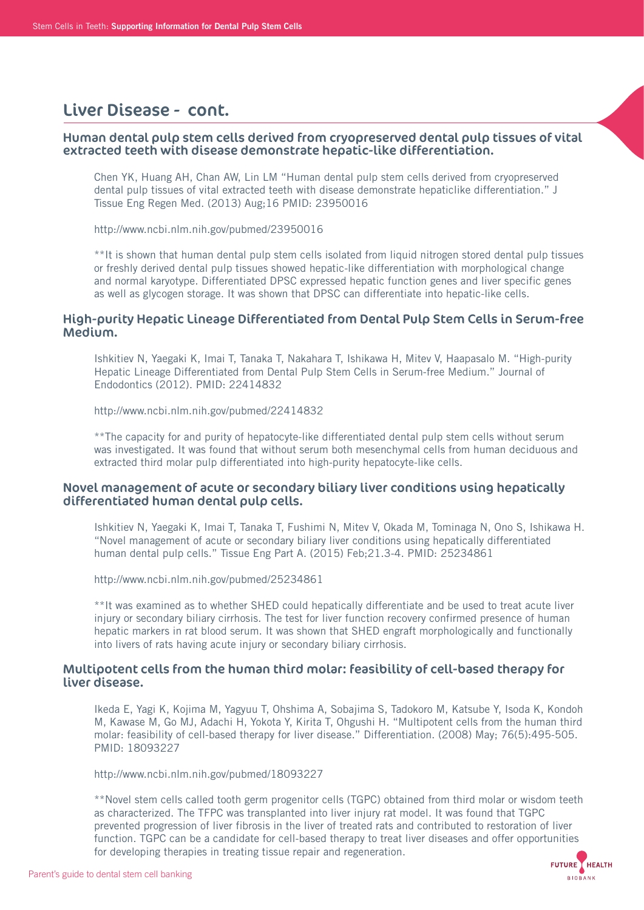# Liver Disease - cont.

### Human dental pulp stem cells derived from cryopreserved dental pulp tissues of vital extracted teeth with disease demonstrate hepatic-like differentiation.

Chen YK, Huang AH, Chan AW, Lin LM "Human dental pulp stem cells derived from cryopreserved dental pulp tissues of vital extracted teeth with disease demonstrate hepaticlike differentiation." J Tissue Eng Regen Med. (2013) Aug;16 PMID: 23950016

http://www.ncbi.nlm.nih.gov/pubmed/23950016

**It is shown that human dental pulp stem cells isolated from liquid nitrogen stored dental pulp tissues or freshly derived dental pulp tissues showed hepatic-like differentiation with morphological change and normal karyotype. Differentiated DPSC expressed hepatic function genes and liver specific genes as well as glycogen storage. It was shown that DPSC can differentiate into hepatic-like cells.

### High-purity Hepatic Lineage Differentiated from Dental Pulp Stem Cells in Serum-free Medium.

Ishkitiev N, Yaegaki K, Imai T, Tanaka T, Nakahara T, Ishikawa H, Mitev V, Haapasalo M. "High-purity Hepatic Lineage Differentiated from Dental Pulp Stem Cells in Serum-free Medium." Journal of Endodontics (2012). PMID: 22414832

http://www.ncbi.nlm.nih.gov/pubmed/22414832

**The capacity for and purity of hepatocyte-like differentiated dental pulp stem cells without serum was investigated. It was found that without serum both mesenchymal cells from human deciduous and extracted third molar pulp differentiated into high-purity hepatocyte-like cells.

### Novel management of acute or secondary biliary liver conditions using hepatically differentiated human dental pulp cells.

Ishkitiev N, Yaegaki K, Imai T, Tanaka T, Fushimi N, Mitev V, Okada M, Tominaga N, Ono S, Ishikawa H. "Novel management of acute or secondary biliary liver conditions using hepatically differentiated human dental pulp cells." Tissue Eng Part A. (2015) Feb;21.3-4. PMID: 25234861

http://www.ncbi.nlm.nih.gov/pubmed/25234861

**It was examined as to whether SHED could hepatically differentiate and be used to treat acute liver injury or secondary biliary cirrhosis. The test for liver function recovery confirmed presence of human hepatic markers in rat blood serum. It was shown that SHED engraft morphologically and functionally into livers of rats having acute injury or secondary biliary cirrhosis.

### Multipotent cells from the human third molar: feasibility of cell-based therapy for liver disease.

Ikeda E, Yagi K, Kojima M, Yagyuu T, Ohshima A, Sobajima S, Tadokoro M, Katsube Y, Isoda K, Kondoh M, Kawase M, Go MJ, Adachi H, Yokota Y, Kirita T, Ohgushi H. "Multipotent cells from the human third molar: feasibility of cell-based therapy for liver disease." Differentiation. (2008) May; 76(5):495-505. PMID: 18093227

http://www.ncbi.nlm.nih.gov/pubmed/18093227

**Novel stem cells called tooth germ progenitor cells (TGPC) obtained from third molar or wisdom teeth as characterized. The TFPC was transplanted into liver injury rat model. It was found that TGPC prevented progression of liver fibrosis in the liver of treated rats and contributed to restoration of liver function. TGPC can be a candidate for cell-based therapy to treat liver diseases and offer opportunities for developing therapies in treating tissue repair and regeneration.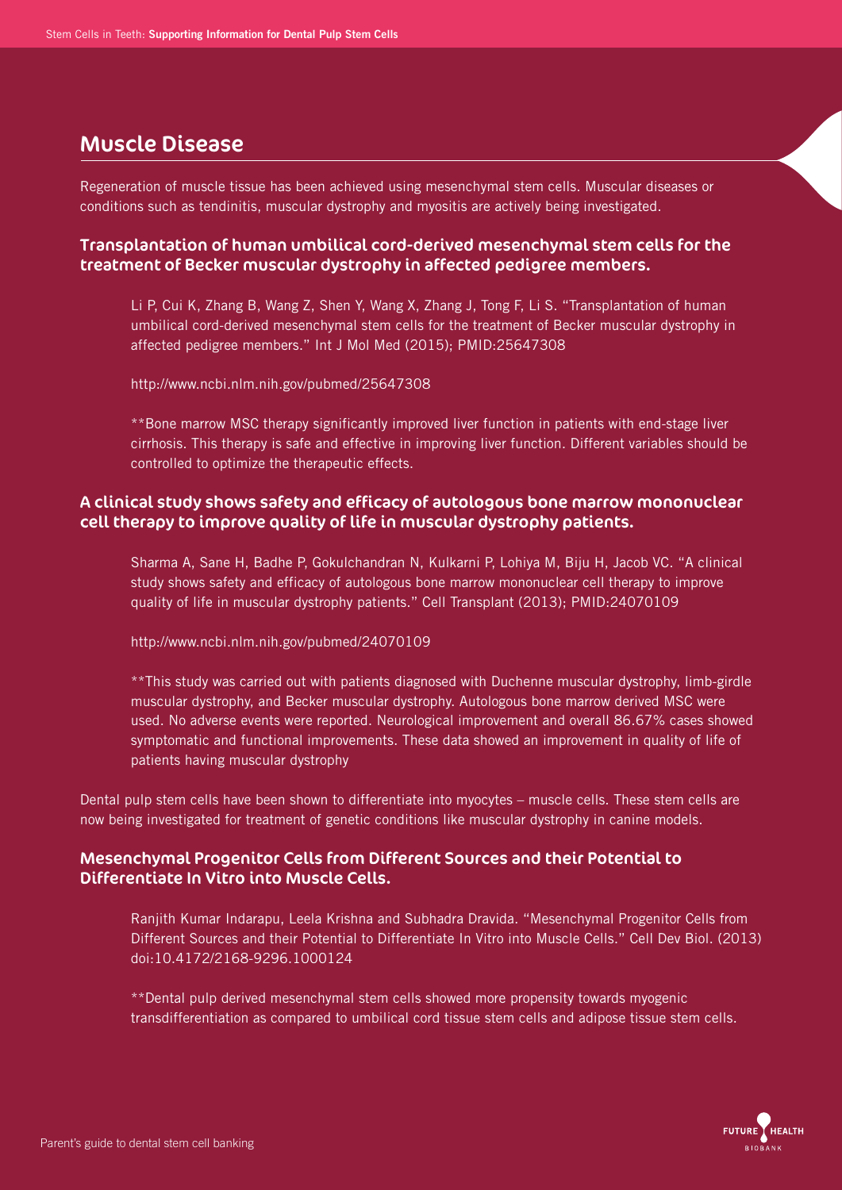## Muscle Disease

Regeneration of muscle tissue has been achieved using mesenchymal stem cells. Muscular diseases or conditions such as tendinitis, muscular dystrophy and myositis are actively being investigated.

### Transplantation of human umbilical cord-derived mesenchymal stem cells for the treatment of Becker muscular dystrophy in affected pedigree members.

Li P, Cui K, Zhang B, Wang Z, Shen Y, Wang X, Zhang J, Tong F, Li S. "Transplantation of human umbilical cord-derived mesenchymal stem cells for the treatment of Becker muscular dystrophy in affected pedigree members." Int J Mol Med (2015); PMID:25647308

http://www.ncbi.nlm.nih.gov/pubmed/25647308

**Bone marrow MSC therapy significantly improved liver function in patients with end-stage liver cirrhosis. This therapy is safe and effective in improving liver function. Different variables should be controlled to optimize the therapeutic effects.

### A clinical study shows safety and efficacy of autologous bone marrow mononuclear cell therapy to improve quality of life in muscular dystrophy patients.

Sharma A, Sane H, Badhe P, Gokulchandran N, Kulkarni P, Lohiya M, Biju H, Jacob VC. "A clinical study shows safety and efficacy of autologous bone marrow mononuclear cell therapy to improve quality of life in muscular dystrophy patients." Cell Transplant (2013); PMID:24070109

http://www.ncbi.nlm.nih.gov/pubmed/24070109

**This study was carried out with patients diagnosed with Duchenne muscular dystrophy, limb-girdle muscular dystrophy, and Becker muscular dystrophy. Autologous bone marrow derived MSC were used. No adverse events were reported. Neurological improvement and overall 86.67% cases showed symptomatic and functional improvements. These data showed an improvement in quality of life of patients having muscular dystrophy

Dental pulp stem cells have been shown to differentiate into myocytes – muscle cells. These stem cells are now being investigated for treatment of genetic conditions like muscular dystrophy in canine models.

### Mesenchymal Progenitor Cells from Different Sources and their Potential to Differentiate In Vitro into Muscle Cells.

Ranjith Kumar Indarapu, Leela Krishna and Subhadra Dravida. "Mesenchymal Progenitor Cells from Different Sources and their Potential to Differentiate In Vitro into Muscle Cells." Cell Dev Biol. (2013) doi:10.4172/2168-9296.1000124

**Dental pulp derived mesenchymal stem cells showed more propensity towards myogenic transdifferentiation as compared to umbilical cord tissue stem cells and adipose tissue stem cells.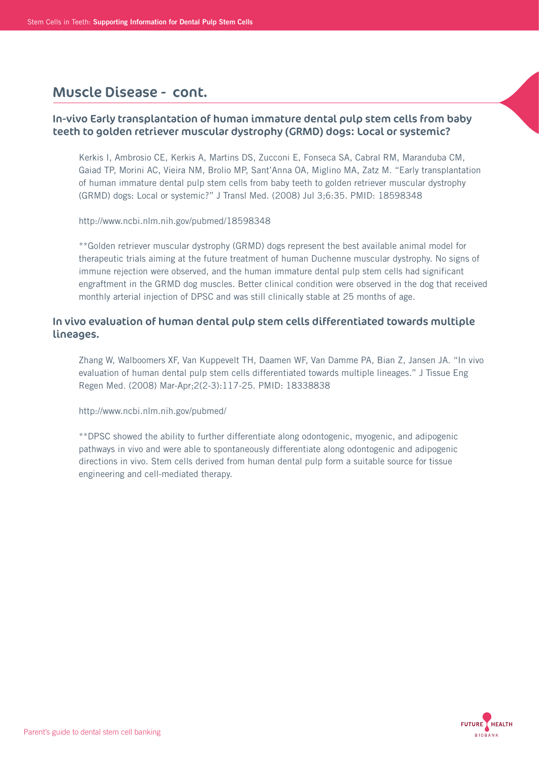## Muscle Disease - cont.

### In-vivo Early transplantation of human immature dental pulp stem cells from baby teeth to golden retriever muscular dystrophy (GRMD) dogs: Local or systemic?

Kerkis I, Ambrosio CE, Kerkis A, Martins DS, Zucconi E, Fonseca SA, Cabral RM, Maranduba CM, Gaiad TP, Morini AC, Vieira NM, Brolio MP, Sant'Anna OA, Miglino MA, Zatz M. "Early transplantation of human immature dental pulp stem cells from baby teeth to golden retriever muscular dystrophy (GRMD) dogs: Local or systemic?" J Transl Med. (2008) Jul 3;6:35. PMID: 18598348

http://www.ncbi.nlm.nih.gov/pubmed/18598348

**Golden retriever muscular dystrophy (GRMD) dogs represent the best available animal model for therapeutic trials aiming at the future treatment of human Duchenne muscular dystrophy. No signs of immune rejection were observed, and the human immature dental pulp stem cells had significant engraftment in the GRMD dog muscles. Better clinical condition were observed in the dog that received monthly arterial injection of DPSC and was still clinically stable at 25 months of age.

### In vivo evaluation of human dental pulp stem cells differentiated towards multiple lineages.

Zhang W, Walboomers XF, Van Kuppevelt TH, Daamen WF, Van Damme PA, Bian Z, Jansen JA. "In vivo evaluation of human dental pulp stem cells differentiated towards multiple lineages." J Tissue Eng Regen Med. (2008) Mar-Apr;2(2-3):117-25. PMID: 18338838

http://www.ncbi.nlm.nih.gov/pubmed/

**DPSC showed the ability to further differentiate along odontogenic, myogenic, and adipogenic pathways in vivo and were able to spontaneously differentiate along odontogenic and adipogenic directions in vivo. Stem cells derived from human dental pulp form a suitable source for tissue engineering and cell-mediated therapy.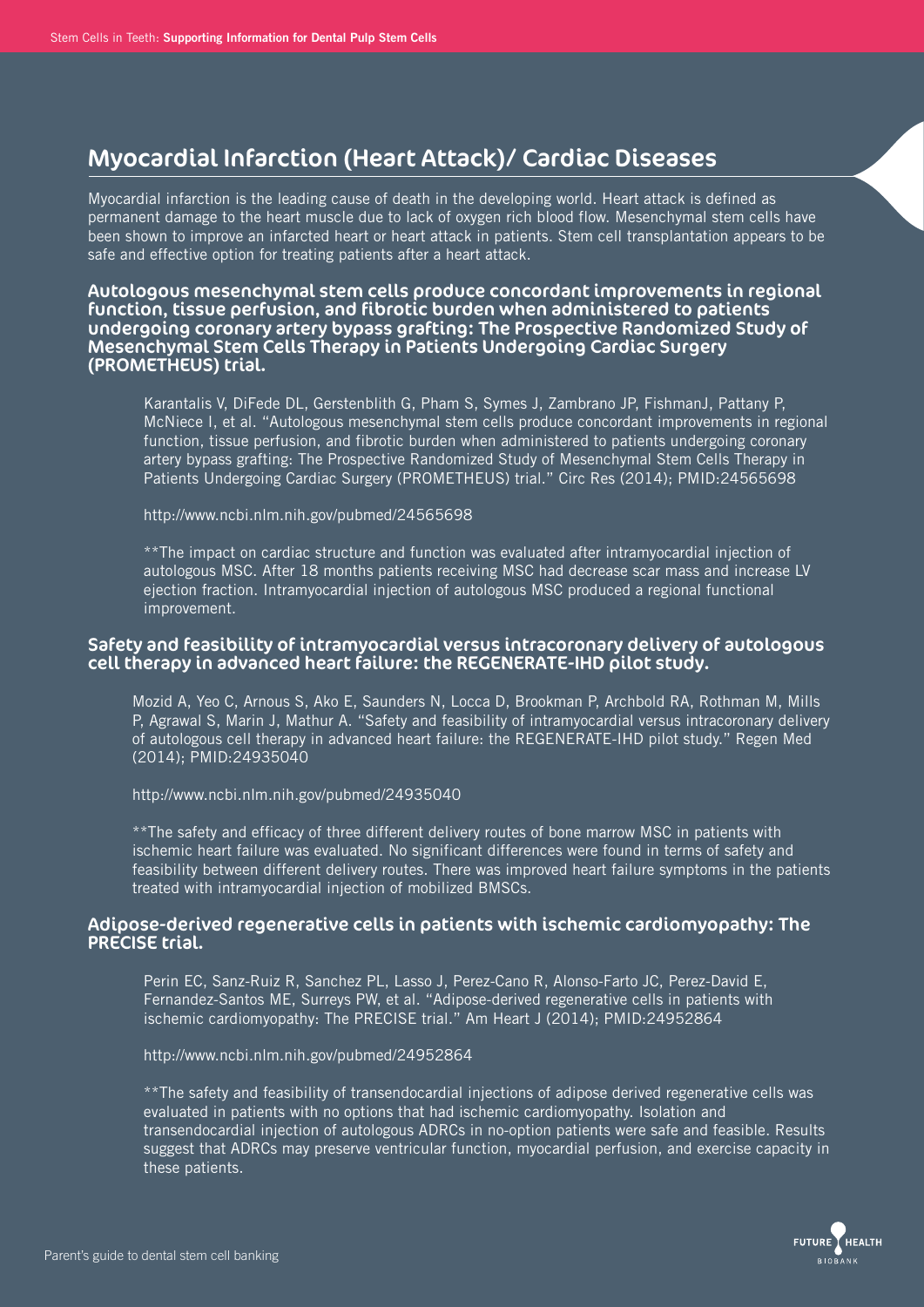## Myocardial Infarction (Heart Attack)/ Cardiac Diseases

Myocardial infarction is the leading cause of death in the developing world. Heart attack is defined as permanent damage to the heart muscle due to lack of oxygen rich blood flow. Mesenchymal stem cells have been shown to improve an infarcted heart or heart attack in patients. Stem cell transplantation appears to be safe and effective option for treating patients after a heart attack.

### Autologous mesenchymal stem cells produce concordant improvements in regional function, tissue perfusion, and fibrotic burden when administered to patients undergoing coronary artery bypass grafting: The Prospective Randomized Study of Mesenchymal Stem Cells Therapy in Patients Undergoing Cardiac Surgery (PROMETHEUS) trial.

Karantalis V, DiFede DL, Gerstenblith G, Pham S, Symes J, Zambrano JP, FishmanJ, Pattany P, McNiece I, et al. "Autologous mesenchymal stem cells produce concordant improvements in regional function, tissue perfusion, and fibrotic burden when administered to patients undergoing coronary artery bypass grafting: The Prospective Randomized Study of Mesenchymal Stem Cells Therapy in Patients Undergoing Cardiac Surgery (PROMETHEUS) trial." Circ Res (2014); PMID:24565698

http://www.ncbi.nlm.nih.gov/pubmed/24565698

**The impact on cardiac structure and function was evaluated after intramyocardial injection of autologous MSC. After 18 months patients receiving MSC had decrease scar mass and increase LV ejection fraction. Intramyocardial injection of autologous MSC produced a regional functional improvement.

### Safety and feasibility of intramyocardial versus intracoronary delivery of autologous cell therapy in advanced heart failure: the REGENERATE-IHD pilot study.

Mozid A, Yeo C, Arnous S, Ako E, Saunders N, Locca D, Brookman P, Archbold RA, Rothman M, Mills P, Agrawal S, Marin J, Mathur A. "Safety and feasibility of intramyocardial versus intracoronary delivery of autologous cell therapy in advanced heart failure: the REGENERATE-IHD pilot study." Regen Med (2014); PMID:24935040

http://www.ncbi.nlm.nih.gov/pubmed/24935040

**The safety and efficacy of three different delivery routes of bone marrow MSC in patients with ischemic heart failure was evaluated. No significant differences were found in terms of safety and feasibility between different delivery routes. There was improved heart failure symptoms in the patients treated with intramyocardial injection of mobilized BMSCs.

### Adipose-derived regenerative cells in patients with ischemic cardiomyopathy: The PRECISE trial.

Perin EC, Sanz-Ruiz R, Sanchez PL, Lasso J, Perez-Cano R, Alonso-Farto JC, Perez-David E, Fernandez-Santos ME, Surreys PW, et al. "Adipose-derived regenerative cells in patients with ischemic cardiomyopathy: The PRECISE trial." Am Heart J (2014); PMID:24952864

http://www.ncbi.nlm.nih.gov/pubmed/24952864

**The safety and feasibility of transendocardial injections of adipose derived regenerative cells was evaluated in patients with no options that had ischemic cardiomyopathy. Isolation and transendocardial injection of autologous ADRCs in no-option patients were safe and feasible. Results suggest that ADRCs may preserve ventricular function, myocardial perfusion, and exercise capacity in these patients.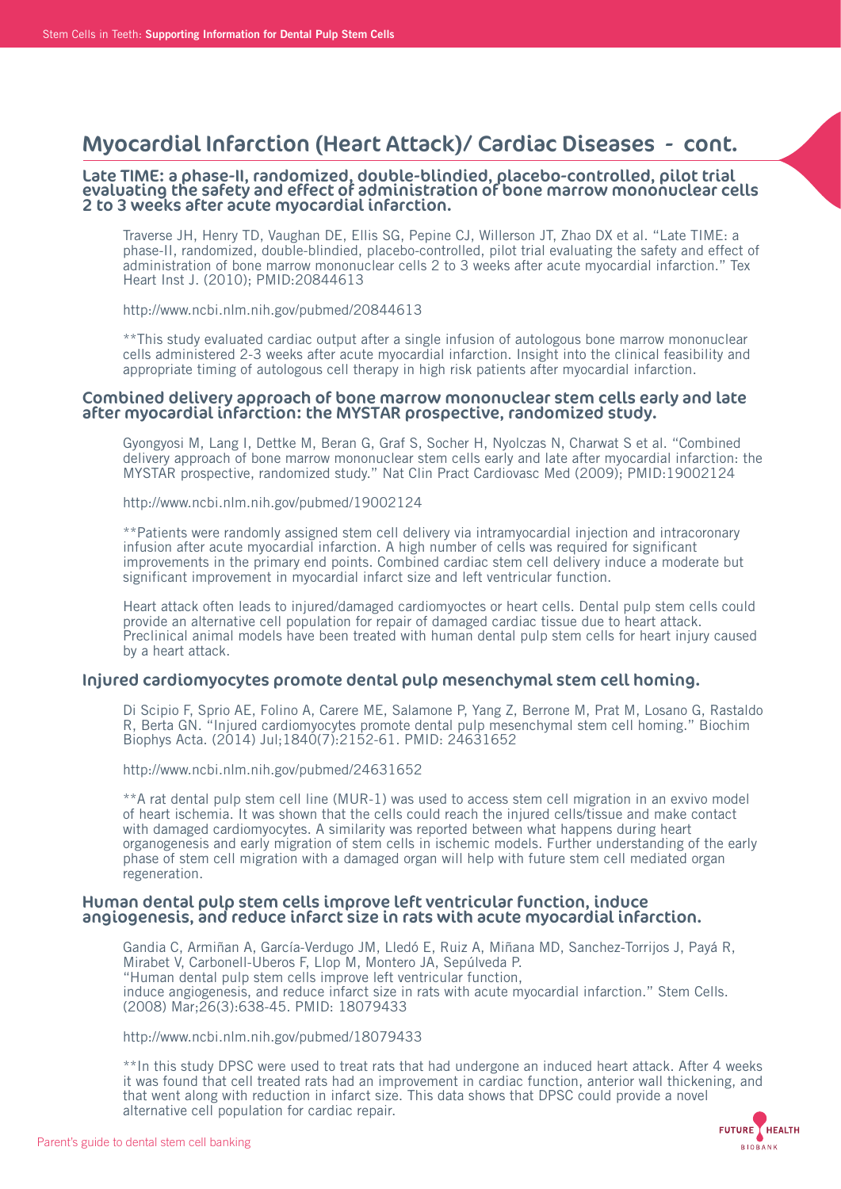# Myocardial Infarction (Heart Attack)/ Cardiac Diseases - cont.

### Late TIME: a phase-II, randomized, double-blindied, placebo-controlled, pilot trial evaluating the safety and effect of administration of bone marrow mononuclear cells 2 to 3 weeks after acute myocardial infarction.

Traverse JH, Henry TD, Vaughan DE, Ellis SG, Pepine CJ, Willerson JT, Zhao DX et al. "Late TIME: a phase-II, randomized, double-blindied, placebo-controlled, pilot trial evaluating the safety and effect of administration of bone marrow mononuclear cells 2 to 3 weeks after acute myocardial infarction." Tex Heart Inst J. (2010); PMID:20844613

http://www.ncbi.nlm.nih.gov/pubmed/20844613

**This study evaluated cardiac output after a single infusion of autologous bone marrow mononuclear cells administered 2-3 weeks after acute myocardial infarction. Insight into the clinical feasibility and appropriate timing of autologous cell therapy in high risk patients after myocardial infarction.

### Combined delivery approach of bone marrow mononuclear stem cells early and late after myocardial infarction: the MYSTAR prospective, randomized study.

Gyongyosi M, Lang I, Dettke M, Beran G, Graf S, Socher H, Nyolczas N, Charwat S et al. "Combined delivery approach of bone marrow mononuclear stem cells early and late after myocardial infarction: the MYSTAR prospective, randomized study." Nat Clin Pract Cardiovasc Med (2009); PMID:19002124

http://www.ncbi.nlm.nih.gov/pubmed/19002124

**Patients were randomly assigned stem cell delivery via intramyocardial injection and intracoronary infusion after acute myocardial infarction. A high number of cells was required for significant improvements in the primary end points. Combined cardiac stem cell delivery induce a moderate but significant improvement in myocardial infarct size and left ventricular function.

Heart attack often leads to injured/damaged cardiomyoctes or heart cells. Dental pulp stem cells could provide an alternative cell population for repair of damaged cardiac tissue due to heart attack. Preclinical animal models have been treated with human dental pulp stem cells for heart injury caused by a heart attack.

### Injured cardiomyocytes promote dental pulp mesenchymal stem cell homing.

Di Scipio F, Sprio AE, Folino A, Carere ME, Salamone P, Yang Z, Berrone M, Prat M, Losano G, Rastaldo R, Berta GN. "Injured cardiomyocytes promote dental pulp mesenchymal stem cell homing." Biochim Biophys Acta. (2014) Jul;1840(7):2152-61. PMID: 24631652

http://www.ncbi.nlm.nih.gov/pubmed/24631652

**A rat dental pulp stem cell line (MUR-1) was used to access stem cell migration in an exvivo model of heart ischemia. It was shown that the cells could reach the injured cells/tissue and make contact with damaged cardiomyocytes. A similarity was reported between what happens during heart organogenesis and early migration of stem cells in ischemic models. Further understanding of the early phase of stem cell migration with a damaged organ will help with future stem cell mediated organ regeneration.

### Human dental pulp stem cells improve left ventricular function, induce angiogenesis, and reduce infarct size in rats with acute myocardial infarction.

Gandia C, Armiñan A, García-Verdugo JM, Lledó E, Ruiz A, Miñana MD, Sanchez-Torrijos J, Payá R, Mirabet V, Carbonell-Uberos F, Llop M, Montero JA, Sepúlveda P.
"Human dental pulp stem cells improve left ventricular function,
induce angiogenesis, and reduce infarct size in rats with acute myocardial infarction." Stem Cells. (2008) Mar;26(3):638-45. PMID: 18079433

http://www.ncbi.nlm.nih.gov/pubmed/18079433

**In this study DPSC were used to treat rats that had undergone an induced heart attack. After 4 weeks it was found that cell treated rats had an improvement in cardiac function, anterior wall thickening, and that went along with reduction in infarct size. This data shows that DPSC could provide a novel alternative cell population for cardiac repair.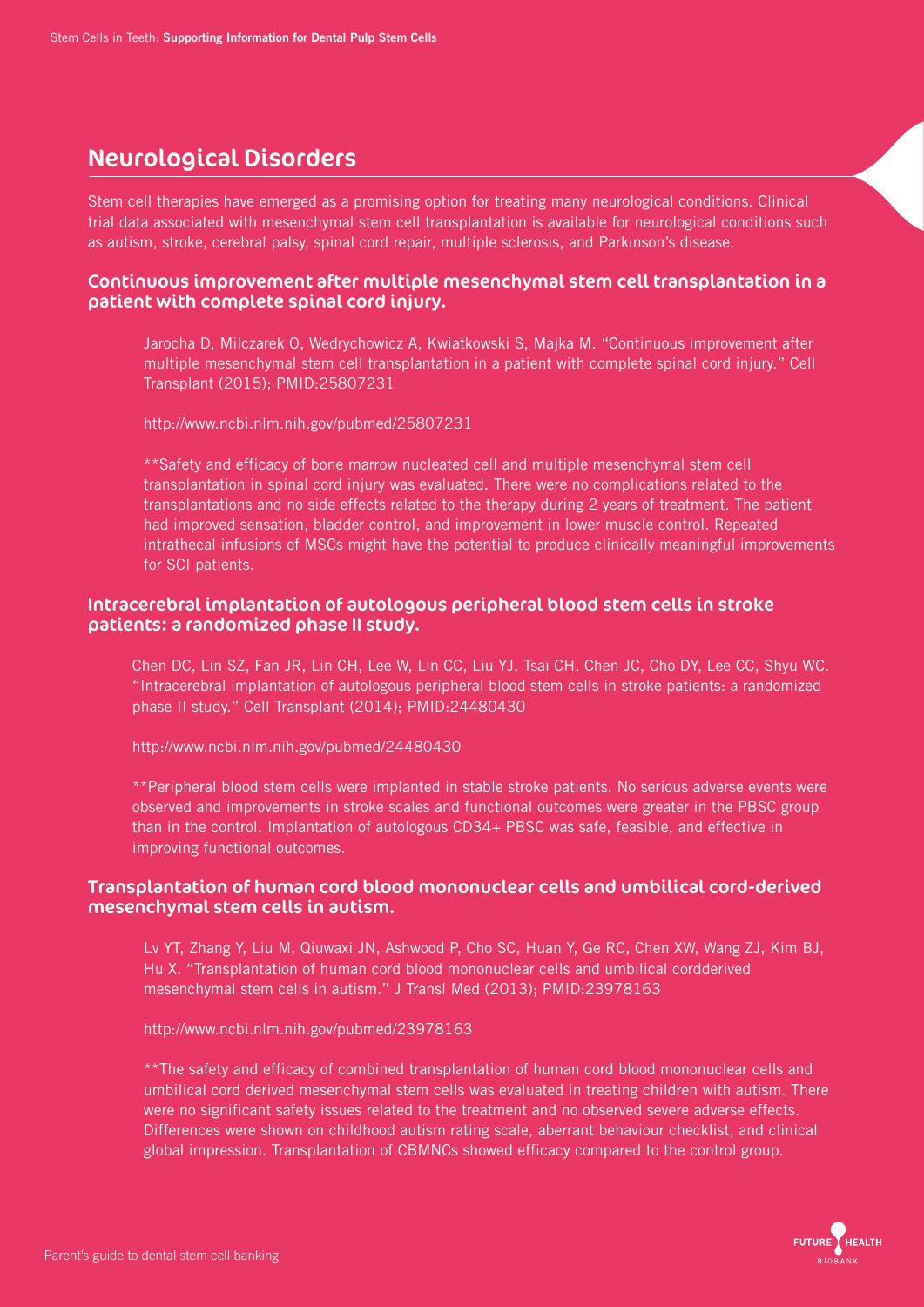# Neurological Disorders

Stem cell therapies have emerged as a promising option for treating many neurological conditions. Clinical trial data associated with mesenchymal stem cell transplantation is available for neurological conditions such as autism, stroke, cerebral palsy, spinal cord repair, multiple sclerosis, and Parkinson's disease.

## Continuous improvement after multiple mesenchymal stem cell transplantation in a patient with complete spinal cord injury.

Jarocha D, Milczarek O, Wedrychowicz A, Kwiatkowski S, Majka M. "Continuous improvement after multiple mesenchymal stem cell transplantation in a patient with complete spinal cord injury." Cell Transplant (2015); PMID:25807231

http://www.ncbi.nlm.nih.gov/pubmed/25807231

**Safety and efficacy of bone marrow nucleated cell and multiple mesenchymal stem cell transplantation in spinal cord injury was evaluated. There were no complications related to the transplantations and no side effects related to the therapy during 2 years of treatment. The patient had improved sensation, bladder control, and improvement in lower muscle control. Repeated intrathecal infusions of MSCs might have the potential to produce clinically meaningful improvements for SCI patients.

## Intracerebral implantation of autologous peripheral blood stem cells in stroke patients: a randomized phase II study.

Chen DC, Lin SZ, Fan JR, Lin CH, Lee W, Lin CC, Liu YJ, Tsai CH, Chen JC, Cho DY, Lee CC, Shyu WC. "Intracerebral implantation of autologous peripheral blood stem cells in stroke patients: a randomized phase II study." Cell Transplant (2014); PMID:24480430

http://www.ncbi.nlm.nih.gov/pubmed/24480430

**Peripheral blood stem cells were implanted in stable stroke patients. No serious adverse events were observed and improvements in stroke scales and functional outcomes were greater in the PBSC group than in the control. Implantation of autologous CD34+ PBSC was safe, feasible, and effective in improving functional outcomes.

## Transplantation of human cord blood mononuclear cells and umbilical cord-derived mesenchymal stem cells in autism.

Lv YT, Zhang Y, Liu M, Qiuwaxi JN, Ashwood P, Cho SC, Huan Y, Ge RC, Chen XW, Wang ZJ, Kim BJ, Hu X. "Transplantation of human cord blood mononuclear cells and umbilical cordderived mesenchymal stem cells in autism." J Transl Med (2013); PMID:23978163

http://www.ncbi.nlm.nih.gov/pubmed/23978163

**The safety and efficacy of combined transplantation of human cord blood mononuclear cells and umbilical cord derived mesenchymal stem cells was evaluated in treating children with autism. There were no significant safety issues related to the treatment and no observed severe adverse effects. Differences were shown on childhood autism rating scale, aberrant behaviour checklist, and clinical global impression. Transplantation of CBMNCs showed efficacy compared to the control group.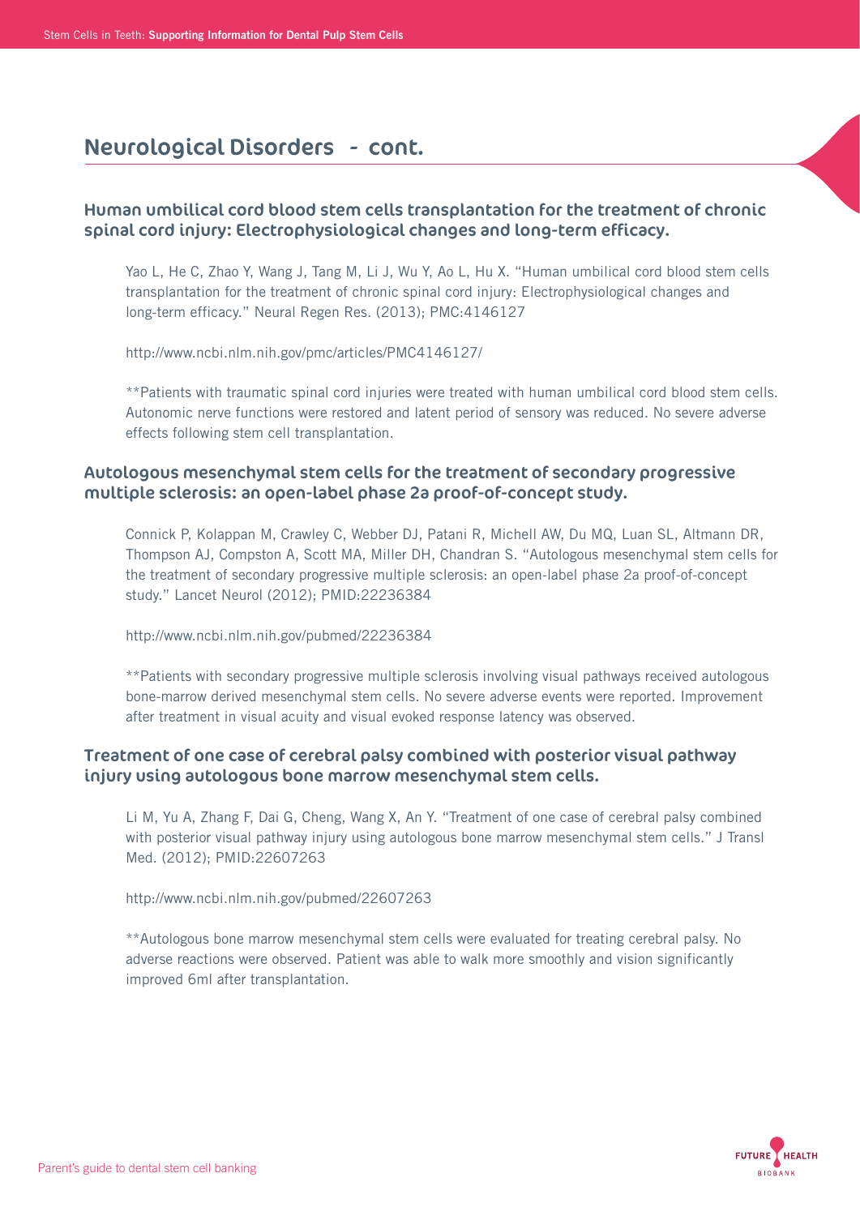## Neurological Disorders - cont.

### Human umbilical cord blood stem cells transplantation for the treatment of chronic spinal cord injury: Electrophysiological changes and long-term efficacy.

Yao L, He C, Zhao Y, Wang J, Tang M, Li J, Wu Y, Ao L, Hu X. "Human umbilical cord blood stem cells transplantation for the treatment of chronic spinal cord injury: Electrophysiological changes and long-term efficacy." Neural Regen Res. (2013); PMC:4146127

http://www.ncbi.nlm.nih.gov/pmc/articles/PMC4146127/

**Patients with traumatic spinal cord injuries were treated with human umbilical cord blood stem cells. Autonomic nerve functions were restored and latent period of sensory was reduced. No severe adverse effects following stem cell transplantation.

### Autologous mesenchymal stem cells for the treatment of secondary progressive multiple sclerosis: an open-label phase 2a proof-of-concept study.

Connick P, Kolappan M, Crawley C, Webber DJ, Patani R, Michell AW, Du MQ, Luan SL, Altmann DR, Thompson AJ, Compston A, Scott MA, Miller DH, Chandran S. "Autologous mesenchymal stem cells for the treatment of secondary progressive multiple sclerosis: an open-label phase 2a proof-of-concept study." Lancet Neurol (2012); PMID:22236384

http://www.ncbi.nlm.nih.gov/pubmed/22236384

**Patients with secondary progressive multiple sclerosis involving visual pathways received autologous bone-marrow derived mesenchymal stem cells. No severe adverse events were reported. Improvement after treatment in visual acuity and visual evoked response latency was observed.

### Treatment of one case of cerebral palsy combined with posterior visual pathway injury using autologous bone marrow mesenchymal stem cells.

Li M, Yu A, Zhang F, Dai G, Cheng, Wang X, An Y. "Treatment of one case of cerebral palsy combined with posterior visual pathway injury using autologous bone marrow mesenchymal stem cells." J Transl Med. (2012); PMID:22607263

http://www.ncbi.nlm.nih.gov/pubmed/22607263

**Autologous bone marrow mesenchymal stem cells were evaluated for treating cerebral palsy. No adverse reactions were observed. Patient was able to walk more smoothly and vision significantly improved 6ml after transplantation.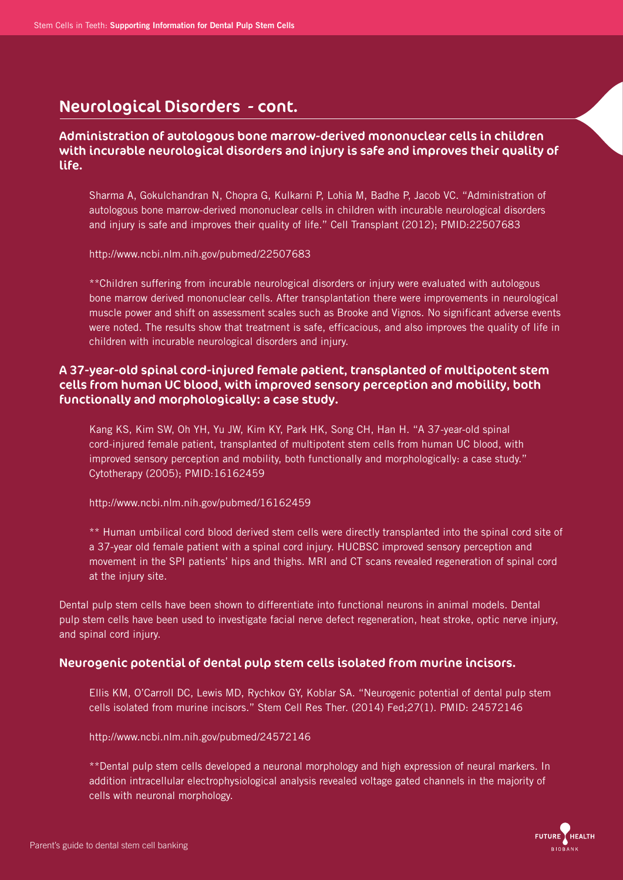## Neurological Disorders - cont.

### Administration of autologous bone marrow-derived mononuclear cells in children with incurable neurological disorders and injury is safe and improves their quality of life.

Sharma A, Gokulchandran N, Chopra G, Kulkarni P, Lohia M, Badhe P, Jacob VC. "Administration of autologous bone marrow-derived mononuclear cells in children with incurable neurological disorders and injury is safe and improves their quality of life." Cell Transplant (2012); PMID:22507683

http://www.ncbi.nlm.nih.gov/pubmed/22507683

**Children suffering from incurable neurological disorders or injury were evaluated with autologous bone marrow derived mononuclear cells. After transplantation there were improvements in neurological muscle power and shift on assessment scales such as Brooke and Vignos. No significant adverse events were noted. The results show that treatment is safe, efficacious, and also improves the quality of life in children with incurable neurological disorders and injury.

### A 37-year-old spinal cord-injured female patient, transplanted of multipotent stem cells from human UC blood, with improved sensory perception and mobility, both functionally and morphologically: a case study.

Kang KS, Kim SW, Oh YH, Yu JW, Kim KY, Park HK, Song CH, Han H. "A 37-year-old spinal cord-injured female patient, transplanted of multipotent stem cells from human UC blood, with improved sensory perception and mobility, both functionally and morphologically: a case study." Cytotherapy (2005); PMID:16162459

http://www.ncbi.nlm.nih.gov/pubmed/16162459

** Human umbilical cord blood derived stem cells were directly transplanted into the spinal cord site of a 37-year old female patient with a spinal cord injury. HUCBSC improved sensory perception and movement in the SPI patients' hips and thighs. MRI and CT scans revealed regeneration of spinal cord at the injury site.

Dental pulp stem cells have been shown to differentiate into functional neurons in animal models. Dental pulp stem cells have been used to investigate facial nerve defect regeneration, heat stroke, optic nerve injury, and spinal cord injury.

### Neurogenic potential of dental pulp stem cells isolated from murine incisors.

Ellis KM, O'Carroll DC, Lewis MD, Rychkov GY, Koblar SA. "Neurogenic potential of dental pulp stem cells isolated from murine incisors." Stem Cell Res Ther. (2014) Fed;27(1). PMID: 24572146

http://www.ncbi.nlm.nih.gov/pubmed/24572146

**Dental pulp stem cells developed a neuronal morphology and high expression of neural markers. In addition intracellular electrophysiological analysis revealed voltage gated channels in the majority of cells with neuronal morphology.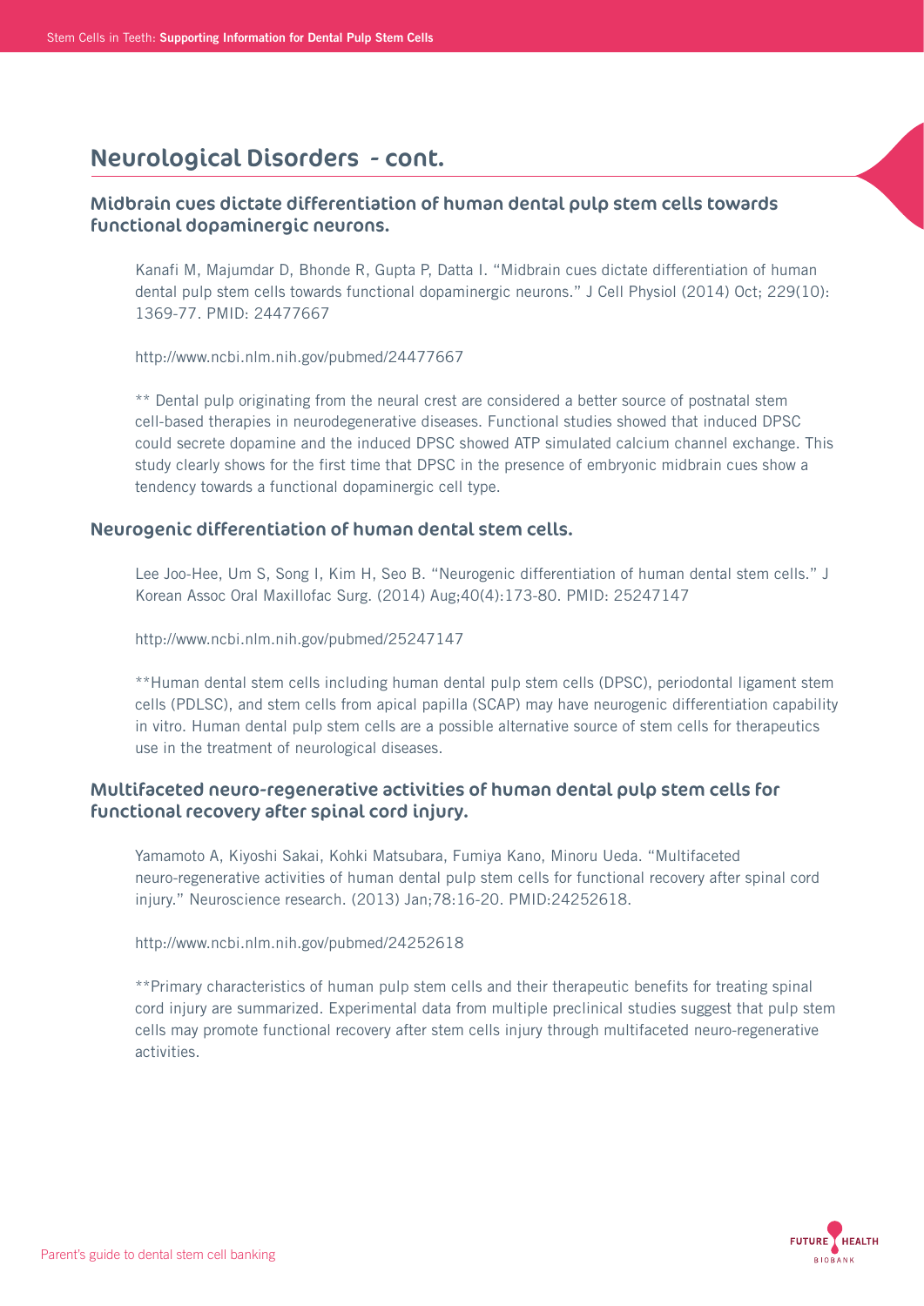## Neurological Disorders - cont.

### Midbrain cues dictate differentiation of human dental pulp stem cells towards functional dopaminergic neurons.

Kanafi M, Majumdar D, Bhonde R, Gupta P, Datta I. "Midbrain cues dictate differentiation of human dental pulp stem cells towards functional dopaminergic neurons." J Cell Physiol (2014) Oct; 229(10): 1369-77. PMID: 24477667

http://www.ncbi.nlm.nih.gov/pubmed/24477667

** Dental pulp originating from the neural crest are considered a better source of postnatal stem cell-based therapies in neurodegenerative diseases. Functional studies showed that induced DPSC could secrete dopamine and the induced DPSC showed ATP simulated calcium channel exchange. This study clearly shows for the first time that DPSC in the presence of embryonic midbrain cues show a tendency towards a functional dopaminergic cell type.

### Neurogenic differentiation of human dental stem cells.

Lee Joo-Hee, Um S, Song I, Kim H, Seo B. "Neurogenic differentiation of human dental stem cells." J Korean Assoc Oral Maxillofac Surg. (2014) Aug;40(4):173-80. PMID: 25247147

http://www.ncbi.nlm.nih.gov/pubmed/25247147

**Human dental stem cells including human dental pulp stem cells (DPSC), periodontal ligament stem cells (PDLSC), and stem cells from apical papilla (SCAP) may have neurogenic differentiation capability in vitro. Human dental pulp stem cells are a possible alternative source of stem cells for therapeutics use in the treatment of neurological diseases.

### Multifaceted neuro-regenerative activities of human dental pulp stem cells for functional recovery after spinal cord injury.

Yamamoto A, Kiyoshi Sakai, Kohki Matsubara, Fumiya Kano, Minoru Ueda. "Multifaceted neuro-regenerative activities of human dental pulp stem cells for functional recovery after spinal cord injury." Neuroscience research. (2013) Jan;78:16-20. PMID:24252618.

http://www.ncbi.nlm.nih.gov/pubmed/24252618

**Primary characteristics of human pulp stem cells and their therapeutic benefits for treating spinal cord injury are summarized. Experimental data from multiple preclinical studies suggest that pulp stem cells may promote functional recovery after stem cells injury through multifaceted neuro-regenerative activities.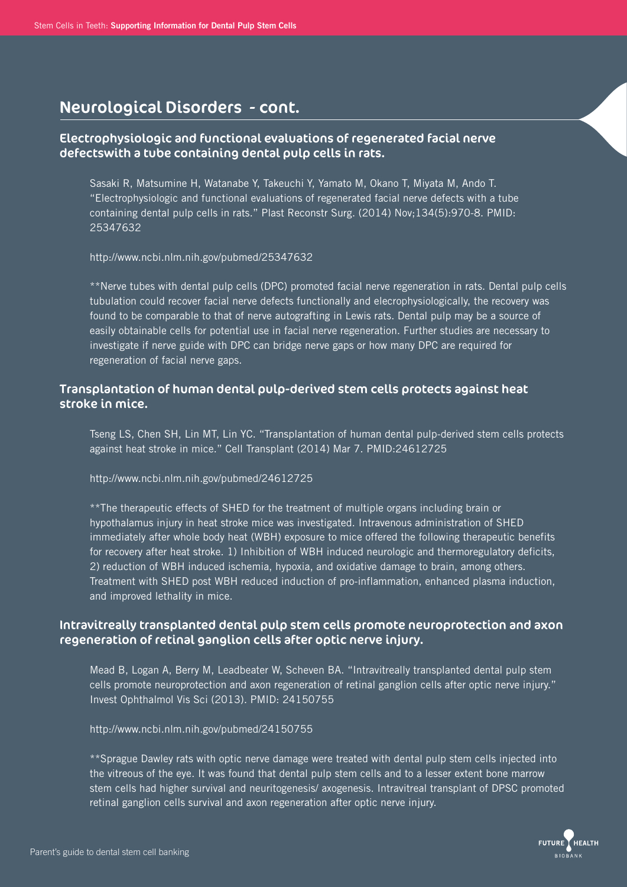## Neurological Disorders - cont.

### Electrophysiologic and functional evaluations of regenerated facial nerve defectswith a tube containing dental pulp cells in rats.

Sasaki R, Matsumine H, Watanabe Y, Takeuchi Y, Yamato M, Okano T, Miyata M, Ando T. "Electrophysiologic and functional evaluations of regenerated facial nerve defects with a tube containing dental pulp cells in rats." Plast Reconstr Surg. (2014) Nov;134(5):970-8. PMID: 25347632

http://www.ncbi.nlm.nih.gov/pubmed/25347632

**Nerve tubes with dental pulp cells (DPC) promoted facial nerve regeneration in rats. Dental pulp cells tubulation could recover facial nerve defects functionally and elecrophysiologically, the recovery was found to be comparable to that of nerve autografting in Lewis rats. Dental pulp may be a source of easily obtainable cells for potential use in facial nerve regeneration. Further studies are necessary to investigate if nerve guide with DPC can bridge nerve gaps or how many DPC are required for regeneration of facial nerve gaps.

### Transplantation of human dental pulp-derived stem cells protects against heat stroke in mice.

Tseng LS, Chen SH, Lin MT, Lin YC. "Transplantation of human dental pulp-derived stem cells protects against heat stroke in mice." Cell Transplant (2014) Mar 7. PMID:24612725

http://www.ncbi.nlm.nih.gov/pubmed/24612725

**The therapeutic effects of SHED for the treatment of multiple organs including brain or hypothalamus injury in heat stroke mice was investigated. Intravenous administration of SHED immediately after whole body heat (WBH) exposure to mice offered the following therapeutic benefits for recovery after heat stroke. 1) Inhibition of WBH induced neurologic and thermoregulatory deficits, 2) reduction of WBH induced ischemia, hypoxia, and oxidative damage to brain, among others. Treatment with SHED post WBH reduced induction of pro-inflammation, enhanced plasma induction, and improved lethality in mice.

### Intravitreally transplanted dental pulp stem cells promote neuroprotection and axon regeneration of retinal ganglion cells after optic nerve injury.

Mead B, Logan A, Berry M, Leadbeater W, Scheven BA. "Intravitreally transplanted dental pulp stem cells promote neuroprotection and axon regeneration of retinal ganglion cells after optic nerve injury." Invest Ophthalmol Vis Sci (2013). PMID: 24150755

http://www.ncbi.nlm.nih.gov/pubmed/24150755

**Sprague Dawley rats with optic nerve damage were treated with dental pulp stem cells injected into the vitreous of the eye. It was found that dental pulp stem cells and to a lesser extent bone marrow stem cells had higher survival and neuritogenesis/ axogenesis. Intravitreal transplant of DPSC promoted retinal ganglion cells survival and axon regeneration after optic nerve injury.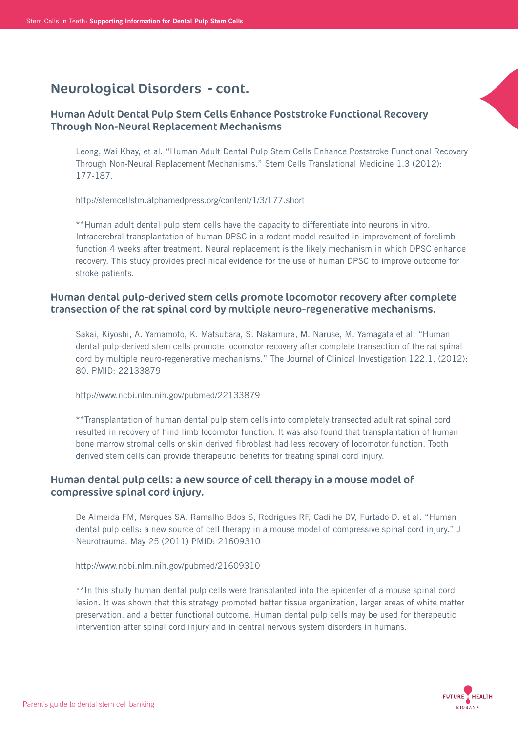## Neurological Disorders - cont.

### Human Adult Dental Pulp Stem Cells Enhance Poststroke Functional Recovery Through Non-Neural Replacement Mechanisms

Leong, Wai Khay, et al. "Human Adult Dental Pulp Stem Cells Enhance Poststroke Functional Recovery Through Non-Neural Replacement Mechanisms." Stem Cells Translational Medicine 1.3 (2012): 177-187.

http://stemcellstm.alphamedpress.org/content/1/3/177.short

**Human adult dental pulp stem cells have the capacity to differentiate into neurons in vitro. Intracerebral transplantation of human DPSC in a rodent model resulted in improvement of forelimb function 4 weeks after treatment. Neural replacement is the likely mechanism in which DPSC enhance recovery. This study provides preclinical evidence for the use of human DPSC to improve outcome for stroke patients.

### Human dental pulp-derived stem cells promote locomotor recovery after complete transection of the rat spinal cord by multiple neuro-regenerative mechanisms.

Sakai, Kiyoshi, A. Yamamoto, K. Matsubara, S. Nakamura, M. Naruse, M. Yamagata et al. "Human dental pulp-derived stem cells promote locomotor recovery after complete transection of the rat spinal cord by multiple neuro-regenerative mechanisms." The Journal of Clinical Investigation 122.1, (2012): 80. PMID: 22133879

http://www.ncbi.nlm.nih.gov/pubmed/22133879

**Transplantation of human dental pulp stem cells into completely transected adult rat spinal cord resulted in recovery of hind limb locomotor function. It was also found that transplantation of human bone marrow stromal cells or skin derived fibroblast had less recovery of locomotor function. Tooth derived stem cells can provide therapeutic benefits for treating spinal cord injury.

### Human dental pulp cells: a new source of cell therapy in a mouse model of compressive spinal cord injury.

De Almeida FM, Marques SA, Ramalho Bdos S, Rodrigues RF, Cadilhe DV, Furtado D. et al. "Human dental pulp cells: a new source of cell therapy in a mouse model of compressive spinal cord injury." J Neurotrauma. May 25 (2011) PMID: 21609310

http://www.ncbi.nlm.nih.gov/pubmed/21609310

**In this study human dental pulp cells were transplanted into the epicenter of a mouse spinal cord lesion. It was shown that this strategy promoted better tissue organization, larger areas of white matter preservation, and a better functional outcome. Human dental pulp cells may be used for therapeutic intervention after spinal cord injury and in central nervous system disorders in humans.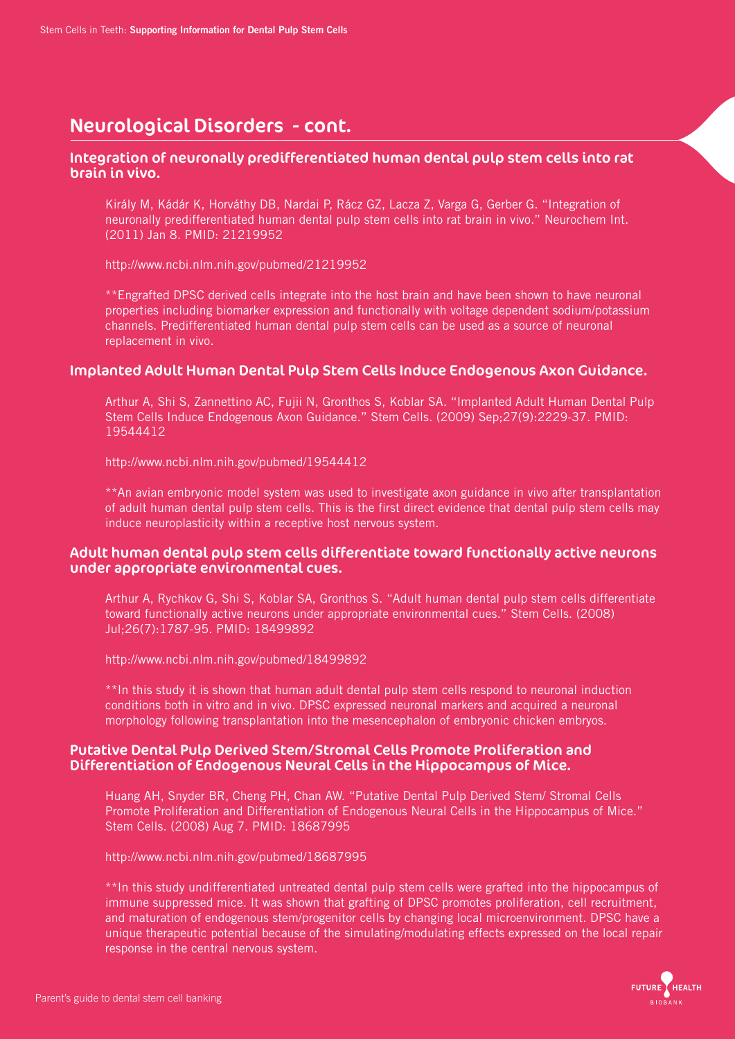# Neurological Disorders - cont.

## Integration of neuronally predifferentiated human dental pulp stem cells into rat brain in vivo.

Király M, Kádár K, Horváthy DB, Nardai P, Rácz GZ, Lacza Z, Varga G, Gerber G. "Integration of neuronally predifferentiated human dental pulp stem cells into rat brain in vivo." Neurochem Int. (2011) Jan 8. PMID: 21219952

http://www.ncbi.nlm.nih.gov/pubmed/21219952

**Engrafted DPSC derived cells integrate into the host brain and have been shown to have neuronal properties including biomarker expression and functionally with voltage dependent sodium/potassium channels. Predifferentiated human dental pulp stem cells can be used as a source of neuronal replacement in vivo.

## Implanted Adult Human Dental Pulp Stem Cells Induce Endogenous Axon Guidance.

Arthur A, Shi S, Zannettino AC, Fujii N, Gronthos S, Koblar SA. "Implanted Adult Human Dental Pulp Stem Cells Induce Endogenous Axon Guidance." Stem Cells. (2009) Sep;27(9):2229-37. PMID: 19544412

http://www.ncbi.nlm.nih.gov/pubmed/19544412

**An avian embryonic model system was used to investigate axon guidance in vivo after transplantation of adult human dental pulp stem cells. This is the first direct evidence that dental pulp stem cells may induce neuroplasticity within a receptive host nervous system.

## Adult human dental pulp stem cells differentiate toward functionally active neurons under appropriate environmental cues.

Arthur A, Rychkov G, Shi S, Koblar SA, Gronthos S. "Adult human dental pulp stem cells differentiate toward functionally active neurons under appropriate environmental cues." Stem Cells. (2008) Jul;26(7):1787-95. PMID: 18499892

http://www.ncbi.nlm.nih.gov/pubmed/18499892

**In this study it is shown that human adult dental pulp stem cells respond to neuronal induction conditions both in vitro and in vivo. DPSC expressed neuronal markers and acquired a neuronal morphology following transplantation into the mesencephalon of embryonic chicken embryos.

## Putative Dental Pulp Derived Stem/Stromal Cells Promote Proliferation and Differentiation of Endogenous Neural Cells in the Hippocampus of Mice.

Huang AH, Snyder BR, Cheng PH, Chan AW. "Putative Dental Pulp Derived Stem/ Stromal Cells Promote Proliferation and Differentiation of Endogenous Neural Cells in the Hippocampus of Mice." Stem Cells. (2008) Aug 7. PMID: 18687995

http://www.ncbi.nlm.nih.gov/pubmed/18687995

**In this study undifferentiated untreated dental pulp stem cells were grafted into the hippocampus of immune suppressed mice. It was shown that grafting of DPSC promotes proliferation, cell recruitment, and maturation of endogenous stem/progenitor cells by changing local microenvironment. DPSC have a unique therapeutic potential because of the simulating/modulating effects expressed on the local repair response in the central nervous system.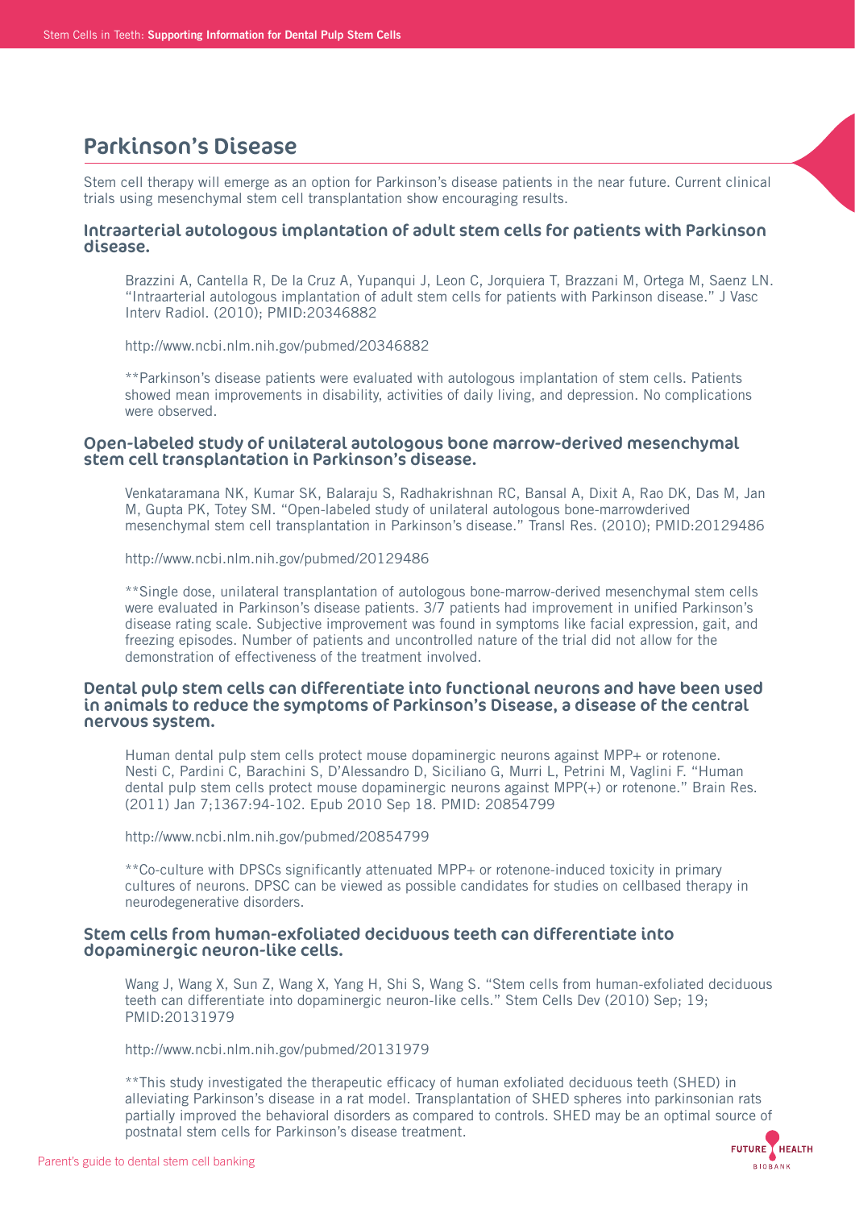# Parkinson's Disease

Stem cell therapy will emerge as an option for Parkinson's disease patients in the near future. Current clinical trials using mesenchymal stem cell transplantation show encouraging results.

## Intraarterial autologous implantation of adult stem cells for patients with Parkinson disease.

Brazzini A, Cantella R, De la Cruz A, Yupanqui J, Leon C, Jorquiera T, Brazzani M, Ortega M, Saenz LN. "Intraarterial autologous implantation of adult stem cells for patients with Parkinson disease." J Vasc Interv Radiol. (2010); PMID:20346882

http://www.ncbi.nlm.nih.gov/pubmed/20346882

**Parkinson's disease patients were evaluated with autologous implantation of stem cells. Patients showed mean improvements in disability, activities of daily living, and depression. No complications were observed.

## Open-labeled study of unilateral autologous bone marrow-derived mesenchymal stem cell transplantation in Parkinson's disease.

Venkataramana NK, Kumar SK, Balaraju S, Radhakrishnan RC, Bansal A, Dixit A, Rao DK, Das M, Jan M, Gupta PK, Totey SM. "Open-labeled study of unilateral autologous bone-marrowderived mesenchymal stem cell transplantation in Parkinson's disease." Transl Res. (2010); PMID:20129486

http://www.ncbi.nlm.nih.gov/pubmed/20129486

**Single dose, unilateral transplantation of autologous bone-marrow-derived mesenchymal stem cells were evaluated in Parkinson's disease patients. 3/7 patients had improvement in unified Parkinson's disease rating scale. Subjective improvement was found in symptoms like facial expression, gait, and freezing episodes. Number of patients and uncontrolled nature of the trial did not allow for the demonstration of effectiveness of the treatment involved.

## Dental pulp stem cells can differentiate into functional neurons and have been used in animals to reduce the symptoms of Parkinson's Disease, a disease of the central nervous system.

Human dental pulp stem cells protect mouse dopaminergic neurons against MPP+ or rotenone. Nesti C, Pardini C, Barachini S, D'Alessandro D, Siciliano G, Murri L, Petrini M, Vaglini F. "Human dental pulp stem cells protect mouse dopaminergic neurons against MPP(+) or rotenone." Brain Res. (2011) Jan 7;1367:94-102. Epub 2010 Sep 18. PMID: 20854799

http://www.ncbi.nlm.nih.gov/pubmed/20854799

**Co-culture with DPSCs significantly attenuated MPP+ or rotenone-induced toxicity in primary cultures of neurons. DPSC can be viewed as possible candidates for studies on cellbased therapy in neurodegenerative disorders.

## Stem cells from human-exfoliated deciduous teeth can differentiate into dopaminergic neuron-like cells.

Wang J, Wang X, Sun Z, Wang X, Yang H, Shi S, Wang S. "Stem cells from human-exfoliated deciduous teeth can differentiate into dopaminergic neuron-like cells." Stem Cells Dev (2010) Sep; 19; PMID:20131979

http://www.ncbi.nlm.nih.gov/pubmed/20131979

**This study investigated the therapeutic efficacy of human exfoliated deciduous teeth (SHED) in alleviating Parkinson's disease in a rat model. Transplantation of SHED spheres into parkinsonian rats partially improved the behavioral disorders as compared to controls. SHED may be an optimal source of postnatal stem cells for Parkinson's disease treatment.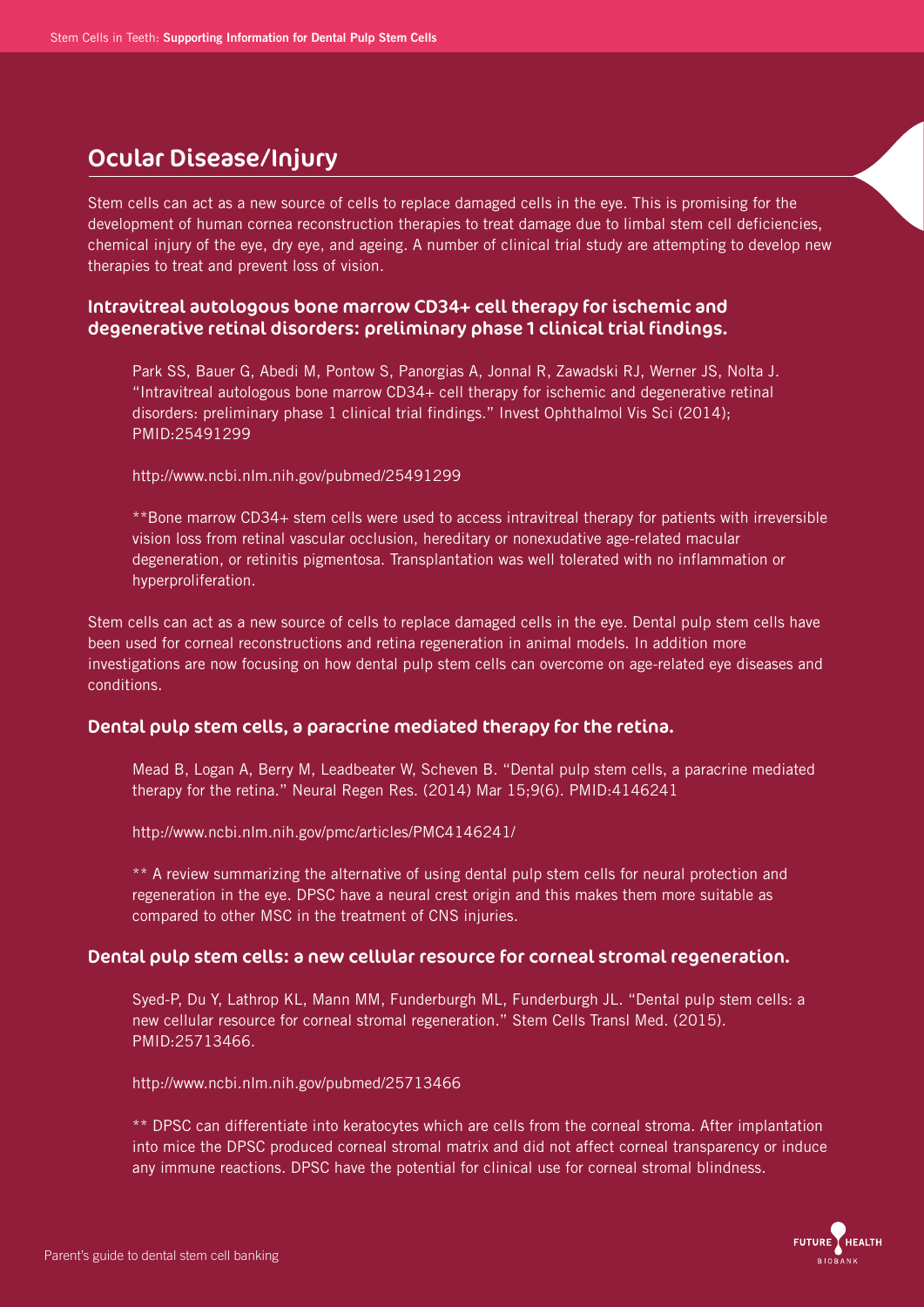## Ocular Disease/Injury

Stem cells can act as a new source of cells to replace damaged cells in the eye. This is promising for the development of human cornea reconstruction therapies to treat damage due to limbal stem cell deficiencies, chemical injury of the eye, dry eye, and ageing. A number of clinical trial study are attempting to develop new therapies to treat and prevent loss of vision.

### Intravitreal autologous bone marrow CD34+ cell therapy for ischemic and degenerative retinal disorders: preliminary phase 1 clinical trial findings.

Park SS, Bauer G, Abedi M, Pontow S, Panorgias A, Jonnal R, Zawadski RJ, Werner JS, Nolta J. "Intravitreal autologous bone marrow CD34+ cell therapy for ischemic and degenerative retinal disorders: preliminary phase 1 clinical trial findings." Invest Ophthalmol Vis Sci (2014); PMID:25491299

http://www.ncbi.nlm.nih.gov/pubmed/25491299

**Bone marrow CD34+ stem cells were used to access intravitreal therapy for patients with irreversible vision loss from retinal vascular occlusion, hereditary or nonexudative age-related macular degeneration, or retinitis pigmentosa. Transplantation was well tolerated with no inflammation or hyperproliferation.

Stem cells can act as a new source of cells to replace damaged cells in the eye. Dental pulp stem cells have been used for corneal reconstructions and retina regeneration in animal models. In addition more investigations are now focusing on how dental pulp stem cells can overcome on age-related eye diseases and conditions.

### Dental pulp stem cells, a paracrine mediated therapy for the retina.

Mead B, Logan A, Berry M, Leadbeater W, Scheven B. "Dental pulp stem cells, a paracrine mediated therapy for the retina." Neural Regen Res. (2014) Mar 15;9(6). PMID:4146241

http://www.ncbi.nlm.nih.gov/pmc/articles/PMC4146241/

** A review summarizing the alternative of using dental pulp stem cells for neural protection and regeneration in the eye. DPSC have a neural crest origin and this makes them more suitable as compared to other MSC in the treatment of CNS injuries.

### Dental pulp stem cells: a new cellular resource for corneal stromal regeneration.

Syed-P, Du Y, Lathrop KL, Mann MM, Funderburgh ML, Funderburgh JL. "Dental pulp stem cells: a new cellular resource for corneal stromal regeneration." Stem Cells Transl Med. (2015). PMID:25713466.

http://www.ncbi.nlm.nih.gov/pubmed/25713466

** DPSC can differentiate into keratocytes which are cells from the corneal stroma. After implantation into mice the DPSC produced corneal stromal matrix and did not affect corneal transparency or induce any immune reactions. DPSC have the potential for clinical use for corneal stromal blindness.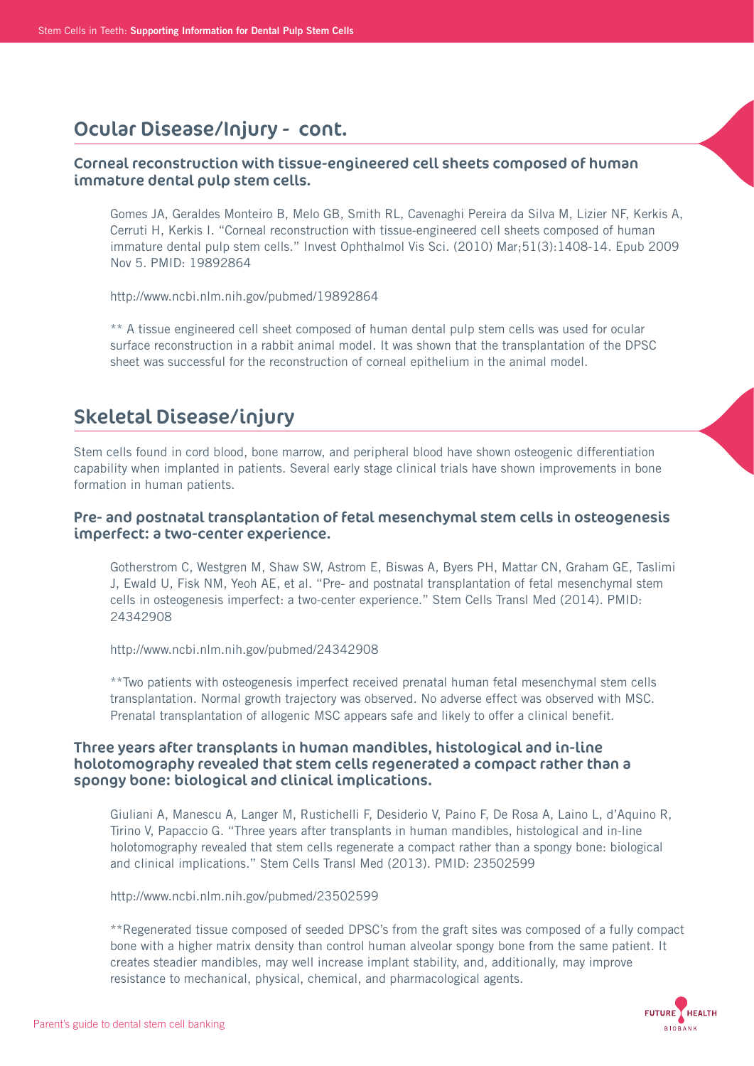## Ocular Disease/Injury - cont.

### Corneal reconstruction with tissue-engineered cell sheets composed of human immature dental pulp stem cells.

Gomes JA, Geraldes Monteiro B, Melo GB, Smith RL, Cavenaghi Pereira da Silva M, Lizier NF, Kerkis A, Cerruti H, Kerkis I. "Corneal reconstruction with tissue-engineered cell sheets composed of human immature dental pulp stem cells." Invest Ophthalmol Vis Sci. (2010) Mar;51(3):1408-14. Epub 2009 Nov 5. PMID: 19892864

http://www.ncbi.nlm.nih.gov/pubmed/19892864

** A tissue engineered cell sheet composed of human dental pulp stem cells was used for ocular surface reconstruction in a rabbit animal model. It was shown that the transplantation of the DPSC sheet was successful for the reconstruction of corneal epithelium in the animal model.

## Skeletal Disease/injury

Stem cells found in cord blood, bone marrow, and peripheral blood have shown osteogenic differentiation capability when implanted in patients. Several early stage clinical trials have shown improvements in bone formation in human patients.

### Pre- and postnatal transplantation of fetal mesenchymal stem cells in osteogenesis imperfect: a two-center experience.

Gotherstrom C, Westgren M, Shaw SW, Astrom E, Biswas A, Byers PH, Mattar CN, Graham GE, Taslimi J, Ewald U, Fisk NM, Yeoh AE, et al. "Pre- and postnatal transplantation of fetal mesenchymal stem cells in osteogenesis imperfect: a two-center experience." Stem Cells Transl Med (2014). PMID: 24342908

http://www.ncbi.nlm.nih.gov/pubmed/24342908

**Two patients with osteogenesis imperfect received prenatal human fetal mesenchymal stem cells transplantation. Normal growth trajectory was observed. No adverse effect was observed with MSC. Prenatal transplantation of allogenic MSC appears safe and likely to offer a clinical benefit.

### Three years after transplants in human mandibles, histological and in-line holotomography revealed that stem cells regenerated a compact rather than a spongy bone: biological and clinical implications.

Giuliani A, Manescu A, Langer M, Rustichelli F, Desiderio V, Paino F, De Rosa A, Laino L, d'Aquino R, Tirino V, Papaccio G. "Three years after transplants in human mandibles, histological and in-line holotomography revealed that stem cells regenerate a compact rather than a spongy bone: biological and clinical implications." Stem Cells Transl Med (2013). PMID: 23502599

http://www.ncbi.nlm.nih.gov/pubmed/23502599

**Regenerated tissue composed of seeded DPSC's from the graft sites was composed of a fully compact bone with a higher matrix density than control human alveolar spongy bone from the same patient. It creates steadier mandibles, may well increase implant stability, and, additionally, may improve resistance to mechanical, physical, chemical, and pharmacological agents.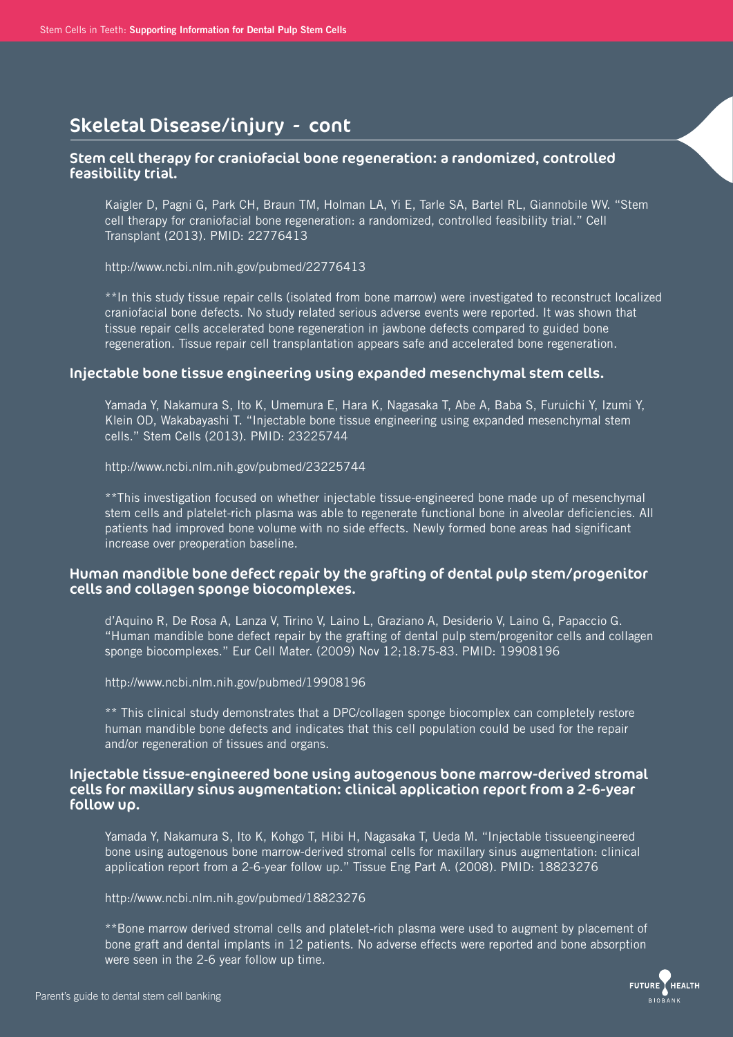## Skeletal Disease/injury - cont

### Stem cell therapy for craniofacial bone regeneration: a randomized, controlled feasibility trial.

Kaigler D, Pagni G, Park CH, Braun TM, Holman LA, Yi E, Tarle SA, Bartel RL, Giannobile WV. "Stem cell therapy for craniofacial bone regeneration: a randomized, controlled feasibility trial." Cell Transplant (2013). PMID: 22776413

http://www.ncbi.nlm.nih.gov/pubmed/22776413

**In this study tissue repair cells (isolated from bone marrow) were investigated to reconstruct localized craniofacial bone defects. No study related serious adverse events were reported. It was shown that tissue repair cells accelerated bone regeneration in jawbone defects compared to guided bone regeneration. Tissue repair cell transplantation appears safe and accelerated bone regeneration.

### Injectable bone tissue engineering using expanded mesenchymal stem cells.

Yamada Y, Nakamura S, Ito K, Umemura E, Hara K, Nagasaka T, Abe A, Baba S, Furuichi Y, Izumi Y, Klein OD, Wakabayashi T. "Injectable bone tissue engineering using expanded mesenchymal stem cells." Stem Cells (2013). PMID: 23225744

http://www.ncbi.nlm.nih.gov/pubmed/23225744

**This investigation focused on whether injectable tissue-engineered bone made up of mesenchymal stem cells and platelet-rich plasma was able to regenerate functional bone in alveolar deficiencies. All patients had improved bone volume with no side effects. Newly formed bone areas had significant increase over preoperation baseline.

### Human mandible bone defect repair by the grafting of dental pulp stem/progenitor cells and collagen sponge biocomplexes.

d'Aquino R, De Rosa A, Lanza V, Tirino V, Laino L, Graziano A, Desiderio V, Laino G, Papaccio G. "Human mandible bone defect repair by the grafting of dental pulp stem/progenitor cells and collagen sponge biocomplexes." Eur Cell Mater. (2009) Nov 12;18:75-83. PMID: 19908196

http://www.ncbi.nlm.nih.gov/pubmed/19908196

** This clinical study demonstrates that a DPC/collagen sponge biocomplex can completely restore human mandible bone defects and indicates that this cell population could be used for the repair and/or regeneration of tissues and organs.

### Injectable tissue-engineered bone using autogenous bone marrow-derived stromal cells for maxillary sinus augmentation: clinical application report from a 2-6-year follow up.

Yamada Y, Nakamura S, Ito K, Kohgo T, Hibi H, Nagasaka T, Ueda M. "Injectable tissueengineered bone using autogenous bone marrow-derived stromal cells for maxillary sinus augmentation: clinical application report from a 2-6-year follow up." Tissue Eng Part A. (2008). PMID: 18823276

http://www.ncbi.nlm.nih.gov/pubmed/18823276

**Bone marrow derived stromal cells and platelet-rich plasma were used to augment by placement of bone graft and dental implants in 12 patients. No adverse effects were reported and bone absorption were seen in the 2-6 year follow up time.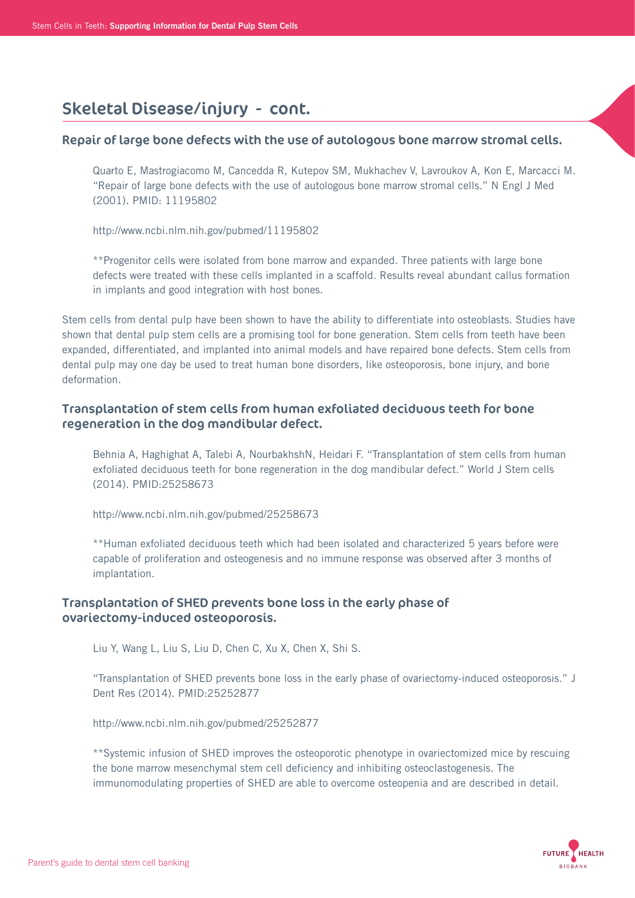## Skeletal Disease/injury - cont.

### Repair of large bone defects with the use of autologous bone marrow stromal cells.

Quarto E, Mastrogiacomo M, Cancedda R, Kutepov SM, Mukhachev V, Lavroukov A, Kon E, Marcacci M. "Repair of large bone defects with the use of autologous bone marrow stromal cells." N Engl J Med (2001). PMID: 11195802

http://www.ncbi.nlm.nih.gov/pubmed/11195802

**Progenitor cells were isolated from bone marrow and expanded. Three patients with large bone defects were treated with these cells implanted in a scaffold. Results reveal abundant callus formation in implants and good integration with host bones.

Stem cells from dental pulp have been shown to have the ability to differentiate into osteoblasts. Studies have shown that dental pulp stem cells are a promising tool for bone generation. Stem cells from teeth have been expanded, differentiated, and implanted into animal models and have repaired bone defects. Stem cells from dental pulp may one day be used to treat human bone disorders, like osteoporosis, bone injury, and bone deformation.

### Transplantation of stem cells from human exfoliated deciduous teeth for bone regeneration in the dog mandibular defect.

Behnia A, Haghighat A, Talebi A, NourbakhshN, Heidari F. "Transplantation of stem cells from human exfoliated deciduous teeth for bone regeneration in the dog mandibular defect." World J Stem cells (2014). PMID:25258673

http://www.ncbi.nlm.nih.gov/pubmed/25258673

**Human exfoliated deciduous teeth which had been isolated and characterized 5 years before were capable of proliferation and osteogenesis and no immune response was observed after 3 months of implantation.

### Transplantation of SHED prevents bone loss in the early phase of ovariectomy-induced osteoporosis.

Liu Y, Wang L, Liu S, Liu D, Chen C, Xu X, Chen X, Shi S.

"Transplantation of SHED prevents bone loss in the early phase of ovariectomy-induced osteoporosis." J Dent Res (2014). PMID:25252877

http://www.ncbi.nlm.nih.gov/pubmed/25252877

**Systemic infusion of SHED improves the osteoporotic phenotype in ovariectomized mice by rescuing the bone marrow mesenchymal stem cell deficiency and inhibiting osteoclastogenesis. The immunomodulating properties of SHED are able to overcome osteopenia and are described in detail.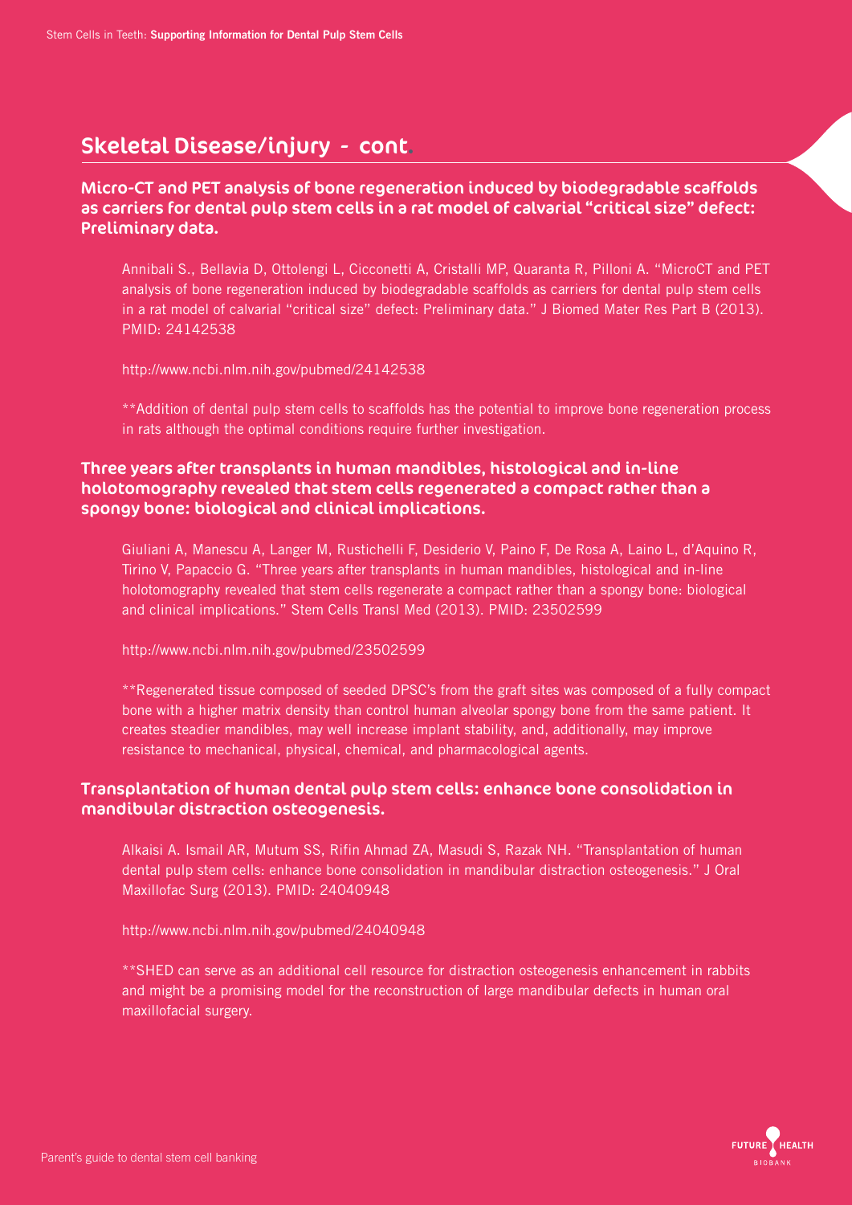## Skeletal Disease/injury - cont.

### Micro-CT and PET analysis of bone regeneration induced by biodegradable scaffolds as carriers for dental pulp stem cells in a rat model of calvarial "critical size" defect: Preliminary data.

Annibali S., Bellavia D, Ottolengi L, Cicconetti A, Cristalli MP, Quaranta R, Pilloni A. "MicroCT and PET analysis of bone regeneration induced by biodegradable scaffolds as carriers for dental pulp stem cells in a rat model of calvarial "critical size" defect: Preliminary data." J Biomed Mater Res Part B (2013). PMID: 24142538

http://www.ncbi.nlm.nih.gov/pubmed/24142538

**Addition of dental pulp stem cells to scaffolds has the potential to improve bone regeneration process in rats although the optimal conditions require further investigation.

### Three years after transplants in human mandibles, histological and in-line holotomography revealed that stem cells regenerated a compact rather than a spongy bone: biological and clinical implications.

Giuliani A, Manescu A, Langer M, Rustichelli F, Desiderio V, Paino F, De Rosa A, Laino L, d'Aquino R, Tirino V, Papaccio G. "Three years after transplants in human mandibles, histological and in-line holotomography revealed that stem cells regenerate a compact rather than a spongy bone: biological and clinical implications." Stem Cells Transl Med (2013). PMID: 23502599

http://www.ncbi.nlm.nih.gov/pubmed/23502599

**Regenerated tissue composed of seeded DPSC's from the graft sites was composed of a fully compact bone with a higher matrix density than control human alveolar spongy bone from the same patient. It creates steadier mandibles, may well increase implant stability, and, additionally, may improve resistance to mechanical, physical, chemical, and pharmacological agents.

### Transplantation of human dental pulp stem cells: enhance bone consolidation in mandibular distraction osteogenesis.

Alkaisi A. Ismail AR, Mutum SS, Rifin Ahmad ZA, Masudi S, Razak NH. "Transplantation of human dental pulp stem cells: enhance bone consolidation in mandibular distraction osteogenesis." J Oral Maxillofac Surg (2013). PMID: 24040948

http://www.ncbi.nlm.nih.gov/pubmed/24040948

**SHED can serve as an additional cell resource for distraction osteogenesis enhancement in rabbits and might be a promising model for the reconstruction of large mandibular defects in human oral maxillofacial surgery.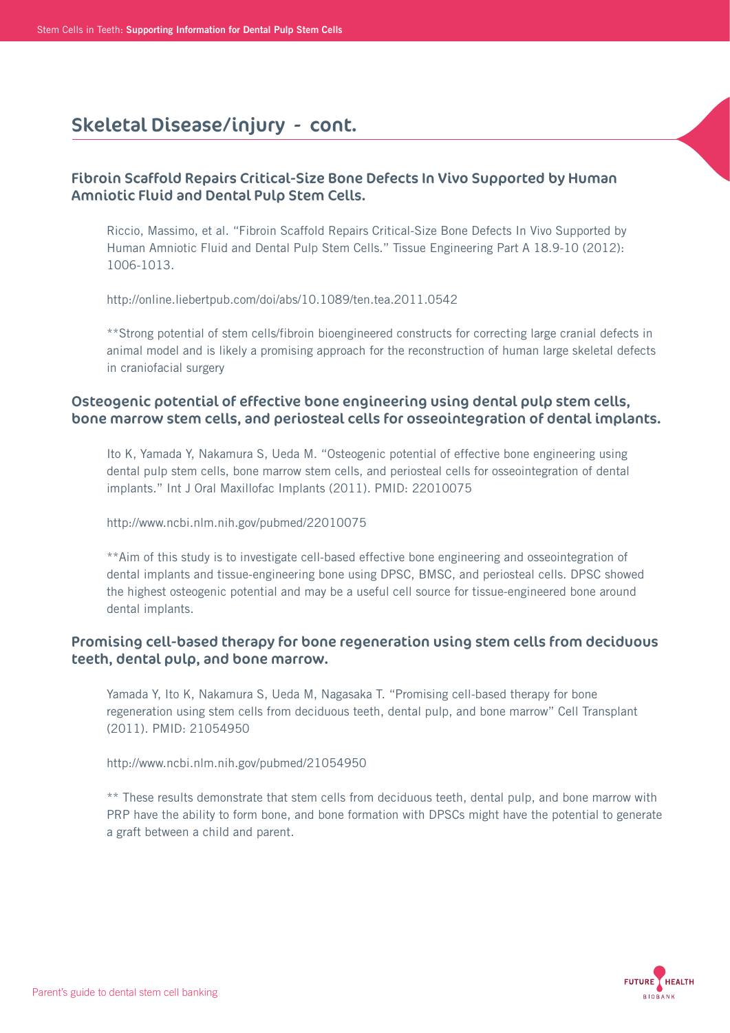## Skeletal Disease/injury - cont.

### Fibroin Scaffold Repairs Critical-Size Bone Defects In Vivo Supported by Human Amniotic Fluid and Dental Pulp Stem Cells.

Riccio, Massimo, et al. "Fibroin Scaffold Repairs Critical-Size Bone Defects In Vivo Supported by Human Amniotic Fluid and Dental Pulp Stem Cells." Tissue Engineering Part A 18.9-10 (2012): 1006-1013.

http://online.liebertpub.com/doi/abs/10.1089/ten.tea.2011.0542

**Strong potential of stem cells/fibroin bioengineered constructs for correcting large cranial defects in animal model and is likely a promising approach for the reconstruction of human large skeletal defects in craniofacial surgery

### Osteogenic potential of effective bone engineering using dental pulp stem cells, bone marrow stem cells, and periosteal cells for osseointegration of dental implants.

Ito K, Yamada Y, Nakamura S, Ueda M. "Osteogenic potential of effective bone engineering using dental pulp stem cells, bone marrow stem cells, and periosteal cells for osseointegration of dental implants." Int J Oral Maxillofac Implants (2011). PMID: 22010075

http://www.ncbi.nlm.nih.gov/pubmed/22010075

**Aim of this study is to investigate cell-based effective bone engineering and osseointegration of dental implants and tissue-engineering bone using DPSC, BMSC, and periosteal cells. DPSC showed the highest osteogenic potential and may be a useful cell source for tissue-engineered bone around dental implants.

### Promising cell-based therapy for bone regeneration using stem cells from deciduous teeth, dental pulp, and bone marrow.

Yamada Y, Ito K, Nakamura S, Ueda M, Nagasaka T. "Promising cell-based therapy for bone regeneration using stem cells from deciduous teeth, dental pulp, and bone marrow" Cell Transplant (2011). PMID: 21054950

http://www.ncbi.nlm.nih.gov/pubmed/21054950

** These results demonstrate that stem cells from deciduous teeth, dental pulp, and bone marrow with PRP have the ability to form bone, and bone formation with DPSCs might have the potential to generate a graft between a child and parent.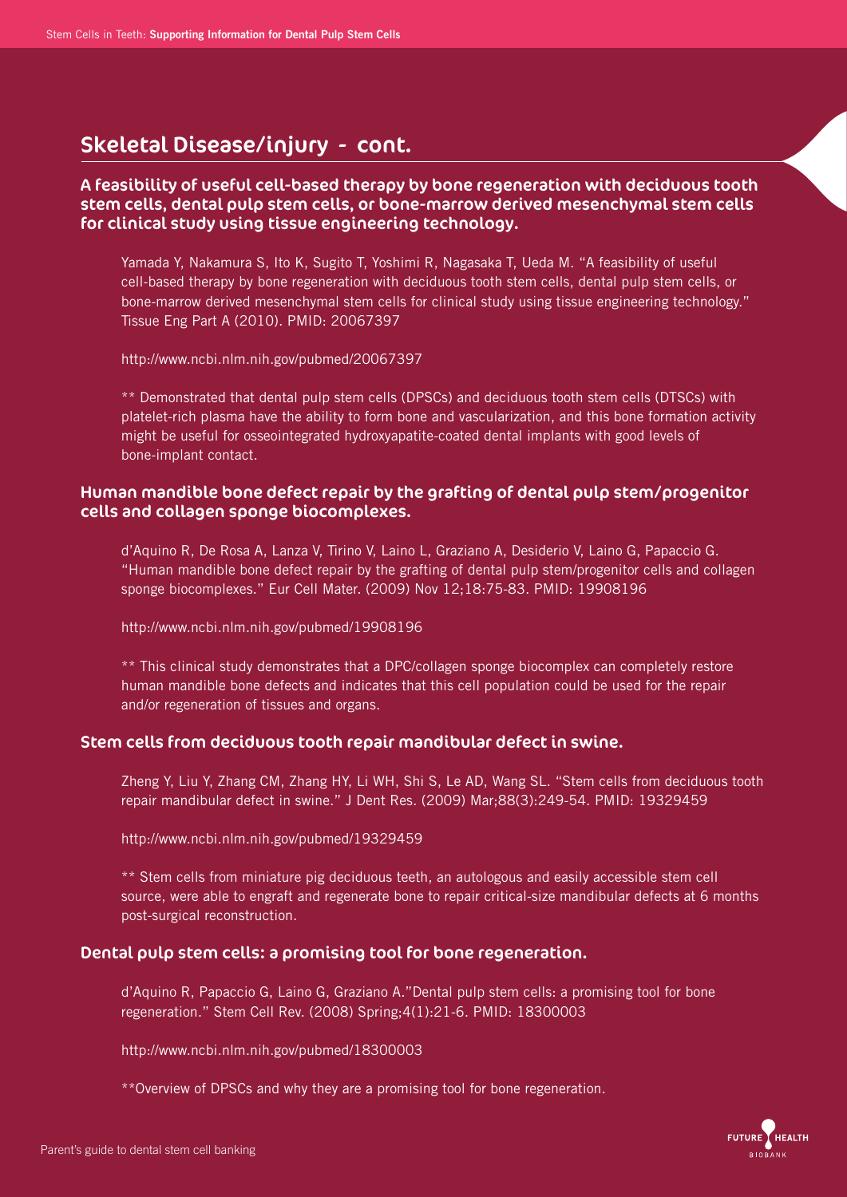## Skeletal Disease/injury - cont.

### A feasibility of useful cell-based therapy by bone regeneration with deciduous tooth stem cells, dental pulp stem cells, or bone-marrow derived mesenchymal stem cells for clinical study using tissue engineering technology.

Yamada Y, Nakamura S, Ito K, Sugito T, Yoshimi R, Nagasaka T, Ueda M. "A feasibility of useful cell-based therapy by bone regeneration with deciduous tooth stem cells, dental pulp stem cells, or bone-marrow derived mesenchymal stem cells for clinical study using tissue engineering technology." Tissue Eng Part A (2010). PMID: 20067397

http://www.ncbi.nlm.nih.gov/pubmed/20067397

** Demonstrated that dental pulp stem cells (DPSCs) and deciduous tooth stem cells (DTSCs) with platelet-rich plasma have the ability to form bone and vascularization, and this bone formation activity might be useful for osseointegrated hydroxyapatite-coated dental implants with good levels of bone-implant contact.

### Human mandible bone defect repair by the grafting of dental pulp stem/progenitor cells and collagen sponge biocomplexes.

d'Aquino R, De Rosa A, Lanza V, Tirino V, Laino L, Graziano A, Desiderio V, Laino G, Papaccio G. "Human mandible bone defect repair by the grafting of dental pulp stem/progenitor cells and collagen sponge biocomplexes." Eur Cell Mater. (2009) Nov 12;18:75-83. PMID: 19908196

http://www.ncbi.nlm.nih.gov/pubmed/19908196

** This clinical study demonstrates that a DPC/collagen sponge biocomplex can completely restore human mandible bone defects and indicates that this cell population could be used for the repair and/or regeneration of tissues and organs.

### Stem cells from deciduous tooth repair mandibular defect in swine.

Zheng Y, Liu Y, Zhang CM, Zhang HY, Li WH, Shi S, Le AD, Wang SL. "Stem cells from deciduous tooth repair mandibular defect in swine." J Dent Res. (2009) Mar;88(3):249-54. PMID: 19329459

http://www.ncbi.nlm.nih.gov/pubmed/19329459

** Stem cells from miniature pig deciduous teeth, an autologous and easily accessible stem cell source, were able to engraft and regenerate bone to repair critical-size mandibular defects at 6 months post-surgical reconstruction.

### Dental pulp stem cells: a promising tool for bone regeneration.

d'Aquino R, Papaccio G, Laino G, Graziano A."Dental pulp stem cells: a promising tool for bone regeneration." Stem Cell Rev. (2008) Spring;4(1):21-6. PMID: 18300003

http://www.ncbi.nlm.nih.gov/pubmed/18300003

**Overview of DPSCs and why they are a promising tool for bone regeneration.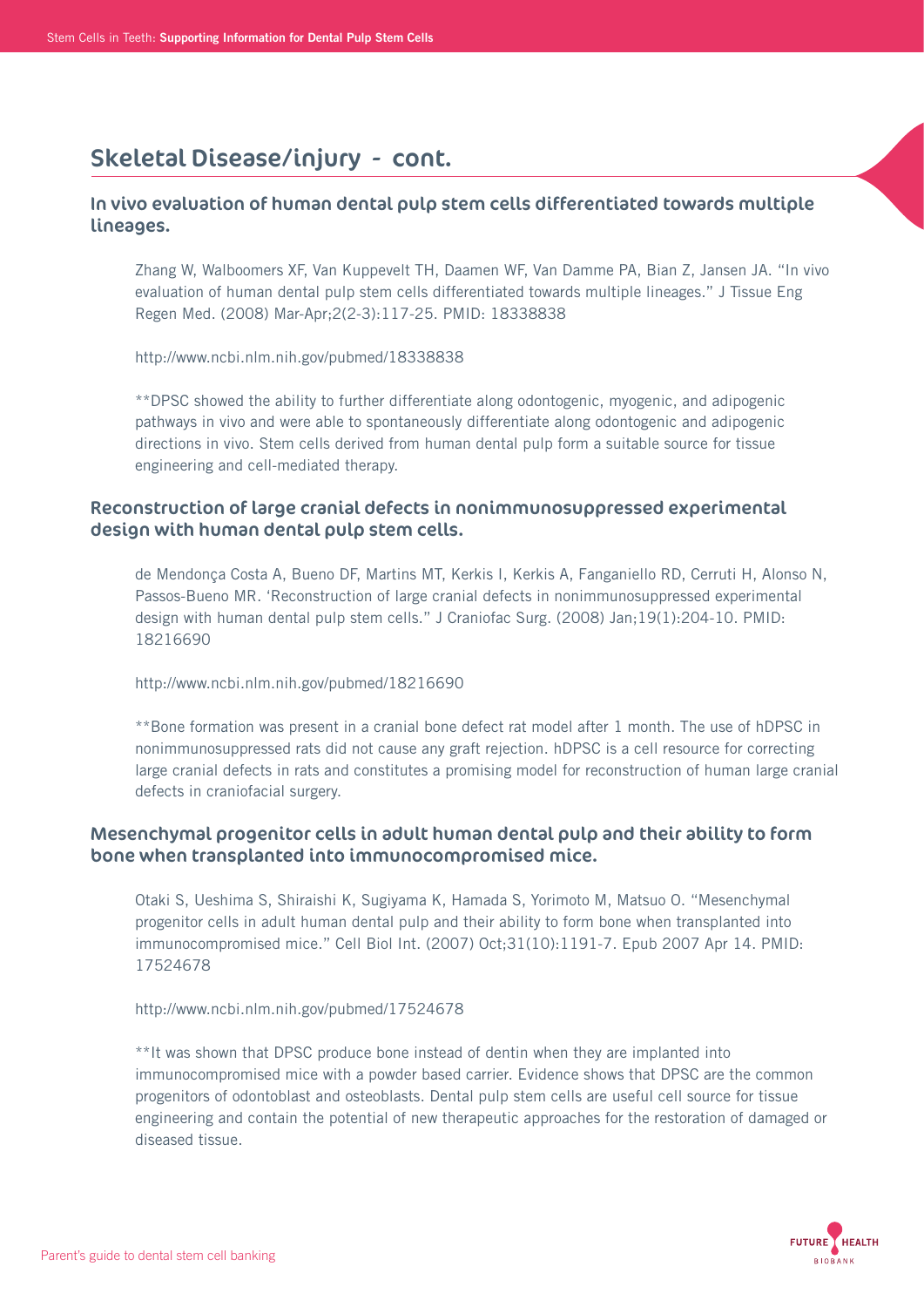## Skeletal Disease/injury - cont.

### In vivo evaluation of human dental pulp stem cells differentiated towards multiple lineages.

Zhang W, Walboomers XF, Van Kuppevelt TH, Daamen WF, Van Damme PA, Bian Z, Jansen JA. "In vivo evaluation of human dental pulp stem cells differentiated towards multiple lineages." J Tissue Eng Regen Med. (2008) Mar-Apr;2(2-3):117-25. PMID: 18338838

http://www.ncbi.nlm.nih.gov/pubmed/18338838

**DPSC showed the ability to further differentiate along odontogenic, myogenic, and adipogenic pathways in vivo and were able to spontaneously differentiate along odontogenic and adipogenic directions in vivo. Stem cells derived from human dental pulp form a suitable source for tissue engineering and cell-mediated therapy.

### Reconstruction of large cranial defects in nonimmunosuppressed experimental design with human dental pulp stem cells.

de Mendonça Costa A, Bueno DF, Martins MT, Kerkis I, Kerkis A, Fanganiello RD, Cerruti H, Alonso N, Passos-Bueno MR. 'Reconstruction of large cranial defects in nonimmunosuppressed experimental design with human dental pulp stem cells." J Craniofac Surg. (2008) Jan;19(1):204-10. PMID: 18216690

http://www.ncbi.nlm.nih.gov/pubmed/18216690

**Bone formation was present in a cranial bone defect rat model after 1 month. The use of hDPSC in nonimmunosuppressed rats did not cause any graft rejection. hDPSC is a cell resource for correcting large cranial defects in rats and constitutes a promising model for reconstruction of human large cranial defects in craniofacial surgery.

### Mesenchymal progenitor cells in adult human dental pulp and their ability to form bone when transplanted into immunocompromised mice.

Otaki S, Ueshima S, Shiraishi K, Sugiyama K, Hamada S, Yorimoto M, Matsuo O. "Mesenchymal progenitor cells in adult human dental pulp and their ability to form bone when transplanted into immunocompromised mice." Cell Biol Int. (2007) Oct;31(10):1191-7. Epub 2007 Apr 14. PMID: 17524678

http://www.ncbi.nlm.nih.gov/pubmed/17524678

**It was shown that DPSC produce bone instead of dentin when they are implanted into immunocompromised mice with a powder based carrier. Evidence shows that DPSC are the common progenitors of odontoblast and osteoblasts. Dental pulp stem cells are useful cell source for tissue engineering and contain the potential of new therapeutic approaches for the restoration of damaged or diseased tissue.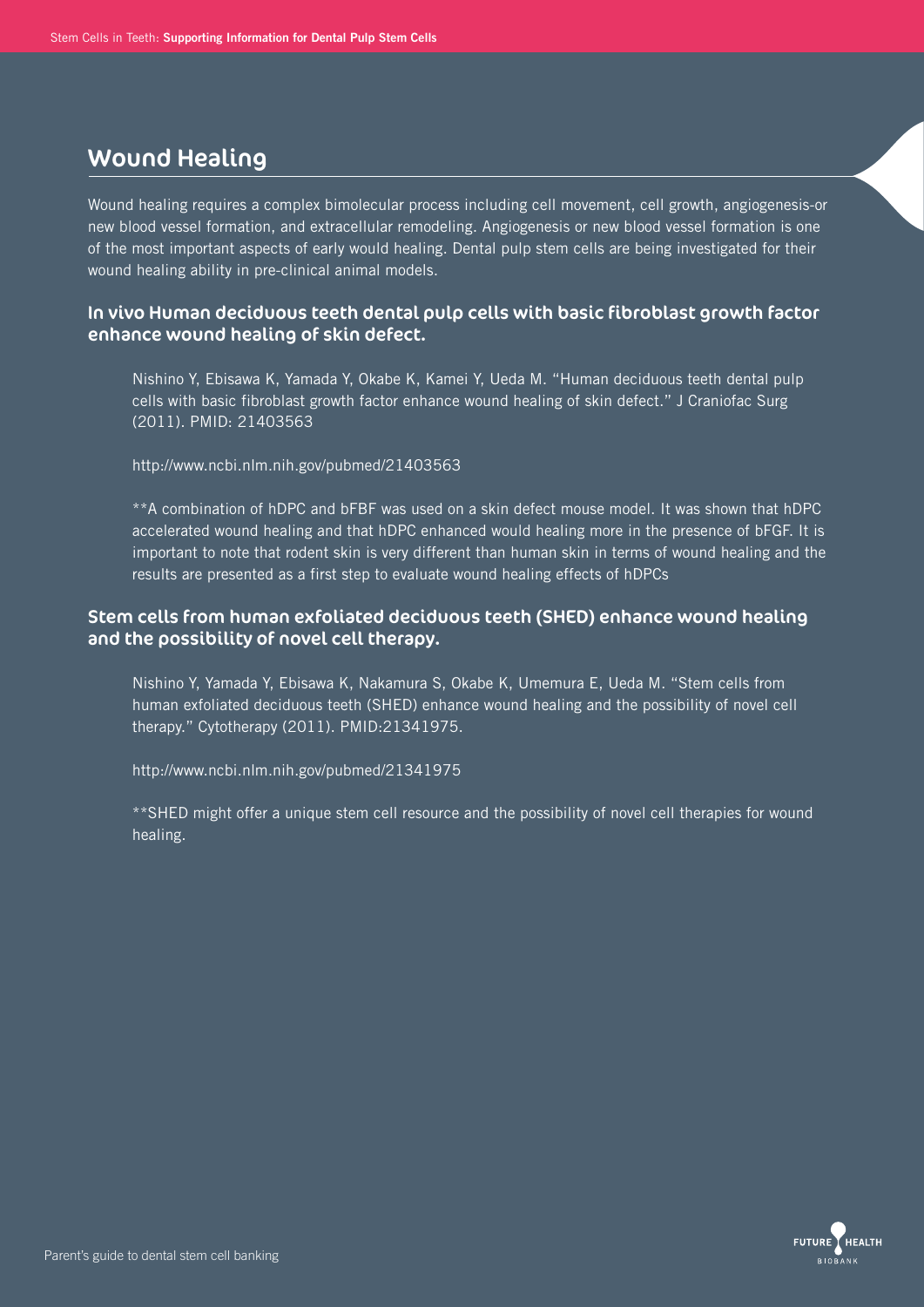## Wound Healing

Wound healing requires a complex bimolecular process including cell movement, cell growth, angiogenesis-or new blood vessel formation, and extracellular remodeling. Angiogenesis or new blood vessel formation is one of the most important aspects of early would healing. Dental pulp stem cells are being investigated for their wound healing ability in pre-clinical animal models.

### In vivo Human deciduous teeth dental pulp cells with basic fibroblast growth factor enhance wound healing of skin defect.

Nishino Y, Ebisawa K, Yamada Y, Okabe K, Kamei Y, Ueda M. "Human deciduous teeth dental pulp cells with basic fibroblast growth factor enhance wound healing of skin defect." J Craniofac Surg (2011). PMID: 21403563

http://www.ncbi.nlm.nih.gov/pubmed/21403563

**A combination of hDPC and bFBF was used on a skin defect mouse model. It was shown that hDPC accelerated wound healing and that hDPC enhanced would healing more in the presence of bFGF. It is important to note that rodent skin is very different than human skin in terms of wound healing and the results are presented as a first step to evaluate wound healing effects of hDPCs

### Stem cells from human exfoliated deciduous teeth (SHED) enhance wound healing and the possibility of novel cell therapy.

Nishino Y, Yamada Y, Ebisawa K, Nakamura S, Okabe K, Umemura E, Ueda M. "Stem cells from human exfoliated deciduous teeth (SHED) enhance wound healing and the possibility of novel cell therapy." Cytotherapy (2011). PMID:21341975.

http://www.ncbi.nlm.nih.gov/pubmed/21341975

**SHED might offer a unique stem cell resource and the possibility of novel cell therapies for wound healing.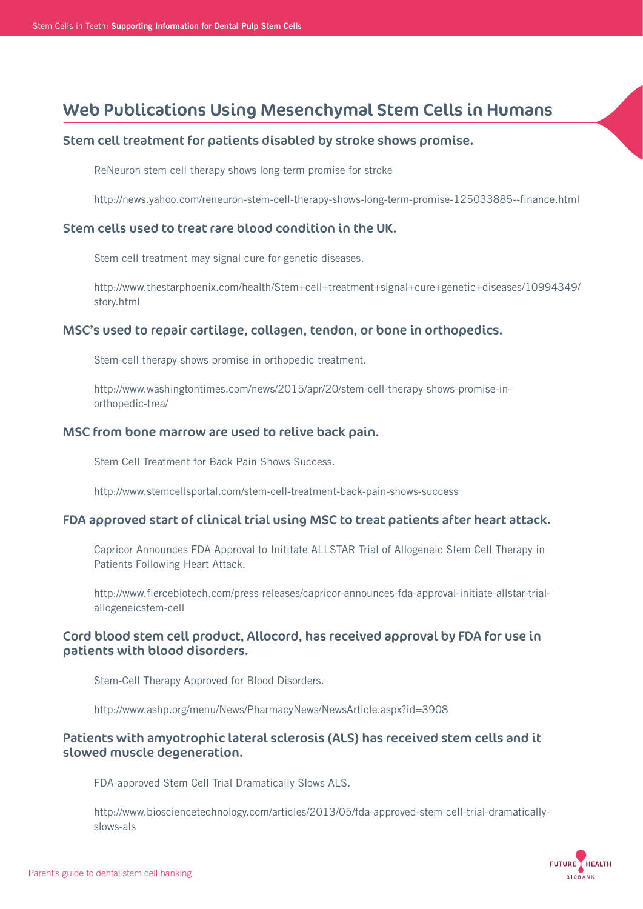## Web Publications Using Mesenchymal Stem Cells in Humans

### Stem cell treatment for patients disabled by stroke shows promise.

ReNeuron stem cell therapy shows long-term promise for stroke

http://news.yahoo.com/reneuron-stem-cell-therapy-shows-long-term-promise-125033885--finance.html

### Stem cells used to treat rare blood condition in the UK.

Stem cell treatment may signal cure for genetic diseases.

http://www.thestarphoenix.com/health/Stem+cell+treatment+signal+cure+genetic+diseases/10994349/story.html

### MSC's used to repair cartilage, collagen, tendon, or bone in orthopedics.

Stem-cell therapy shows promise in orthopedic treatment.

http://www.washingtontimes.com/news/2015/apr/20/stem-cell-therapy-shows-promise-in-orthopedic-trea/

### MSC from bone marrow are used to relive back pain.

Stem Cell Treatment for Back Pain Shows Success.

http://www.stemcellsportal.com/stem-cell-treatment-back-pain-shows-success

### FDA approved start of clinical trial using MSC to treat patients after heart attack.

Capricor Announces FDA Approval to Inititate ALLSTAR Trial of Allogeneic Stem Cell Therapy in Patients Following Heart Attack.

http://www.fiercebiotech.com/press-releases/capricor-announces-fda-approval-initiate-allstar-trial-allogeneicstem-cell

### Cord blood stem cell product, Allocord, has received approval by FDA for use in patients with blood disorders.

Stem-Cell Therapy Approved for Blood Disorders.

http://www.ashp.org/menu/News/PharmacyNews/NewsArticle.aspx?id=3908

### Patients with amyotrophic lateral sclerosis (ALS) has received stem cells and it slowed muscle degeneration.

FDA-approved Stem Cell Trial Dramatically Slows ALS.

http://www.biosciencetechnology.com/articles/2013/05/fda-approved-stem-cell-trial-dramatically-slows-als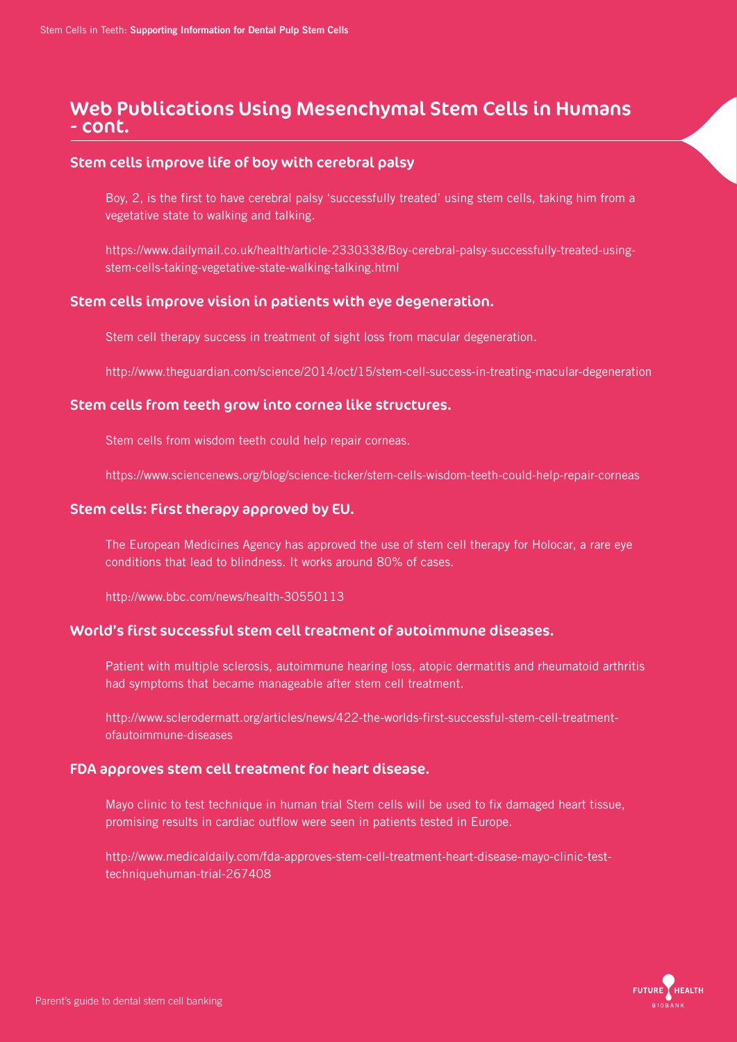## Web Publications Using Mesenchymal Stem Cells in Humans - cont.

### Stem cells improve life of boy with cerebral palsy

Boy, 2, is the first to have cerebral palsy 'successfully treated' using stem cells, taking him from a vegetative state to walking and talking.

https://www.dailymail.co.uk/health/article-2330338/Boy-cerebral-palsy-successfully-treated-using-stem-cells-taking-vegetative-state-walking-talking.html

### Stem cells improve vision in patients with eye degeneration.

Stem cell therapy success in treatment of sight loss from macular degeneration.

http://www.theguardian.com/science/2014/oct/15/stem-cell-success-in-treating-macular-degeneration

### Stem cells from teeth grow into cornea like structures.

Stem cells from wisdom teeth could help repair corneas.

https://www.sciencenews.org/blog/science-ticker/stem-cells-wisdom-teeth-could-help-repair-corneas

### Stem cells: First therapy approved by EU.

The European Medicines Agency has approved the use of stem cell therapy for Holocar, a rare eye conditions that lead to blindness. It works around 80% of cases.

http://www.bbc.com/news/health-30550113

### World's first successful stem cell treatment of autoimmune diseases.

Patient with multiple sclerosis, autoimmune hearing loss, atopic dermatitis and rheumatoid arthritis had symptoms that became manageable after stem cell treatment.

http://www.sclerodermatt.org/articles/news/422-the-worlds-first-successful-stem-cell-treatment-ofautoimmune-diseases

### FDA approves stem cell treatment for heart disease.

Mayo clinic to test technique in human trial Stem cells will be used to fix damaged heart tissue, promising results in cardiac outflow were seen in patients tested in Europe.

http://www.medicaldaily.com/fda-approves-stem-cell-treatment-heart-disease-mayo-clinic-test-techniquehuman-trial-267408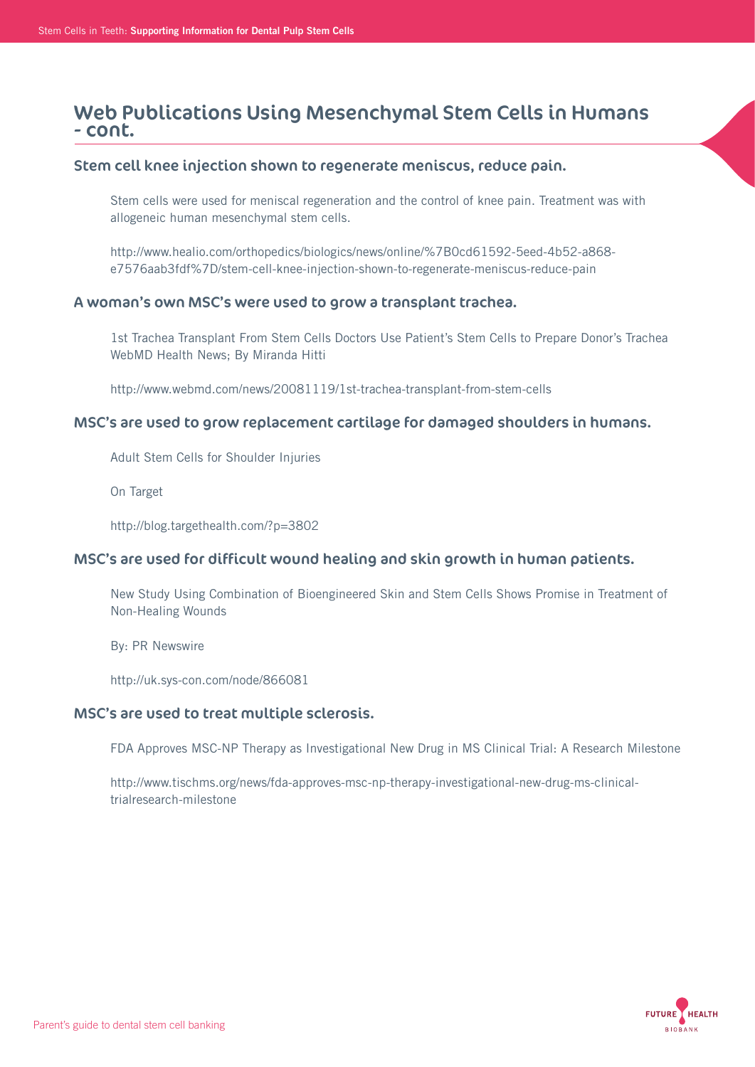# Web Publications Using Mesenchymal Stem Cells in Humans - cont.

## Stem cell knee injection shown to regenerate meniscus, reduce pain.

Stem cells were used for meniscal regeneration and the control of knee pain. Treatment was with allogeneic human mesenchymal stem cells.

http://www.healio.com/orthopedics/biologics/news/online/%7B0cd61592-5eed-4b52-a868-e7576aab3fdf%7D/stem-cell-knee-injection-shown-to-regenerate-meniscus-reduce-pain

## A woman's own MSC's were used to grow a transplant trachea.

1st Trachea Transplant From Stem Cells Doctors Use Patient's Stem Cells to Prepare Donor's Trachea WebMD Health News; By Miranda Hitti

http://www.webmd.com/news/20081119/1st-trachea-transplant-from-stem-cells

## MSC's are used to grow replacement cartilage for damaged shoulders in humans.

Adult Stem Cells for Shoulder Injuries

On Target

http://blog.targethealth.com/?p=3802

## MSC's are used for difficult wound healing and skin growth in human patients.

New Study Using Combination of Bioengineered Skin and Stem Cells Shows Promise in Treatment of Non-Healing Wounds

By: PR Newswire

http://uk.sys-con.com/node/866081

## MSC's are used to treat multiple sclerosis.

FDA Approves MSC-NP Therapy as Investigational New Drug in MS Clinical Trial: A Research Milestone

http://www.tischms.org/news/fda-approves-msc-np-therapy-investigational-new-drug-ms-clinical-trialresearch-milestone